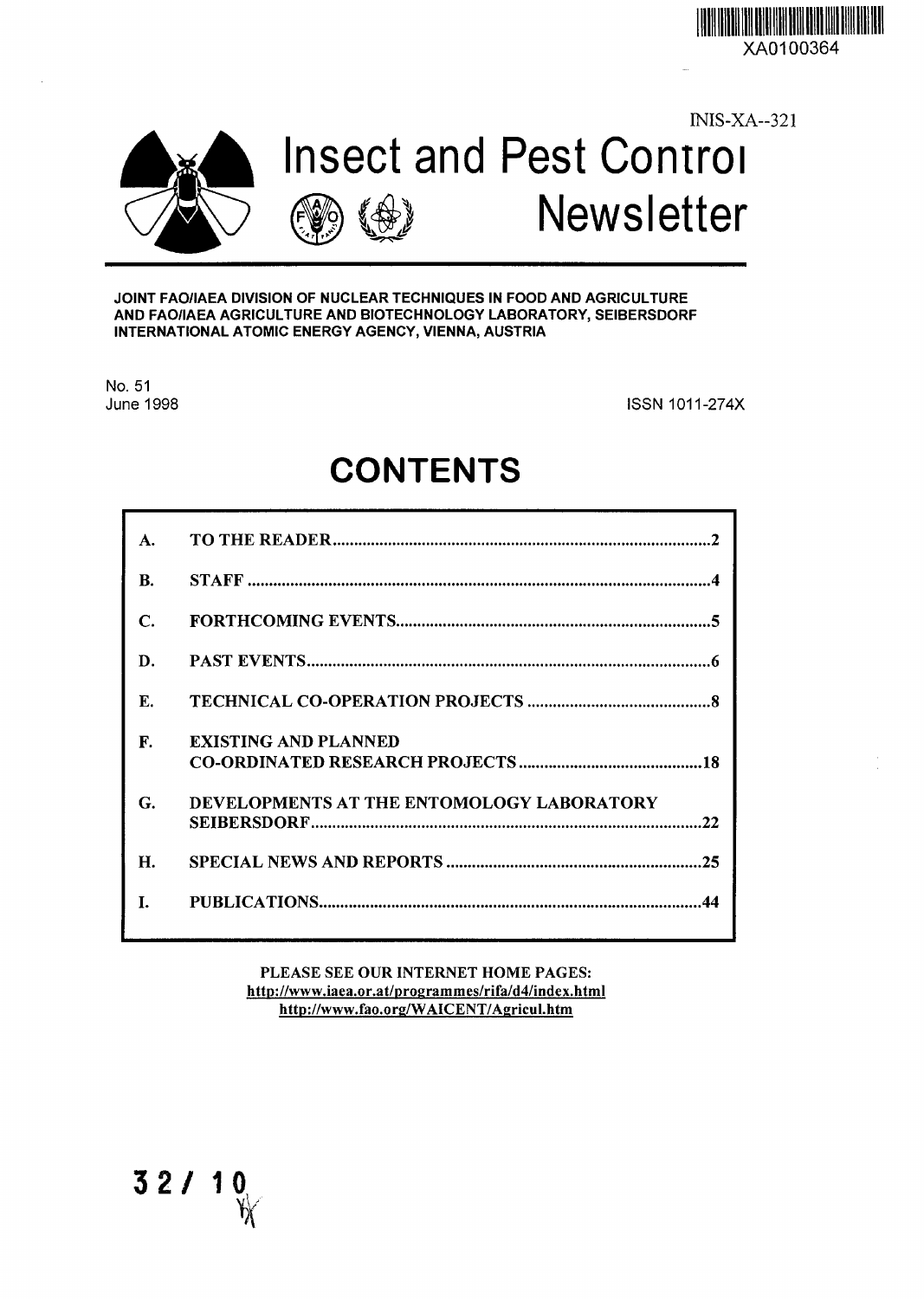XA0100364

INIS-XA--321

# Insect and Pest Control Newsletter

**JOINT FAO/IAEA DIVISION OF NUCLEAR TECHNIQUES IN FOOD AND AGRICULTURE AND FAO/IAEA AGRICULTURE AND BIOTECHNOLOGY LABORATORY, SEIBERSDORF INTERNATIONAL ATOMIC ENERGY AGENCY, VIENNA, AUSTRIA**

No. 51
June 1998

ISSN 1011-274X

## CONTENTS

| | | |
|---|---|---|
| **A.** | **TO THE READER** | **2** |
| **B.** | **STAFF** | **4** |
| **C.** | **FORTHCOMING EVENTS** | **5** |
| **D.** | **PAST EVENTS** | **6** |
| **E.** | **TECHNICAL CO-OPERATION PROJECTS** | **8** |
| **F.** | **EXISTING AND PLANNED CO-ORDINATED RESEARCH PROJECTS** | **18** |
| **G.** | **DEVELOPMENTS AT THE ENTOMOLOGY LABORATORY SEIBERSDORF** | **22** |
| **H.** | **SPECIAL NEWS AND REPORTS** | **25** |
| **I.** | **PUBLICATIONS** | **44** |

**PLEASE SEE OUR INTERNET HOME PAGES:**
**http://www.iaea.or.at/programmes/rifa/d4/index.html**
**http://www.fao.org/WAICENT/Agricul.htm**

32/ 10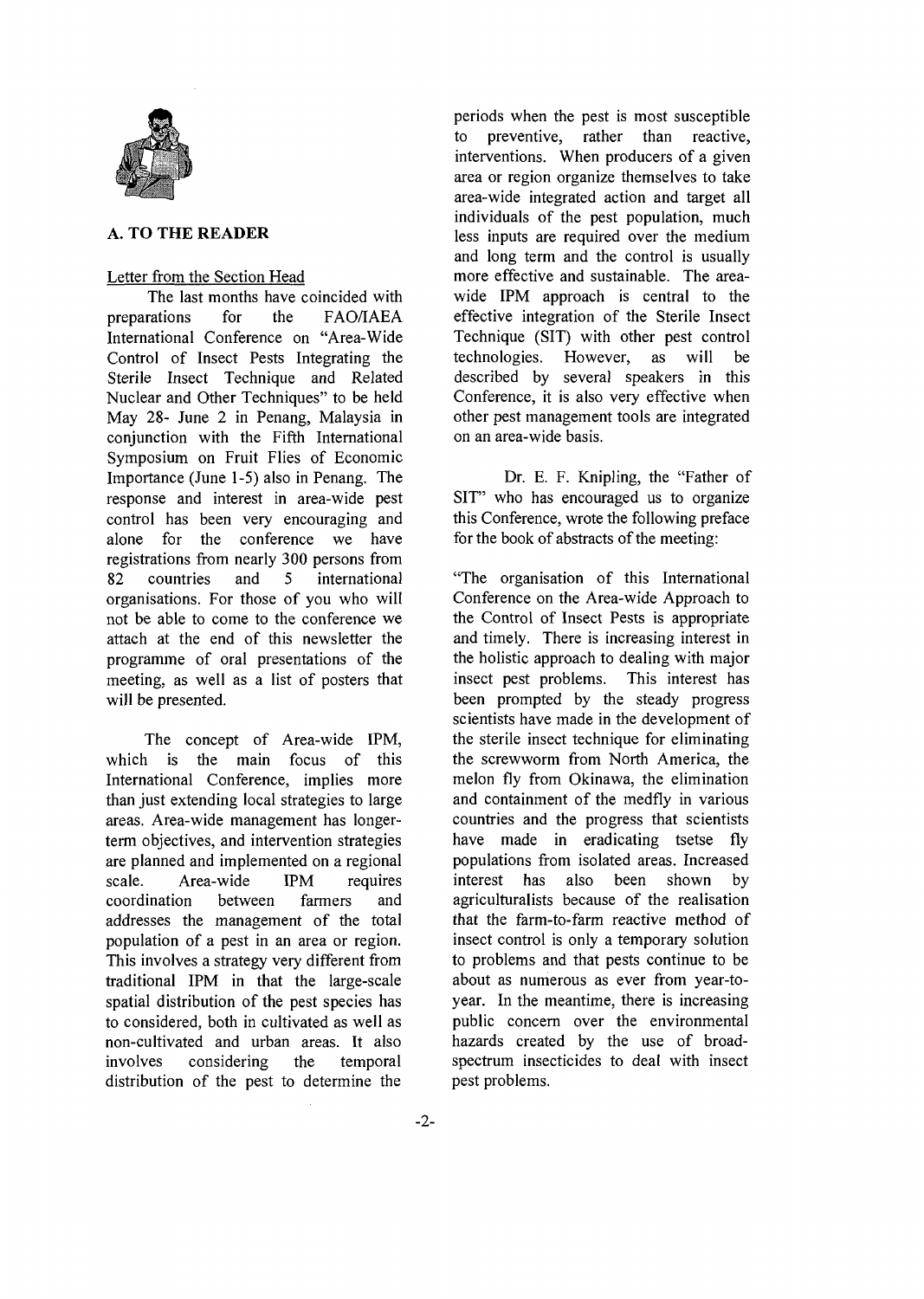## A. TO THE READER

Letter from the Section Head

The last months have coincided with preparations for the FAO/IAEA International Conference on "Area-Wide Control of Insect Pests Integrating the Sterile Insect Technique and Related Nuclear and Other Techniques" to be held May 28- June 2 in Penang, Malaysia in conjunction with the Fifth International Symposium on Fruit Flies of Economic Importance (June 1-5) also in Penang. The response and interest in area-wide pest control has been very encouraging and alone for the conference we have registrations from nearly 300 persons from 82 countries and 5 international organisations. For those of you who will not be able to come to the conference we attach at the end of this newsletter the programme of oral presentations of the meeting, as well as a list of posters that will be presented.

The concept of Area-wide IPM, which is the main focus of this International Conference, implies more than just extending local strategies to large areas. Area-wide management has longer-term objectives, and intervention strategies are planned and implemented on a regional scale. Area-wide IPM requires coordination between farmers and addresses the management of the total population of a pest in an area or region. This involves a strategy very different from traditional IPM in that the large-scale spatial distribution of the pest species has to considered, both in cultivated as well as non-cultivated and urban areas. It also involves considering the temporal distribution of the pest to determine the periods when the pest is most susceptible to preventive, rather than reactive, interventions. When producers of a given area or region organize themselves to take area-wide integrated action and target all individuals of the pest population, much less inputs are required over the medium and long term and the control is usually more effective and sustainable. The area-wide IPM approach is central to the effective integration of the Sterile Insect Technique (SIT) with other pest control technologies. However, as will be described by several speakers in this Conference, it is also very effective when other pest management tools are integrated on an area-wide basis.

Dr. E. F. Knipling, the "Father of SIT" who has encouraged us to organize this Conference, wrote the following preface for the book of abstracts of the meeting:

"The organisation of this International Conference on the Area-wide Approach to the Control of Insect Pests is appropriate and timely. There is increasing interest in the holistic approach to dealing with major insect pest problems. This interest has been prompted by the steady progress scientists have made in the development of the sterile insect technique for eliminating the screwworm from North America, the melon fly from Okinawa, the elimination and containment of the medfly in various countries and the progress that scientists have made in eradicating tsetse fly populations from isolated areas. Increased interest has also been shown by agriculturalists because of the realisation that the farm-to-farm reactive method of insect control is only a temporary solution to problems and that pests continue to be about as numerous as ever from year-to-year. In the meantime, there is increasing public concern over the environmental hazards created by the use of broad-spectrum insecticides to deal with insect pest problems.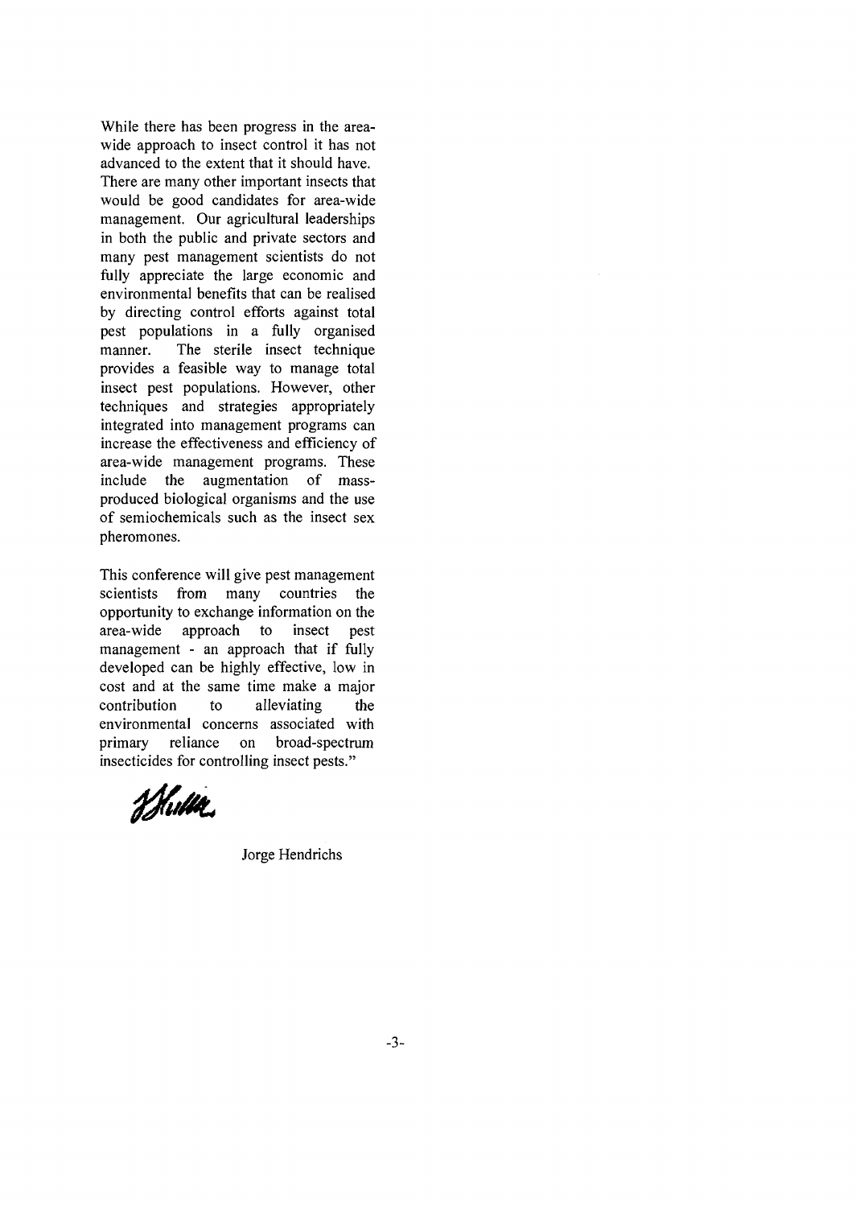While there has been progress in the area-wide approach to insect control it has not advanced to the extent that it should have. There are many other important insects that would be good candidates for area-wide management. Our agricultural leaderships in both the public and private sectors and many pest management scientists do not fully appreciate the large economic and environmental benefits that can be realised by directing control efforts against total pest populations in a fully organised manner. The sterile insect technique provides a feasible way to manage total insect pest populations. However, other techniques and strategies appropriately integrated into management programs can increase the effectiveness and efficiency of area-wide management programs. These include the augmentation of mass-produced biological organisms and the use of semiochemicals such as the insect sex pheromones.

This conference will give pest management scientists from many countries the opportunity to exchange information on the area-wide approach to insect pest management - an approach that if fully developed can be highly effective, low in cost and at the same time make a major contribution to alleviating the environmental concerns associated with primary reliance on broad-spectrum insecticides for controlling insect pests."

Jorge Hendrichs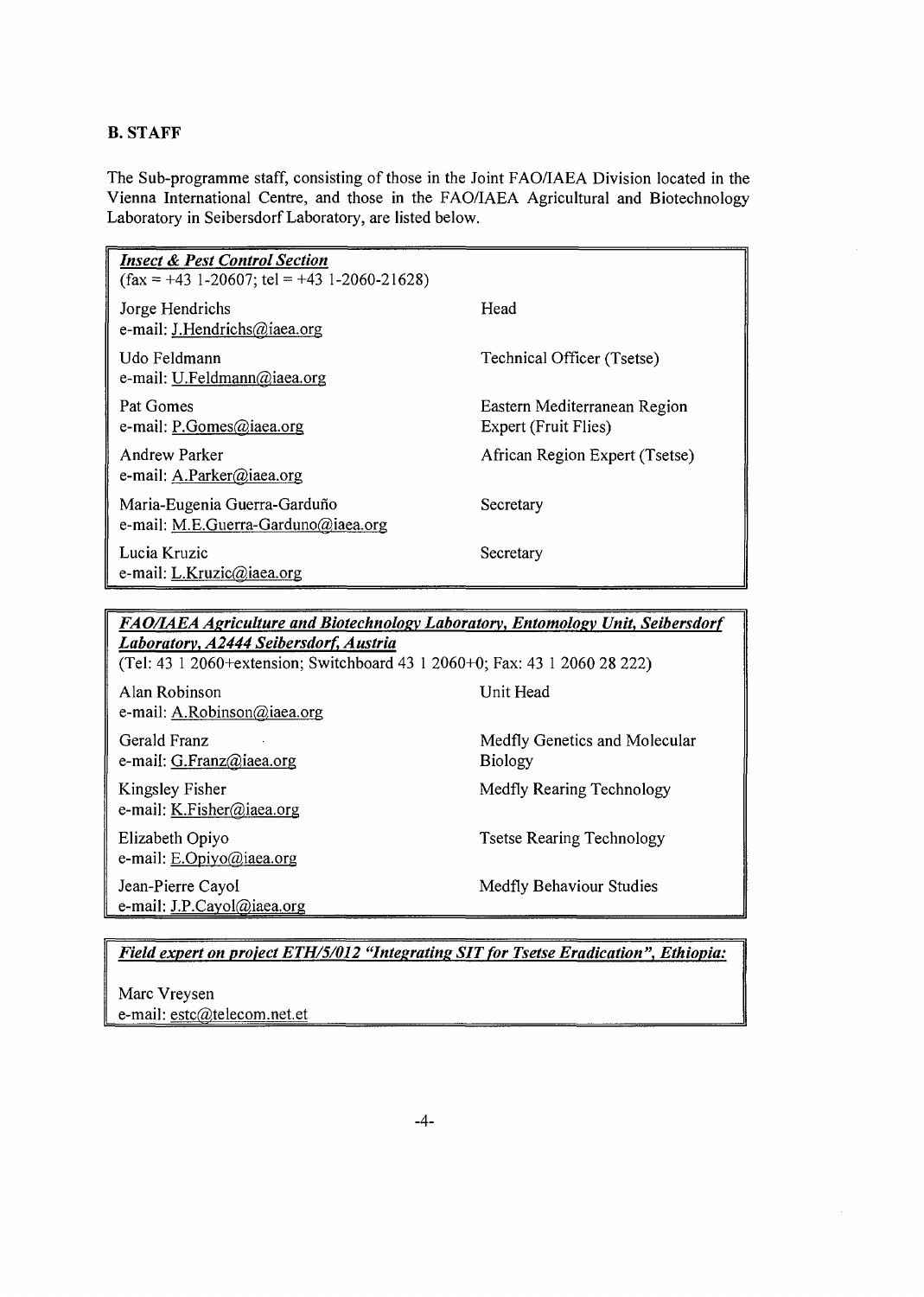## B. STAFF

The Sub-programme staff, consisting of those in the Joint FAO/IAEA Division located in the Vienna International Centre, and those in the FAO/IAEA Agricultural and Biotechnology Laboratory in Seibersdorf Laboratory, are listed below.

***Insect & Pest Control Section***
(fax = +43 1-20607; tel = +43 1-2060-21628)

| Name | Position |
| --- | --- |
| Jorge Hendrichs<br>e-mail: J.Hendrichs@iaea.org | Head |
| Udo Feldmann<br>e-mail: U.Feldmann@iaea.org | Technical Officer (Tsetse) |
| Pat Gomes<br>e-mail: P.Gomes@iaea.org | Eastern Mediterranean Region Expert (Fruit Flies) |
| Andrew Parker<br>e-mail: A.Parker@iaea.org | African Region Expert (Tsetse) |
| Maria-Eugenia Guerra-Garduño<br>e-mail: M.E.Guerra-Garduno@iaea.org | Secretary |
| Lucia Kruzic<br>e-mail: L.Kruzic@iaea.org | Secretary |

***FAO/IAEA Agriculture and Biotechnology Laboratory, Entomology Unit, Seibersdorf Laboratory, A2444 Seibersdorf, Austria***
(Tel: 43 1 2060+extension; Switchboard 43 1 2060+0; Fax: 43 1 2060 28 222)

| Name | Position |
| --- | --- |
| Alan Robinson<br>e-mail: A.Robinson@iaea.org | Unit Head |
| Gerald Franz<br>e-mail: G.Franz@iaea.org | Medfly Genetics and Molecular Biology |
| Kingsley Fisher<br>e-mail: K.Fisher@iaea.org | Medfly Rearing Technology |
| Elizabeth Opiyo<br>e-mail: E.Opiyo@iaea.org | Tsetse Rearing Technology |
| Jean-Pierre Cayol<br>e-mail: J.P.Cayol@iaea.org | Medfly Behaviour Studies |

***Field expert on project ETH/5/012 "Integrating SIT for Tsetse Eradication", Ethiopia:***

Marc Vreysen
e-mail: estc@telecom.net.et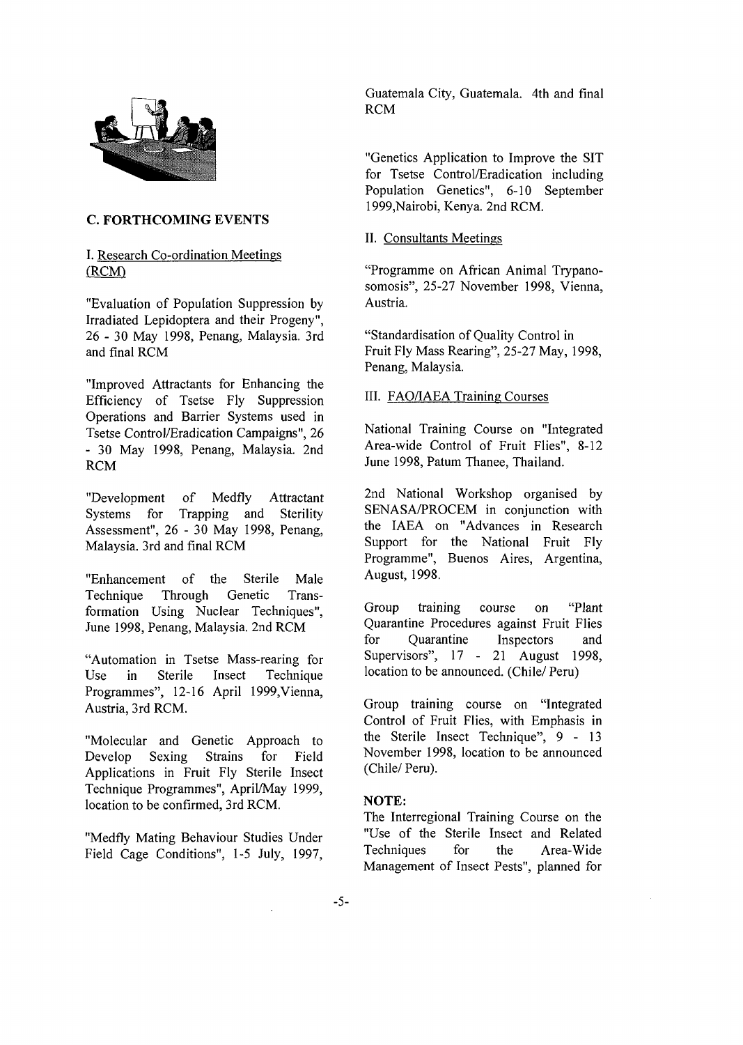## C. FORTHCOMING EVENTS

### I. Research Co-ordination Meetings (RCM)

"Evaluation of Population Suppression by Irradiated Lepidoptera and their Progeny", 26 - 30 May 1998, Penang, Malaysia. 3rd and final RCM

"Improved Attractants for Enhancing the Efficiency of Tsetse Fly Suppression Operations and Barrier Systems used in Tsetse Control/Eradication Campaigns", 26 - 30 May 1998, Penang, Malaysia. 2nd RCM

"Development of Medfly Attractant Systems for Trapping and Sterility Assessment", 26 - 30 May 1998, Penang, Malaysia. 3rd and final RCM

"Enhancement of the Sterile Male Technique Through Genetic Transformation Using Nuclear Techniques", June 1998, Penang, Malaysia. 2nd RCM

"Automation in Tsetse Mass-rearing for Use in Sterile Insect Technique Programmes", 12-16 April 1999,Vienna, Austria, 3rd RCM.

"Molecular and Genetic Approach to Develop Sexing Strains for Field Applications in Fruit Fly Sterile Insect Technique Programmes", April/May 1999, location to be confirmed, 3rd RCM.

"Medfly Mating Behaviour Studies Under Field Cage Conditions", 1-5 July, 1997, Guatemala City, Guatemala. 4th and final RCM

"Genetics Application to Improve the SIT for Tsetse Control/Eradication including Population Genetics", 6-10 September 1999,Nairobi, Kenya. 2nd RCM.

### II. Consultants Meetings

"Programme on African Animal Trypanosomosis", 25-27 November 1998, Vienna, Austria.

"Standardisation of Quality Control in Fruit Fly Mass Rearing", 25-27 May, 1998, Penang, Malaysia.

### III. FAO/IAEA Training Courses

National Training Course on "Integrated Area-wide Control of Fruit Flies", 8-12 June 1998, Patum Thanee, Thailand.

2nd National Workshop organised by SENASA/PROCEM in conjunction with the IAEA on "Advances in Research Support for the National Fruit Fly Programme", Buenos Aires, Argentina, August, 1998.

Group training course on "Plant Quarantine Procedures against Fruit Flies for Quarantine Inspectors and Supervisors", 17 - 21 August 1998, location to be announced. (Chile/ Peru)

Group training course on "Integrated Control of Fruit Flies, with Emphasis in the Sterile Insect Technique", 9 - 13 November 1998, location to be announced (Chile/ Peru).

**NOTE:**

The Interregional Training Course on the "Use of the Sterile Insect and Related Techniques for the Area-Wide Management of Insect Pests", planned for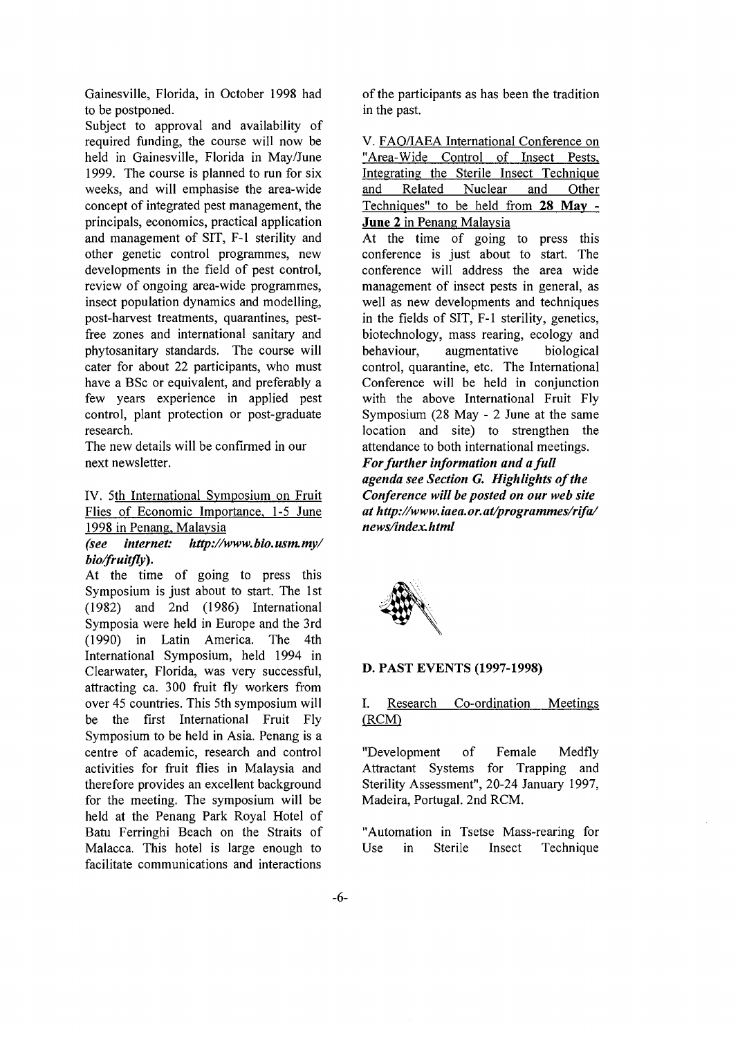Gainesville, Florida, in October 1998 had to be postponed.

Subject to approval and availability of required funding, the course will now be held in Gainesville, Florida in May/June 1999. The course is planned to run for six weeks, and will emphasise the area-wide concept of integrated pest management, the principals, economics, practical application and management of SIT, F-1 sterility and other genetic control programmes, new developments in the field of pest control, review of ongoing area-wide programmes, insect population dynamics and modelling, post-harvest treatments, quarantines, pest-free zones and international sanitary and phytosanitary standards. The course will cater for about 22 participants, who must have a BSc or equivalent, and preferably a few years experience in applied pest control, plant protection or post-graduate research.

The new details will be confirmed in our next newsletter.

IV. 5th International Symposium on Fruit Flies of Economic Importance, 1-5 June 1998 in Penang, Malaysia

***(see internet: http://www.bio.usm.my/bio/fruitfly).***

At the time of going to press this Symposium is just about to start. The 1st (1982) and 2nd (1986) International Symposia were held in Europe and the 3rd (1990) in Latin America. The 4th International Symposium, held 1994 in Clearwater, Florida, was very successful, attracting ca. 300 fruit fly workers from over 45 countries. This 5th symposium will be the first International Fruit Fly Symposium to be held in Asia. Penang is a centre of academic, research and control activities for fruit flies in Malaysia and therefore provides an excellent background for the meeting. The symposium will be held at the Penang Park Royal Hotel of Batu Ferringhi Beach on the Straits of Malacca. This hotel is large enough to facilitate communications and interactions of the participants as has been the tradition in the past.

V. FAO/IAEA International Conference on "Area-Wide Control of Insect Pests, Integrating the Sterile Insect Technique and Related Nuclear and Other Techniques" to be held from **28 May - June 2** in Penang Malaysia

At the time of going to press this conference is just about to start. The conference will address the area wide management of insect pests in general, as well as new developments and techniques in the fields of SIT, F-1 sterility, genetics, biotechnology, mass rearing, ecology and behaviour, augmentative biological control, quarantine, etc. The International Conference will be held in conjunction with the above International Fruit Fly Symposium (28 May - 2 June at the same location and site) to strengthen the attendance to both international meetings.

***For further information and a full agenda see Section G. Highlights of the Conference will be posted on our web site at http://www.iaea.or.at/programmes/rifa/news/index.html***

## D. PAST EVENTS (1997-1998)

### I. Research Co-ordination Meetings (RCM)

"Development of Female Medfly Attractant Systems for Trapping and Sterility Assessment", 20-24 January 1997, Madeira, Portugal. 2nd RCM.

"Automation in Tsetse Mass-rearing for Use in Sterile Insect Technique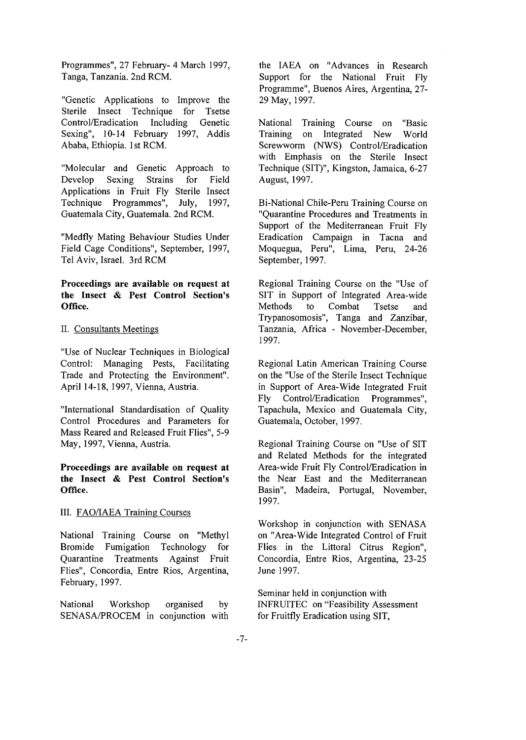Programmes", 27 February- 4 March 1997, Tanga, Tanzania. 2nd RCM.

"Genetic Applications to Improve the Sterile Insect Technique for Tsetse Control/Eradication Including Genetic Sexing", 10-14 February 1997, Addis Ababa, Ethiopia. 1st RCM.

"Molecular and Genetic Approach to Develop Sexing Strains for Field Applications in Fruit Fly Sterile Insect Technique Programmes", July, 1997, Guatemala City, Guatemala. 2nd RCM.

"Medfly Mating Behaviour Studies Under Field Cage Conditions", September, 1997, Tel Aviv, Israel. 3rd RCM

**Proceedings are available on request at the Insect & Pest Control Section's Office.**

II. Consultants Meetings

"Use of Nuclear Techniques in Biological Control: Managing Pests, Facilitating Trade and Protecting the Environment". April 14-18, 1997, Vienna, Austria.

"International Standardisation of Quality Control Procedures and Parameters for Mass Reared and Released Fruit Flies", 5-9 May, 1997, Vienna, Austria.

**Proceedings are available on request at the Insect & Pest Control Section's Office.**

III. FAO/IAEA Training Courses

National Training Course on "Methyl Bromide Fumigation Technology for Quarantine Treatments Against Fruit Flies", Concordia, Entre Rios, Argentina, February, 1997.

National Workshop organised by SENASA/PROCEM in conjunction with the IAEA on "Advances in Research Support for the National Fruit Fly Programme", Buenos Aires, Argentina, 27-29 May, 1997.

National Training Course on "Basic Training on Integrated New World Screwworm (NWS) Control/Eradication with Emphasis on the Sterile Insect Technique (SIT)", Kingston, Jamaica, 6-27 August, 1997.

Bi-National Chile-Peru Training Course on "Quarantine Procedures and Treatments in Support of the Mediterranean Fruit Fly Eradication Campaign in Tacna and Moquegua, Peru", Lima, Peru, 24-26 September, 1997.

Regional Training Course on the "Use of SIT in Support of Integrated Area-wide Methods to Combat Tsetse and Trypanosomosis", Tanga and Zanzibar, Tanzania, Africa - November-December, 1997.

Regional Latin American Training Course on the "Use of the Sterile Insect Technique in Support of Area-Wide Integrated Fruit Fly Control/Eradication Programmes", Tapachula, Mexico and Guatemala City, Guatemala, October, 1997.

Regional Training Course on "Use of SIT and Related Methods for the integrated Area-wide Fruit Fly Control/Eradication in the Near East and the Mediterranean Basin", Madeira, Portugal, November, 1997.

Workshop in conjunction with SENASA on "Area-Wide Integrated Control of Fruit Flies in the Littoral Citrus Region", Concordia, Entre Rios, Argentina, 23-25 June 1997.

Seminar held in conjunction with INFRUITEC on "Feasibility Assessment for Fruitfly Eradication using SIT,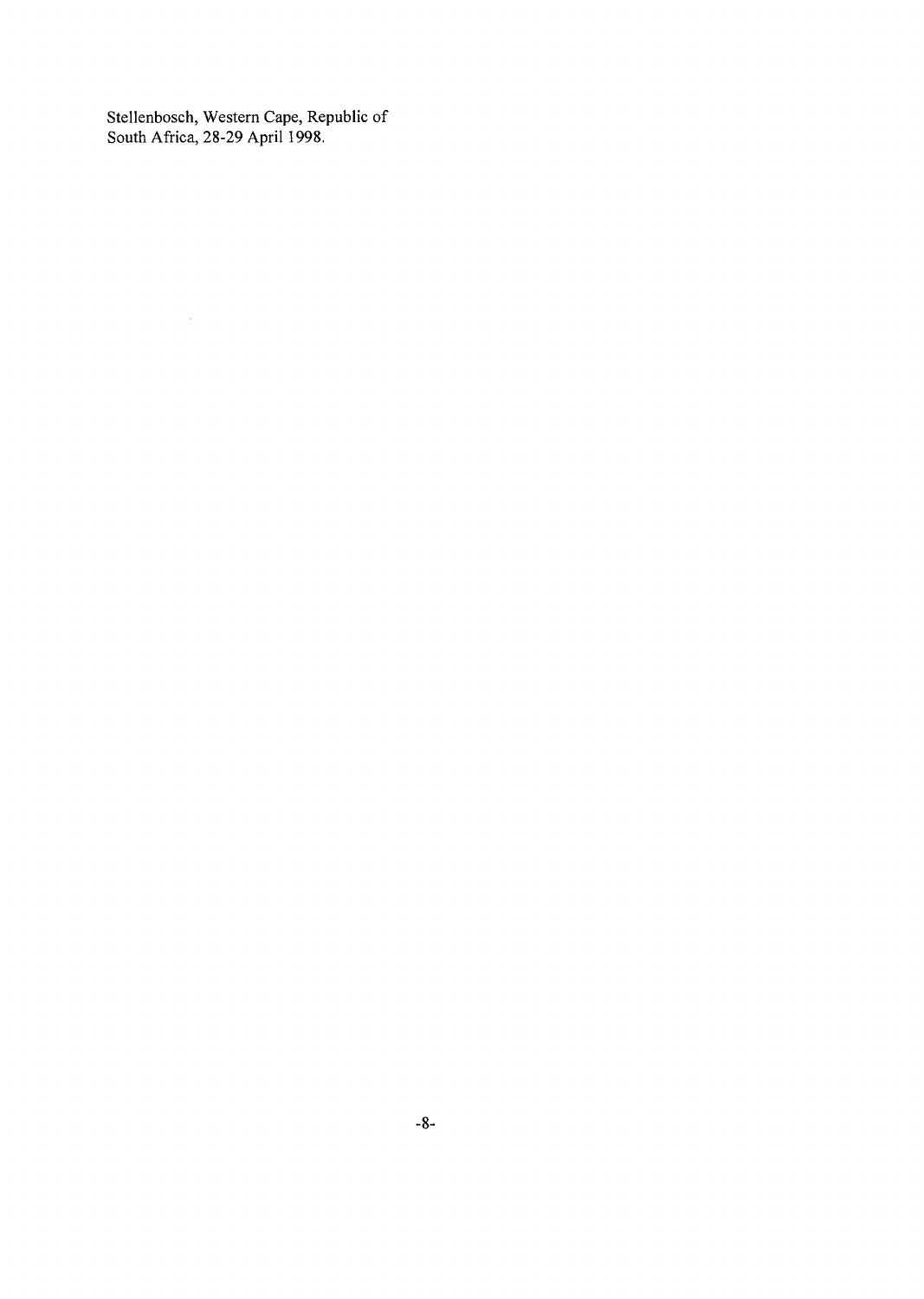Stellenbosch, Western Cape, Republic of South Africa, 28-29 April 1998.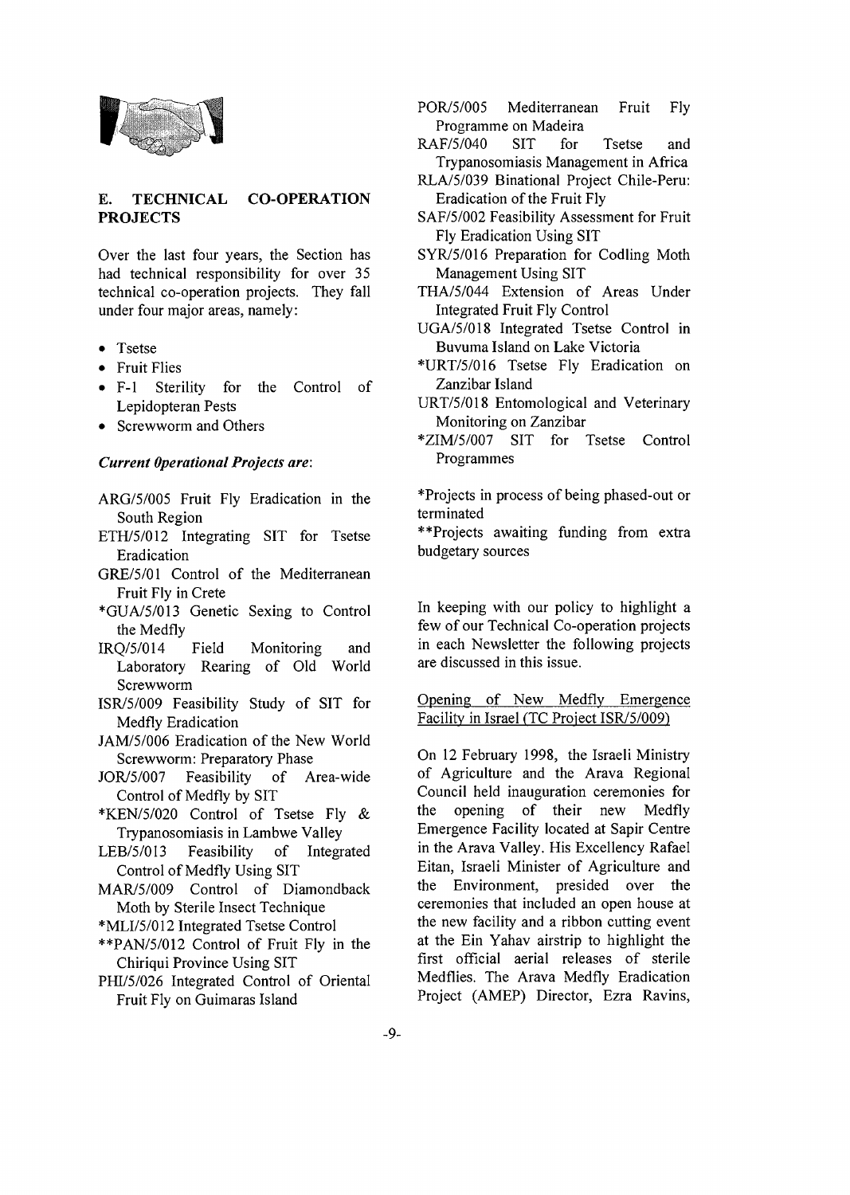## E. TECHNICAL CO-OPERATION PROJECTS

Over the last four years, the Section has had technical responsibility for over 35 technical co-operation projects. They fall under four major areas, namely:

- Tsetse
- Fruit Flies
- F-1 Sterility for the Control of Lepidopteran Pests
- Screwworm and Others

***Current Operational Projects are:***

ARG/5/005 Fruit Fly Eradication in the South Region

ETH/5/012 Integrating SIT for Tsetse Eradication

GRE/5/01 Control of the Mediterranean Fruit Fly in Crete

*GUA/5/013 Genetic Sexing to Control the Medfly

IRQ/5/014 Field Monitoring and Laboratory Rearing of Old World Screwworm

ISR/5/009 Feasibility Study of SIT for Medfly Eradication

JAM/5/006 Eradication of the New World Screwworm: Preparatory Phase

JOR/5/007 Feasibility of Area-wide Control of Medfly by SIT

*KEN/5/020 Control of Tsetse Fly & Trypanosomiasis in Lambwe Valley

LEB/5/013 Feasibility of Integrated Control of Medfly Using SIT

MAR/5/009 Control of Diamondback Moth by Sterile Insect Technique

*MLI/5/012 Integrated Tsetse Control

**PAN/5/012 Control of Fruit Fly in the Chiriqui Province Using SIT

PHI/5/026 Integrated Control of Oriental Fruit Fly on Guimaras Island

POR/5/005 Mediterranean Fruit Fly Programme on Madeira

RAF/5/040 SIT for Tsetse and Trypanosomiasis Management in Africa

RLA/5/039 Binational Project Chile-Peru: Eradication of the Fruit Fly

SAF/5/002 Feasibility Assessment for Fruit Fly Eradication Using SIT

SYR/5/016 Preparation for Codling Moth Management Using SIT

THA/5/044 Extension of Areas Under Integrated Fruit Fly Control

UGA/5/018 Integrated Tsetse Control in Buvuma Island on Lake Victoria

*URT/5/016 Tsetse Fly Eradication on Zanzibar Island

URT/5/018 Entomological and Veterinary Monitoring on Zanzibar

*ZIM/5/007 SIT for Tsetse Control Programmes

*Projects in process of being phased-out or terminated

**Projects awaiting funding from extra budgetary sources

In keeping with our policy to highlight a few of our Technical Co-operation projects in each Newsletter the following projects are discussed in this issue.

### Opening of New Medfly Emergence Facility in Israel (TC Project ISR/5/009)

On 12 February 1998, the Israeli Ministry of Agriculture and the Arava Regional Council held inauguration ceremonies for the opening of their new Medfly Emergence Facility located at Sapir Centre in the Arava Valley. His Excellency Rafael Eitan, Israeli Minister of Agriculture and the Environment, presided over the ceremonies that included an open house at the new facility and a ribbon cutting event at the Ein Yahav airstrip to highlight the first official aerial releases of sterile Medflies. The Arava Medfly Eradication Project (AMEP) Director, Ezra Ravins,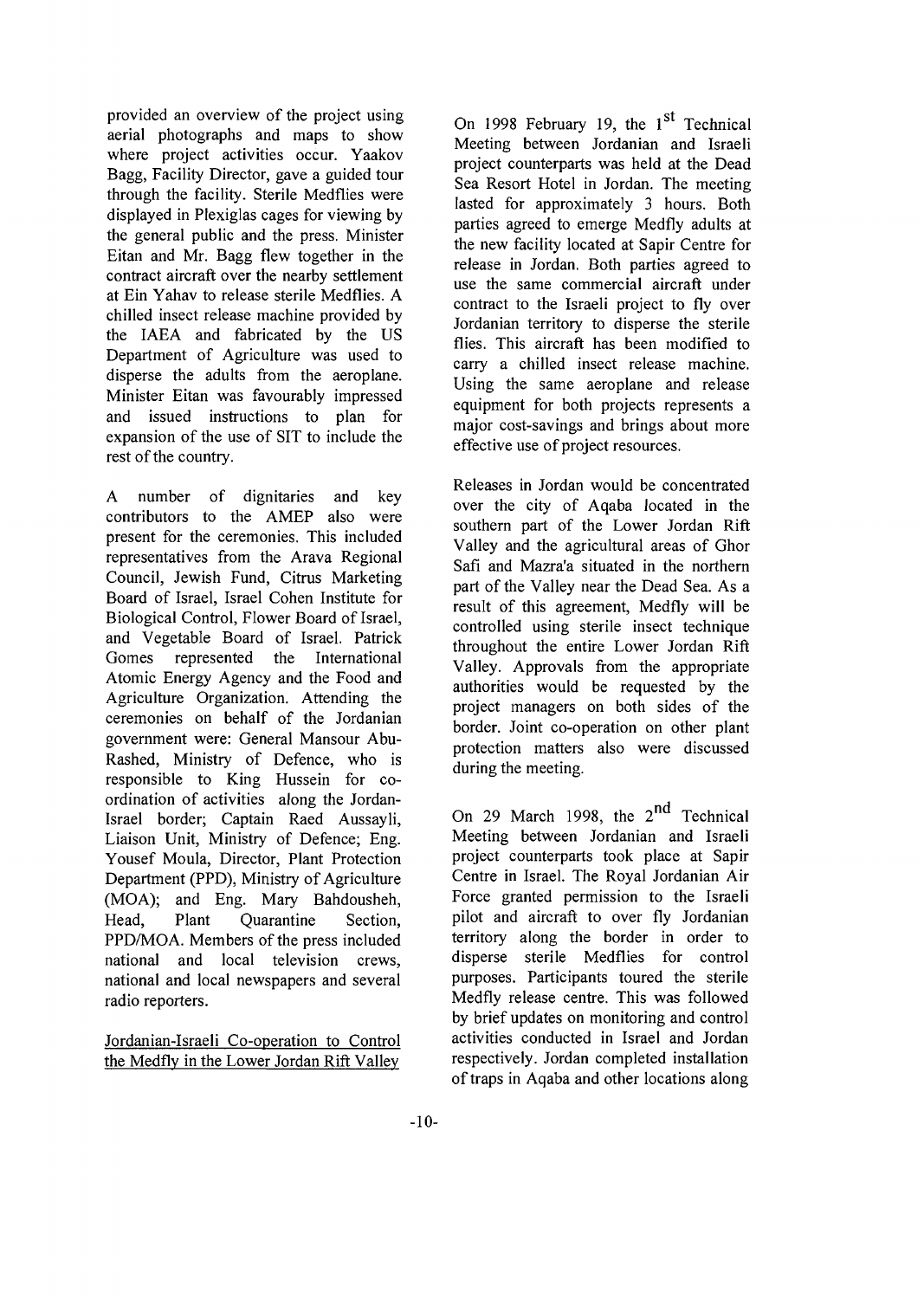provided an overview of the project using aerial photographs and maps to show where project activities occur. Yaakov Bagg, Facility Director, gave a guided tour through the facility. Sterile Medflies were displayed in Plexiglas cages for viewing by the general public and the press. Minister Eitan and Mr. Bagg flew together in the contract aircraft over the nearby settlement at Ein Yahav to release sterile Medflies. A chilled insect release machine provided by the IAEA and fabricated by the US Department of Agriculture was used to disperse the adults from the aeroplane. Minister Eitan was favourably impressed and issued instructions to plan for expansion of the use of SIT to include the rest of the country.

A number of dignitaries and key contributors to the AMEP also were present for the ceremonies. This included representatives from the Arava Regional Council, Jewish Fund, Citrus Marketing Board of Israel, Israel Cohen Institute for Biological Control, Flower Board of Israel, and Vegetable Board of Israel. Patrick Gomes represented the International Atomic Energy Agency and the Food and Agriculture Organization. Attending the ceremonies on behalf of the Jordanian government were: General Mansour Abu-Rashed, Ministry of Defence, who is responsible to King Hussein for co-ordination of activities along the Jordan-Israel border; Captain Raed Aussayli, Liaison Unit, Ministry of Defence; Eng. Yousef Moula, Director, Plant Protection Department (PPD), Ministry of Agriculture (MOA); and Eng. Mary Bahdousheh, Head, Plant Quarantine Section, PPD/MOA. Members of the press included national and local television crews, national and local newspapers and several radio reporters.

Jordanian-Israeli Co-operation to Control the Medfly in the Lower Jordan Rift Valley

On 1998 February 19, the 1st Technical Meeting between Jordanian and Israeli project counterparts was held at the Dead Sea Resort Hotel in Jordan. The meeting lasted for approximately 3 hours. Both parties agreed to emerge Medfly adults at the new facility located at Sapir Centre for release in Jordan. Both parties agreed to use the same commercial aircraft under contract to the Israeli project to fly over Jordanian territory to disperse the sterile flies. This aircraft has been modified to carry a chilled insect release machine. Using the same aeroplane and release equipment for both projects represents a major cost-savings and brings about more effective use of project resources.

Releases in Jordan would be concentrated over the city of Aqaba located in the southern part of the Lower Jordan Rift Valley and the agricultural areas of Ghor Safi and Mazra'a situated in the northern part of the Valley near the Dead Sea. As a result of this agreement, Medfly will be controlled using sterile insect technique throughout the entire Lower Jordan Rift Valley. Approvals from the appropriate authorities would be requested by the project managers on both sides of the border. Joint co-operation on other plant protection matters also were discussed during the meeting.

On 29 March 1998, the 2nd Technical Meeting between Jordanian and Israeli project counterparts took place at Sapir Centre in Israel. The Royal Jordanian Air Force granted permission to the Israeli pilot and aircraft to over fly Jordanian territory along the border in order to disperse sterile Medflies for control purposes. Participants toured the sterile Medfly release centre. This was followed by brief updates on monitoring and control activities conducted in Israel and Jordan respectively. Jordan completed installation of traps in Aqaba and other locations along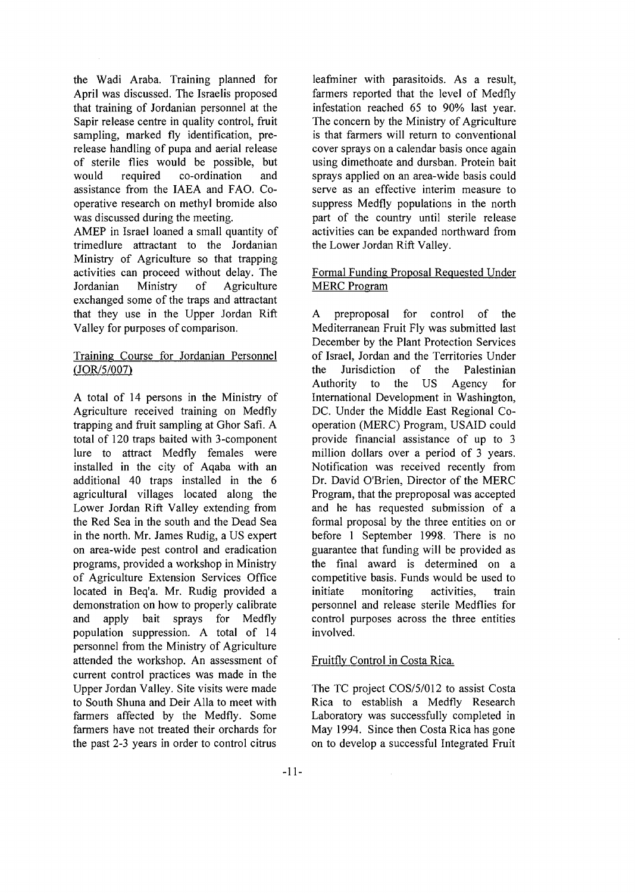the Wadi Araba. Training planned for April was discussed. The Israelis proposed that training of Jordanian personnel at the Sapir release centre in quality control, fruit sampling, marked fly identification, pre-release handling of pupa and aerial release of sterile flies would be possible, but would required co-ordination and assistance from the IAEA and FAO. Co-operative research on methyl bromide also was discussed during the meeting.

AMEP in Israel loaned a small quantity of trimedlure attractant to the Jordanian Ministry of Agriculture so that trapping activities can proceed without delay. The Jordanian Ministry of Agriculture exchanged some of the traps and attractant that they use in the Upper Jordan Rift Valley for purposes of comparison.

## Training Course for Jordanian Personnel (JOR/5/007)

A total of 14 persons in the Ministry of Agriculture received training on Medfly trapping and fruit sampling at Ghor Safi. A total of 120 traps baited with 3-component lure to attract Medfly females were installed in the city of Aqaba with an additional 40 traps installed in the 6 agricultural villages located along the Lower Jordan Rift Valley extending from the Red Sea in the south and the Dead Sea in the north. Mr. James Rudig, a US expert on area-wide pest control and eradication programs, provided a workshop in Ministry of Agriculture Extension Services Office located in Beq'a. Mr. Rudig provided a demonstration on how to properly calibrate and apply bait sprays for Medfly population suppression. A total of 14 personnel from the Ministry of Agriculture attended the workshop. An assessment of current control practices was made in the Upper Jordan Valley. Site visits were made to South Shuna and Deir Alla to meet with farmers affected by the Medfly. Some farmers have not treated their orchards for the past 2-3 years in order to control citrus leafminer with parasitoids. As a result, farmers reported that the level of Medfly infestation reached 65 to 90% last year. The concern by the Ministry of Agriculture is that farmers will return to conventional cover sprays on a calendar basis once again using dimethoate and dursban. Protein bait sprays applied on an area-wide basis could serve as an effective interim measure to suppress Medfly populations in the north part of the country until sterile release activities can be expanded northward from the Lower Jordan Rift Valley.

## Formal Funding Proposal Requested Under MERC Program

A preproposal for control of the Mediterranean Fruit Fly was submitted last December by the Plant Protection Services of Israel, Jordan and the Territories Under the Jurisdiction of the Palestinian Authority to the US Agency for International Development in Washington, DC. Under the Middle East Regional Co-operation (MERC) Program, USAID could provide financial assistance of up to 3 million dollars over a period of 3 years. Notification was received recently from Dr. David O'Brien, Director of the MERC Program, that the preproposal was accepted and he has requested submission of a formal proposal by the three entities on or before 1 September 1998. There is no guarantee that funding will be provided as the final award is determined on a competitive basis. Funds would be used to initiate monitoring activities, train personnel and release sterile Medflies for control purposes across the three entities involved.

## Fruitfly Control in Costa Rica.

The TC project COS/5/012 to assist Costa Rica to establish a Medfly Research Laboratory was successfully completed in May 1994. Since then Costa Rica has gone on to develop a successful Integrated Fruit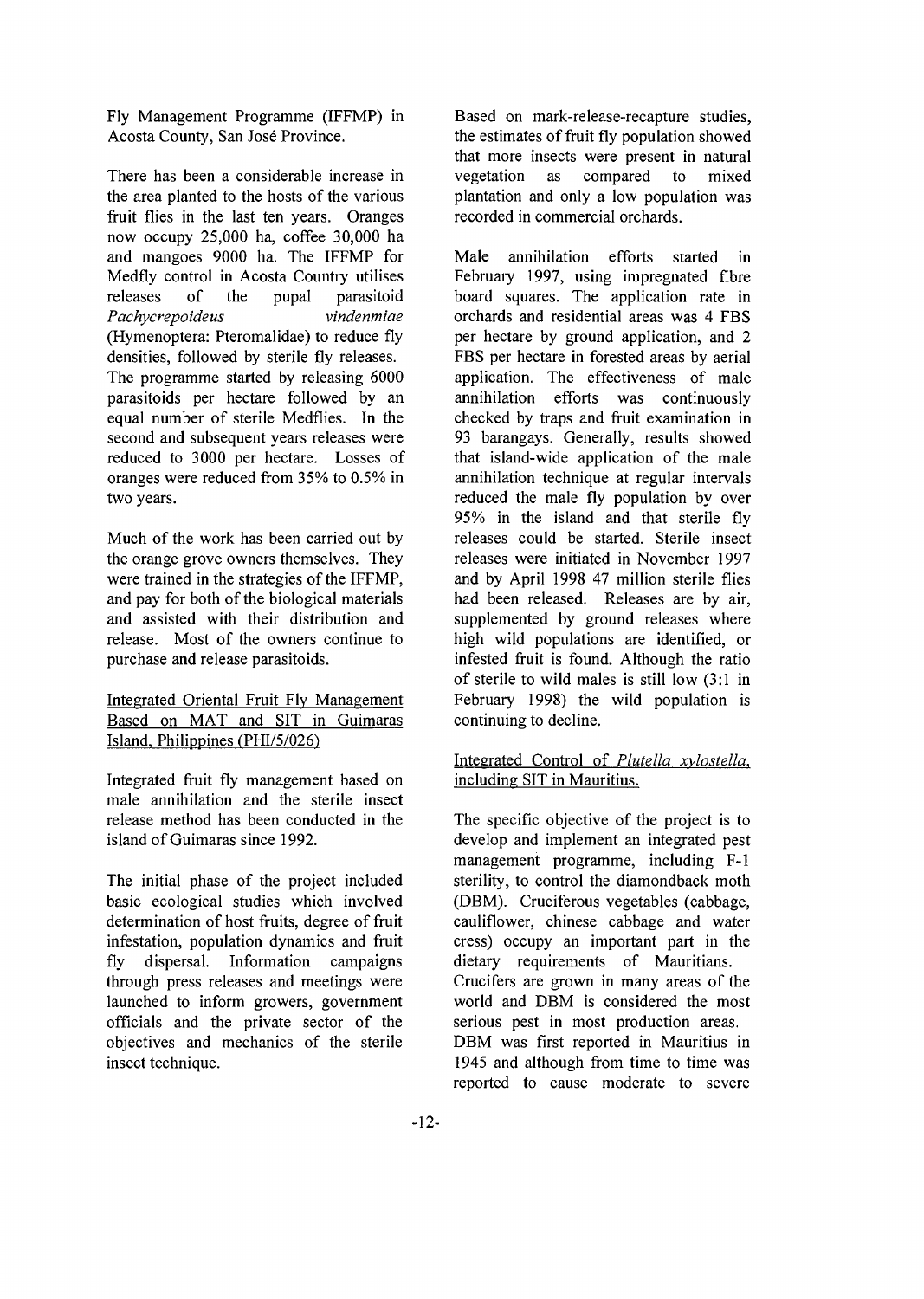Fly Management Programme (IFFMP) in Acosta County, San José Province.

There has been a considerable increase in the area planted to the hosts of the various fruit flies in the last ten years. Oranges now occupy 25,000 ha, coffee 30,000 ha and mangoes 9000 ha. The IFFMP for Medfly control in Acosta Country utilises releases of the pupal parasitoid *Pachycrepoideus vindenmiae* (Hymenoptera: Pteromalidae) to reduce fly densities, followed by sterile fly releases. The programme started by releasing 6000 parasitoids per hectare followed by an equal number of sterile Medflies. In the second and subsequent years releases were reduced to 3000 per hectare. Losses of oranges were reduced from 35% to 0.5% in two years.

Much of the work has been carried out by the orange grove owners themselves. They were trained in the strategies of the IFFMP, and pay for both of the biological materials and assisted with their distribution and release. Most of the owners continue to purchase and release parasitoids.

## Integrated Oriental Fruit Fly Management Based on MAT and SIT in Guimaras Island, Philippines (PHI/5/026)

Integrated fruit fly management based on male annihilation and the sterile insect release method has been conducted in the island of Guimaras since 1992.

The initial phase of the project included basic ecological studies which involved determination of host fruits, degree of fruit infestation, population dynamics and fruit fly dispersal. Information campaigns through press releases and meetings were launched to inform growers, government officials and the private sector of the objectives and mechanics of the sterile insect technique.

Based on mark-release-recapture studies, the estimates of fruit fly population showed that more insects were present in natural vegetation as compared to mixed plantation and only a low population was recorded in commercial orchards.

Male annihilation efforts started in February 1997, using impregnated fibre board squares. The application rate in orchards and residential areas was 4 FBS per hectare by ground application, and 2 FBS per hectare in forested areas by aerial application. The effectiveness of male annihilation efforts was continuously checked by traps and fruit examination in 93 barangays. Generally, results showed that island-wide application of the male annihilation technique at regular intervals reduced the male fly population by over 95% in the island and that sterile fly releases could be started. Sterile insect releases were initiated in November 1997 and by April 1998 47 million sterile flies had been released. Releases are by air, supplemented by ground releases where high wild populations are identified, or infested fruit is found. Although the ratio of sterile to wild males is still low (3:1 in February 1998) the wild population is continuing to decline.

## Integrated Control of *Plutella xylostella*, including SIT in Mauritius.

The specific objective of the project is to develop and implement an integrated pest management programme, including F-1 sterility, to control the diamondback moth (DBM). Cruciferous vegetables (cabbage, cauliflower, chinese cabbage and water cress) occupy an important part in the dietary requirements of Mauritians. Crucifers are grown in many areas of the world and DBM is considered the most serious pest in most production areas. DBM was first reported in Mauritius in 1945 and although from time to time was reported to cause moderate to severe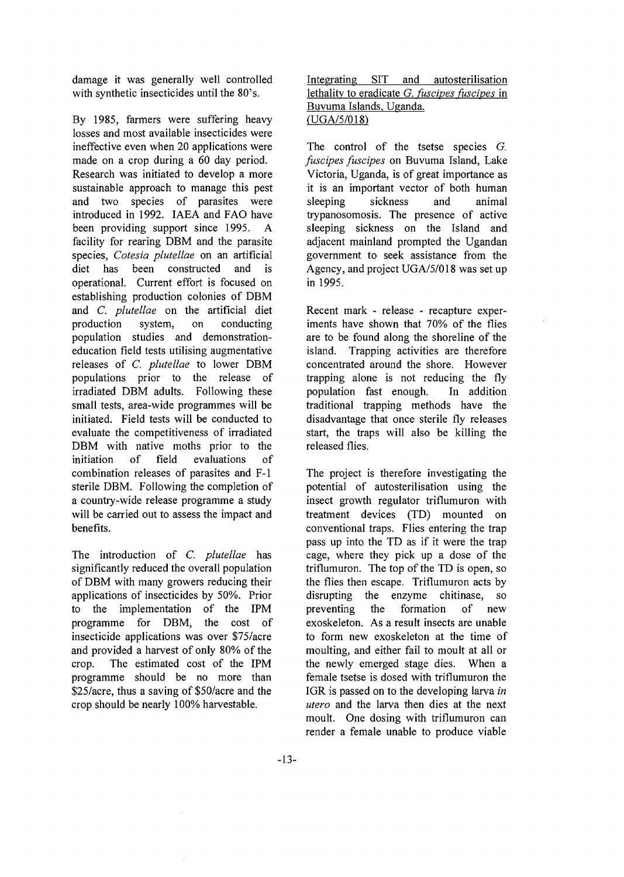damage it was generally well controlled with synthetic insecticides until the 80's.

By 1985, farmers were suffering heavy losses and most available insecticides were ineffective even when 20 applications were made on a crop during a 60 day period. Research was initiated to develop a more sustainable approach to manage this pest and two species of parasites were introduced in 1992. IAEA and FAO have been providing support since 1995. A facility for rearing DBM and the parasite species, *Cotesia plutellae* on an artificial diet has been constructed and is operational. Current effort is focused on establishing production colonies of DBM and *C. plutellae* on the artificial diet production system, on conducting population studies and demonstration-education field tests utilising augmentative releases of *C. plutellae* to lower DBM populations prior to the release of irradiated DBM adults. Following these small tests, area-wide programmes will be initiated. Field tests will be conducted to evaluate the competitiveness of irradiated DBM with native moths prior to the initiation of field evaluations of combination releases of parasites and F-1 sterile DBM. Following the completion of a country-wide release programme a study will be carried out to assess the impact and benefits.

The introduction of *C. plutellae* has significantly reduced the overall population of DBM with many growers reducing their applications of insecticides by 50%. Prior to the implementation of the IPM programme for DBM, the cost of insecticide applications was over $75/acre and provided a harvest of only 80% of the crop. The estimated cost of the IPM programme should be no more than $25/acre, thus a saving of $50/acre and the crop should be nearly 100% harvestable.

<u>Integrating SIT and autosterilisation lethality to eradicate *G. fuscipes fuscipes* in Buvuma Islands, Uganda. (UGA/5/018)</u>

The control of the tsetse species *G. fuscipes fuscipes* on Buvuma Island, Lake Victoria, Uganda, is of great importance as it is an important vector of both human sleeping sickness and animal trypanosomosis. The presence of active sleeping sickness on the Island and adjacent mainland prompted the Ugandan government to seek assistance from the Agency, and project UGA/5/018 was set up in 1995.

Recent mark - release - recapture experiments have shown that 70% of the flies are to be found along the shoreline of the island. Trapping activities are therefore concentrated around the shore. However trapping alone is not reducing the fly population fast enough. In addition traditional trapping methods have the disadvantage that once sterile fly releases start, the traps will also be killing the released flies.

The project is therefore investigating the potential of autosterilisation using the insect growth regulator triflumuron with treatment devices (TD) mounted on conventional traps. Flies entering the trap pass up into the TD as if it were the trap cage, where they pick up a dose of the triflumuron. The top of the TD is open, so the flies then escape. Triflumuron acts by disrupting the enzyme chitinase, so preventing the formation of new exoskeleton. As a result insects are unable to form new exoskeleton at the time of moulting, and either fail to moult at all or the newly emerged stage dies. When a female tsetse is dosed with triflumuron the IGR is passed on to the developing larva *in utero* and the larva then dies at the next moult. One dosing with triflumuron can render a female unable to produce viable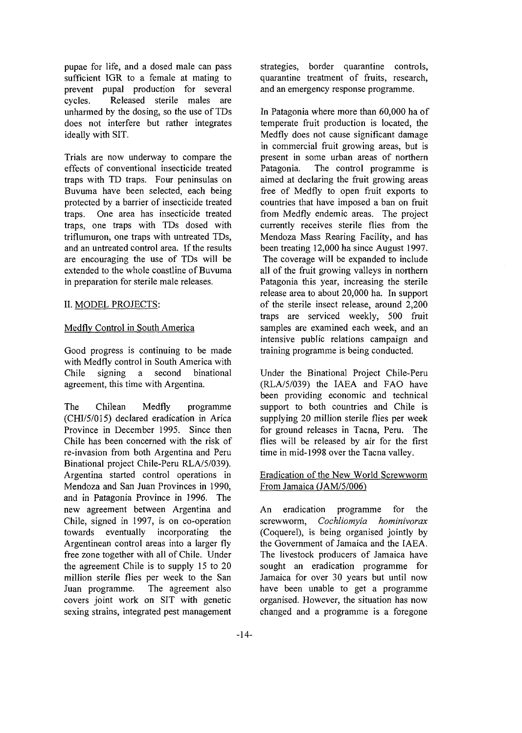pupae for life, and a dosed male can pass sufficient IGR to a female at mating to prevent pupal production for several cycles. Released sterile males are unharmed by the dosing, so the use of TDs does not interfere but rather integrates ideally with SIT.

Trials are now underway to compare the effects of conventional insecticide treated traps with TD traps. Four peninsulas on Buvuma have been selected, each being protected by a barrier of insecticide treated traps. One area has insecticide treated traps, one traps with TDs dosed with triflumuron, one traps with untreated TDs, and an untreated control area. If the results are encouraging the use of TDs will be extended to the whole coastline of Buvuma in preparation for sterile male releases.

## II. MODEL PROJECTS:

### Medfly Control in South America

Good progress is continuing to be made with Medfly control in South America with Chile signing a second binational agreement, this time with Argentina.

The Chilean Medfly programme (CHI/5/015) declared eradication in Arica Province in December 1995. Since then Chile has been concerned with the risk of re-invasion from both Argentina and Peru Binational project Chile-Peru RLA/5/039). Argentina started control operations in Mendoza and San Juan Provinces in 1990, and in Patagonia Province in 1996. The new agreement between Argentina and Chile, signed in 1997, is on co-operation towards eventually incorporating the Argentinean control areas into a larger fly free zone together with all of Chile. Under the agreement Chile is to supply 15 to 20 million sterile flies per week to the San Juan programme. The agreement also covers joint work on SIT with genetic sexing strains, integrated pest management strategies, border quarantine controls, quarantine treatment of fruits, research, and an emergency response programme.

In Patagonia where more than 60,000 ha of temperate fruit production is located, the Medfly does not cause significant damage in commercial fruit growing areas, but is present in some urban areas of northern Patagonia. The control programme is aimed at declaring the fruit growing areas free of Medfly to open fruit exports to countries that have imposed a ban on fruit from Medfly endemic areas. The project currently receives sterile flies from the Mendoza Mass Rearing Facility, and has been treating 12,000 ha since August 1997. The coverage will be expanded to include all of the fruit growing valleys in northern Patagonia this year, increasing the sterile release area to about 20,000 ha. In support of the sterile insect release, around 2,200 traps are serviced weekly, 500 fruit samples are examined each week, and an intensive public relations campaign and training programme is being conducted.

Under the Binational Project Chile-Peru (RLA/5/039) the IAEA and FAO have been providing economic and technical support to both countries and Chile is supplying 20 million sterile flies per week for ground releases in Tacna, Peru. The flies will be released by air for the first time in mid-1998 over the Tacna valley.

### Eradication of the New World Screwworm From Jamaica (JAM/5/006)

An eradication programme for the screwworm, *Cochliomyia hominivorax* (Coquerel), is being organised jointly by the Government of Jamaica and the IAEA. The livestock producers of Jamaica have sought an eradication programme for Jamaica for over 30 years but until now have been unable to get a programme organised. However, the situation has now changed and a programme is a foregone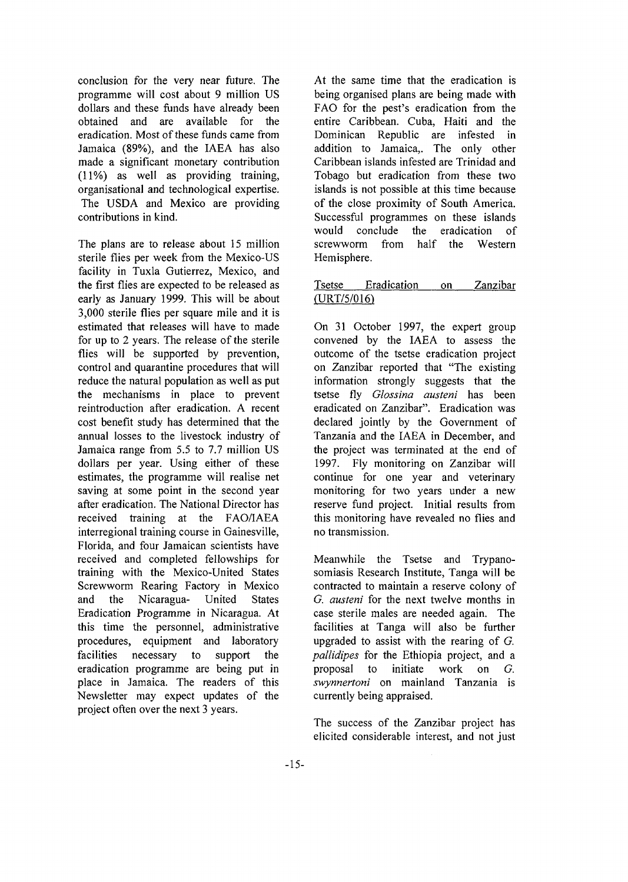conclusion for the very near future. The programme will cost about 9 million US dollars and these funds have already been obtained and are available for the eradication. Most of these funds came from Jamaica (89%), and the IAEA has also made a significant monetary contribution (11%) as well as providing training, organisational and technological expertise. The USDA and Mexico are providing contributions in kind.

The plans are to release about 15 million sterile flies per week from the Mexico-US facility in Tuxla Gutierrez, Mexico, and the first flies are expected to be released as early as January 1999. This will be about 3,000 sterile flies per square mile and it is estimated that releases will have to made for up to 2 years. The release of the sterile flies will be supported by prevention, control and quarantine procedures that will reduce the natural population as well as put the mechanisms in place to prevent reintroduction after eradication. A recent cost benefit study has determined that the annual losses to the livestock industry of Jamaica range from 5.5 to 7.7 million US dollars per year. Using either of these estimates, the programme will realise net saving at some point in the second year after eradication. The National Director has received training at the FAO/IAEA interregional training course in Gainesville, Florida, and four Jamaican scientists have received and completed fellowships for training with the Mexico-United States Screwworm Rearing Factory in Mexico and the Nicaragua- United States Eradication Programme in Nicaragua. At this time the personnel, administrative procedures, equipment and laboratory facilities necessary to support the eradication programme are being put in place in Jamaica. The readers of this Newsletter may expect updates of the project often over the next 3 years.

At the same time that the eradication is being organised plans are being made with FAO for the pest's eradication from the entire Caribbean. Cuba, Haiti and the Dominican Republic are infested in addition to Jamaica,. The only other Caribbean islands infested are Trinidad and Tobago but eradication from these two islands is not possible at this time because of the close proximity of South America. Successful programmes on these islands would conclude the eradication of screwworm from half the Western Hemisphere.

### Tsetse Eradication on Zanzibar (URT/5/016)

On 31 October 1997, the expert group convened by the IAEA to assess the outcome of the tsetse eradication project on Zanzibar reported that "The existing information strongly suggests that the tsetse fly *Glossina austeni* has been eradicated on Zanzibar". Eradication was declared jointly by the Government of Tanzania and the IAEA in December, and the project was terminated at the end of 1997. Fly monitoring on Zanzibar will continue for one year and veterinary monitoring for two years under a new reserve fund project. Initial results from this monitoring have revealed no flies and no transmission.

Meanwhile the Tsetse and Trypanosomiasis Research Institute, Tanga will be contracted to maintain a reserve colony of *G. austeni* for the next twelve months in case sterile males are needed again. The facilities at Tanga will also be further upgraded to assist with the rearing of *G. pallidipes* for the Ethiopia project, and a proposal to initiate work on *G. swynnertoni* on mainland Tanzania is currently being appraised.

The success of the Zanzibar project has elicited considerable interest, and not just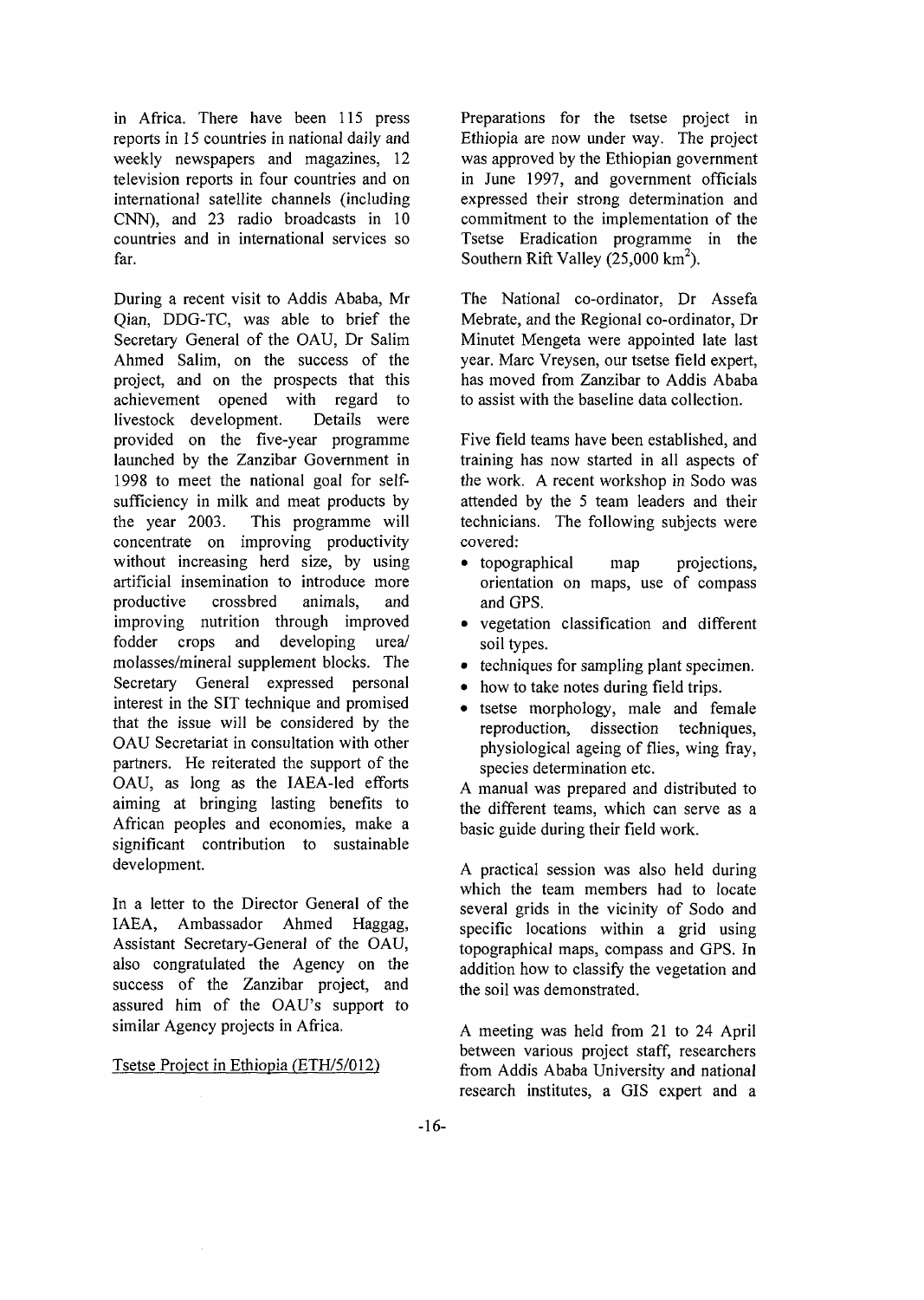in Africa. There have been 115 press reports in 15 countries in national daily and weekly newspapers and magazines, 12 television reports in four countries and on international satellite channels (including CNN), and 23 radio broadcasts in 10 countries and in international services so far.

During a recent visit to Addis Ababa, Mr Qian, DDG-TC, was able to brief the Secretary General of the OAU, Dr Salim Ahmed Salim, on the success of the project, and on the prospects that this achievement opened with regard to livestock development. Details were provided on the five-year programme launched by the Zanzibar Government in 1998 to meet the national goal for self-sufficiency in milk and meat products by the year 2003. This programme will concentrate on improving productivity without increasing herd size, by using artificial insemination to introduce more productive crossbred animals, and improving nutrition through improved fodder crops and developing urea/ molasses/mineral supplement blocks. The Secretary General expressed personal interest in the SIT technique and promised that the issue will be considered by the OAU Secretariat in consultation with other partners. He reiterated the support of the OAU, as long as the IAEA-led efforts aiming at bringing lasting benefits to African peoples and economies, make a significant contribution to sustainable development.

In a letter to the Director General of the IAEA, Ambassador Ahmed Haggag, Assistant Secretary-General of the OAU, also congratulated the Agency on the success of the Zanzibar project, and assured him of the OAU's support to similar Agency projects in Africa.

Tsetse Project in Ethiopia (ETH/5/012)

Preparations for the tsetse project in Ethiopia are now under way. The project was approved by the Ethiopian government in June 1997, and government officials expressed their strong determination and commitment to the implementation of the Tsetse Eradication programme in the Southern Rift Valley (25,000 km$^2$).

The National co-ordinator, Dr Assefa Mebrate, and the Regional co-ordinator, Dr Minutet Mengeta were appointed late last year. Marc Vreysen, our tsetse field expert, has moved from Zanzibar to Addis Ababa to assist with the baseline data collection.

Five field teams have been established, and training has now started in all aspects of the work. A recent workshop in Sodo was attended by the 5 team leaders and their technicians. The following subjects were covered:

- topographical map projections, orientation on maps, use of compass and GPS.
- vegetation classification and different soil types.
- techniques for sampling plant specimen.
- how to take notes during field trips.
- tsetse morphology, male and female reproduction, dissection techniques, physiological ageing of flies, wing fray, species determination etc.

A manual was prepared and distributed to the different teams, which can serve as a basic guide during their field work.

A practical session was also held during which the team members had to locate several grids in the vicinity of Sodo and specific locations within a grid using topographical maps, compass and GPS. In addition how to classify the vegetation and the soil was demonstrated.

A meeting was held from 21 to 24 April between various project staff, researchers from Addis Ababa University and national research institutes, a GIS expert and a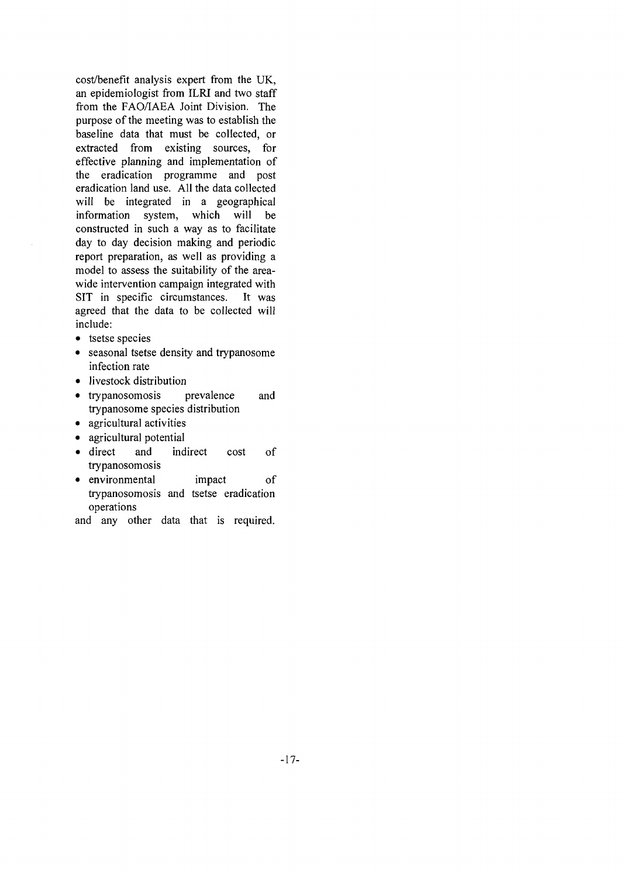cost/benefit analysis expert from the UK, an epidemiologist from ILRI and two staff from the FAO/IAEA Joint Division. The purpose of the meeting was to establish the baseline data that must be collected, or extracted from existing sources, for effective planning and implementation of the eradication programme and post eradication land use. All the data collected will be integrated in a geographical information system, which will be constructed in such a way as to facilitate day to day decision making and periodic report preparation, as well as providing a model to assess the suitability of the area-wide intervention campaign integrated with SIT in specific circumstances. It was agreed that the data to be collected will include:

- tsetse species
- seasonal tsetse density and trypanosome infection rate
- livestock distribution
- trypanosomosis prevalence and trypanosome species distribution
- agricultural activities
- agricultural potential
- direct and indirect cost of trypanosomosis
- environmental impact of trypanosomosis and tsetse eradication operations

and any other data that is required.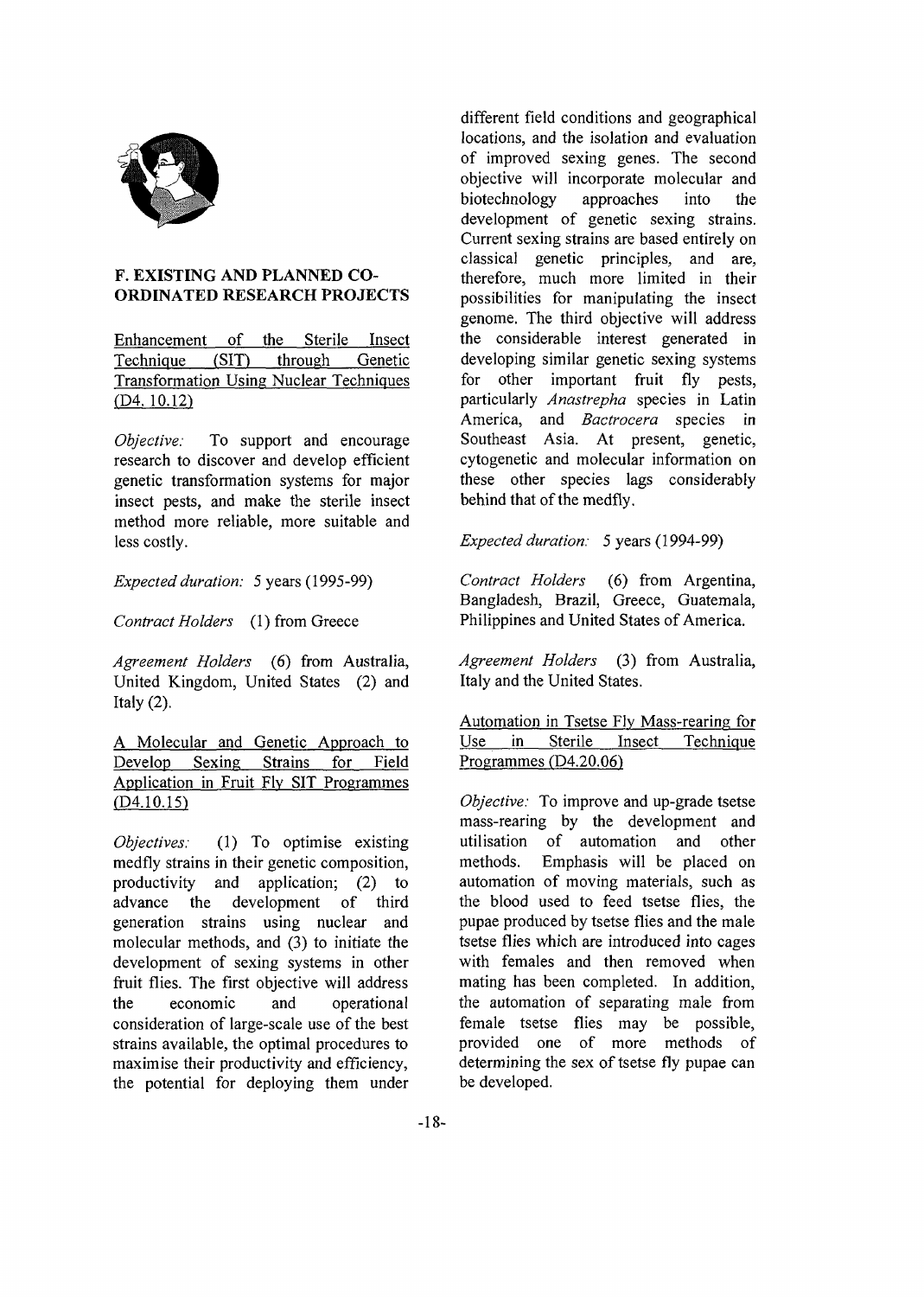## F. EXISTING AND PLANNED CO-ORDINATED RESEARCH PROJECTS

Enhancement of the Sterile Insect Technique (SIT) through Genetic Transformation Using Nuclear Techniques (D4. 10.12)

*Objective:* To support and encourage research to discover and develop efficient genetic transformation systems for major insect pests, and make the sterile insect method more reliable, more suitable and less costly.

*Expected duration:* 5 years (1995-99)

*Contract Holders* (1) from Greece

*Agreement Holders* (6) from Australia, United Kingdom, United States (2) and Italy (2).

A Molecular and Genetic Approach to Develop Sexing Strains for Field Application in Fruit Fly SIT Programmes (D4.10.15)

*Objectives:* (1) To optimise existing medfly strains in their genetic composition, productivity and application; (2) to advance the development of third generation strains using nuclear and molecular methods, and (3) to initiate the development of sexing systems in other fruit flies. The first objective will address the economic and operational consideration of large-scale use of the best strains available, the optimal procedures to maximise their productivity and efficiency, the potential for deploying them under different field conditions and geographical locations, and the isolation and evaluation of improved sexing genes. The second objective will incorporate molecular and biotechnology approaches into the development of genetic sexing strains. Current sexing strains are based entirely on classical genetic principles, and are, therefore, much more limited in their possibilities for manipulating the insect genome. The third objective will address the considerable interest generated in developing similar genetic sexing systems for other important fruit fly pests, particularly *Anastrepha* species in Latin America, and *Bactrocera* species in Southeast Asia. At present, genetic, cytogenetic and molecular information on these other species lags considerably behind that of the medfly.

*Expected duration:* 5 years (1994-99)

*Contract Holders* (6) from Argentina, Bangladesh, Brazil, Greece, Guatemala, Philippines and United States of America.

*Agreement Holders* (3) from Australia, Italy and the United States.

Automation in Tsetse Fly Mass-rearing for Use in Sterile Insect Technique Programmes (D4.20.06)

*Objective:* To improve and up-grade tsetse mass-rearing by the development and utilisation of automation and other methods. Emphasis will be placed on automation of moving materials, such as the blood used to feed tsetse flies, the pupae produced by tsetse flies and the male tsetse flies which are introduced into cages with females and then removed when mating has been completed. In addition, the automation of separating male from female tsetse flies may be possible, provided one of more methods of determining the sex of tsetse fly pupae can be developed.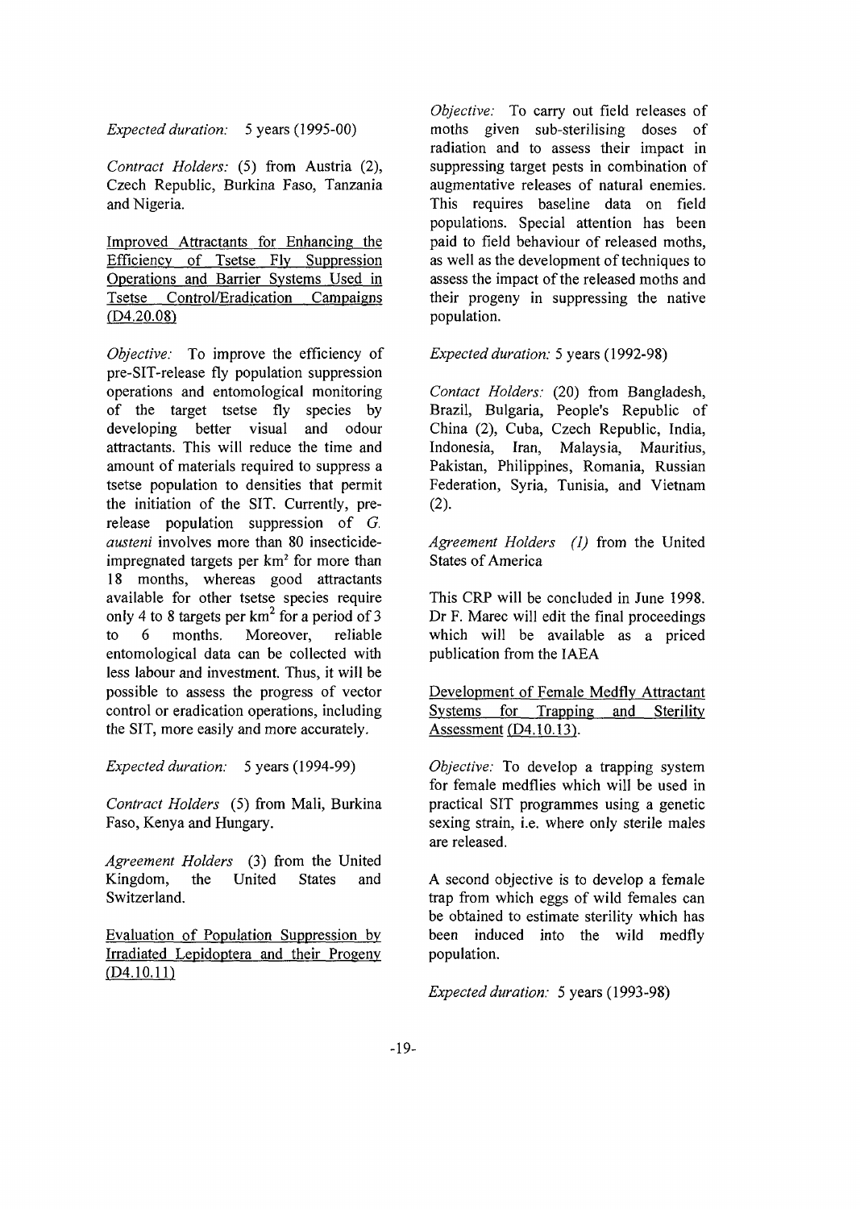*Expected duration:* 5 years (1995-00)

*Contract Holders:* (5) from Austria (2), Czech Republic, Burkina Faso, Tanzania and Nigeria.

Improved Attractants for Enhancing the Efficiency of Tsetse Fly Suppression Operations and Barrier Systems Used in Tsetse Control/Eradication Campaigns (D4.20.08)

*Objective:* To improve the efficiency of pre-SIT-release fly population suppression operations and entomological monitoring of the target tsetse fly species by developing better visual and odour attractants. This will reduce the time and amount of materials required to suppress a tsetse population to densities that permit the initiation of the SIT. Currently, pre-release population suppression of *G. austeni* involves more than 80 insecticide-impregnated targets per km² for more than 18 months, whereas good attractants available for other tsetse species require only 4 to 8 targets per km² for a period of 3 to 6 months. Moreover, reliable entomological data can be collected with less labour and investment. Thus, it will be possible to assess the progress of vector control or eradication operations, including the SIT, more easily and more accurately.

*Expected duration:* 5 years (1994-99)

*Contract Holders* (5) from Mali, Burkina Faso, Kenya and Hungary.

*Agreement Holders* (3) from the United Kingdom, the United States and Switzerland.

Evaluation of Population Suppression by Irradiated Lepidoptera and their Progeny (D4.10.11)

*Objective:* To carry out field releases of moths given sub-sterilising doses of radiation and to assess their impact in suppressing target pests in combination of augmentative releases of natural enemies. This requires baseline data on field populations. Special attention has been paid to field behaviour of released moths, as well as the development of techniques to assess the impact of the released moths and their progeny in suppressing the native population.

*Expected duration:* 5 years (1992-98)

*Contact Holders:* (20) from Bangladesh, Brazil, Bulgaria, People's Republic of China (2), Cuba, Czech Republic, India, Indonesia, Iran, Malaysia, Mauritius, Pakistan, Philippines, Romania, Russian Federation, Syria, Tunisia, and Vietnam (2).

*Agreement Holders (1)* from the United States of America

This CRP will be concluded in June 1998. Dr F. Marec will edit the final proceedings which will be available as a priced publication from the IAEA

Development of Female Medfly Attractant Systems for Trapping and Sterility Assessment (D4.10.13).

*Objective:* To develop a trapping system for female medflies which will be used in practical SIT programmes using a genetic sexing strain, i.e. where only sterile males are released.

A second objective is to develop a female trap from which eggs of wild females can be obtained to estimate sterility which has been induced into the wild medfly population.

*Expected duration:* 5 years (1993-98)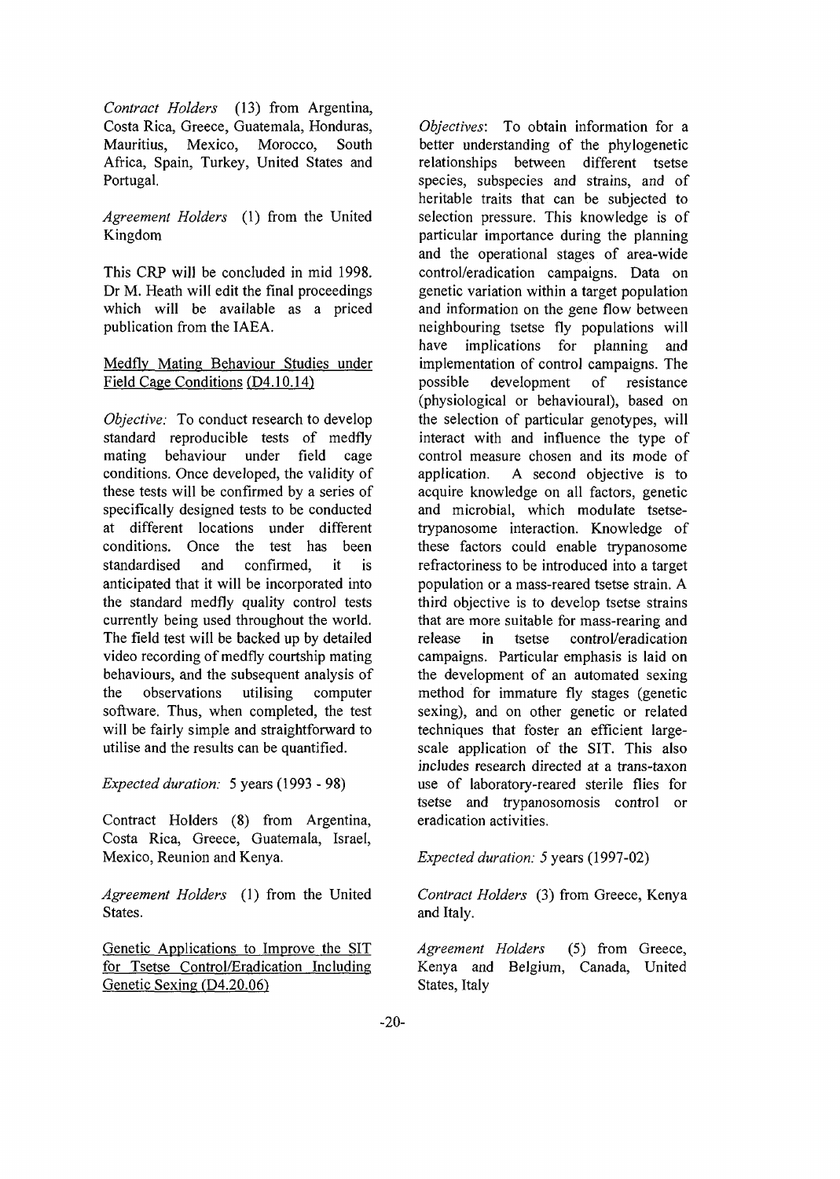*Contract Holders* (13) from Argentina, Costa Rica, Greece, Guatemala, Honduras, Mauritius, Mexico, Morocco, South Africa, Spain, Turkey, United States and Portugal.

*Agreement Holders* (1) from the United Kingdom

This CRP will be concluded in mid 1998. Dr M. Heath will edit the final proceedings which will be available as a priced publication from the IAEA.

<u>Medfly Mating Behaviour Studies under Field Cage Conditions (D4.10.14)</u>

*Objective:* To conduct research to develop standard reproducible tests of medfly mating behaviour under field cage conditions. Once developed, the validity of these tests will be confirmed by a series of specifically designed tests to be conducted at different locations under different conditions. Once the test has been standardised and confirmed, it is anticipated that it will be incorporated into the standard medfly quality control tests currently being used throughout the world. The field test will be backed up by detailed video recording of medfly courtship mating behaviours, and the subsequent analysis of the observations utilising computer software. Thus, when completed, the test will be fairly simple and straightforward to utilise and the results can be quantified.

*Expected duration:* 5 years (1993 - 98)

Contract Holders (8) from Argentina, Costa Rica, Greece, Guatemala, Israel, Mexico, Reunion and Kenya.

*Agreement Holders* (1) from the United States.

<u>Genetic Applications to Improve the SIT for Tsetse Control/Eradication Including Genetic Sexing (D4.20.06)</u>

*Objectives*: To obtain information for a better understanding of the phylogenetic relationships between different tsetse species, subspecies and strains, and of heritable traits that can be subjected to selection pressure. This knowledge is of particular importance during the planning and the operational stages of area-wide control/eradication campaigns. Data on genetic variation within a target population and information on the gene flow between neighbouring tsetse fly populations will have implications for planning and implementation of control campaigns. The possible development of resistance (physiological or behavioural), based on the selection of particular genotypes, will interact with and influence the type of control measure chosen and its mode of application. A second objective is to acquire knowledge on all factors, genetic and microbial, which modulate tsetse-trypanosome interaction. Knowledge of these factors could enable trypanosome refractoriness to be introduced into a target population or a mass-reared tsetse strain. A third objective is to develop tsetse strains that are more suitable for mass-rearing and release in tsetse control/eradication campaigns. Particular emphasis is laid on the development of an automated sexing method for immature fly stages (genetic sexing), and on other genetic or related techniques that foster an efficient large-scale application of the SIT. This also includes research directed at a trans-taxon use of laboratory-reared sterile flies for tsetse and trypanosomosis control or eradication activities.

*Expected duration:* 5 years (1997-02)

*Contract Holders* (3) from Greece, Kenya and Italy.

*Agreement Holders* (5) from Greece, Kenya and Belgium, Canada, United States, Italy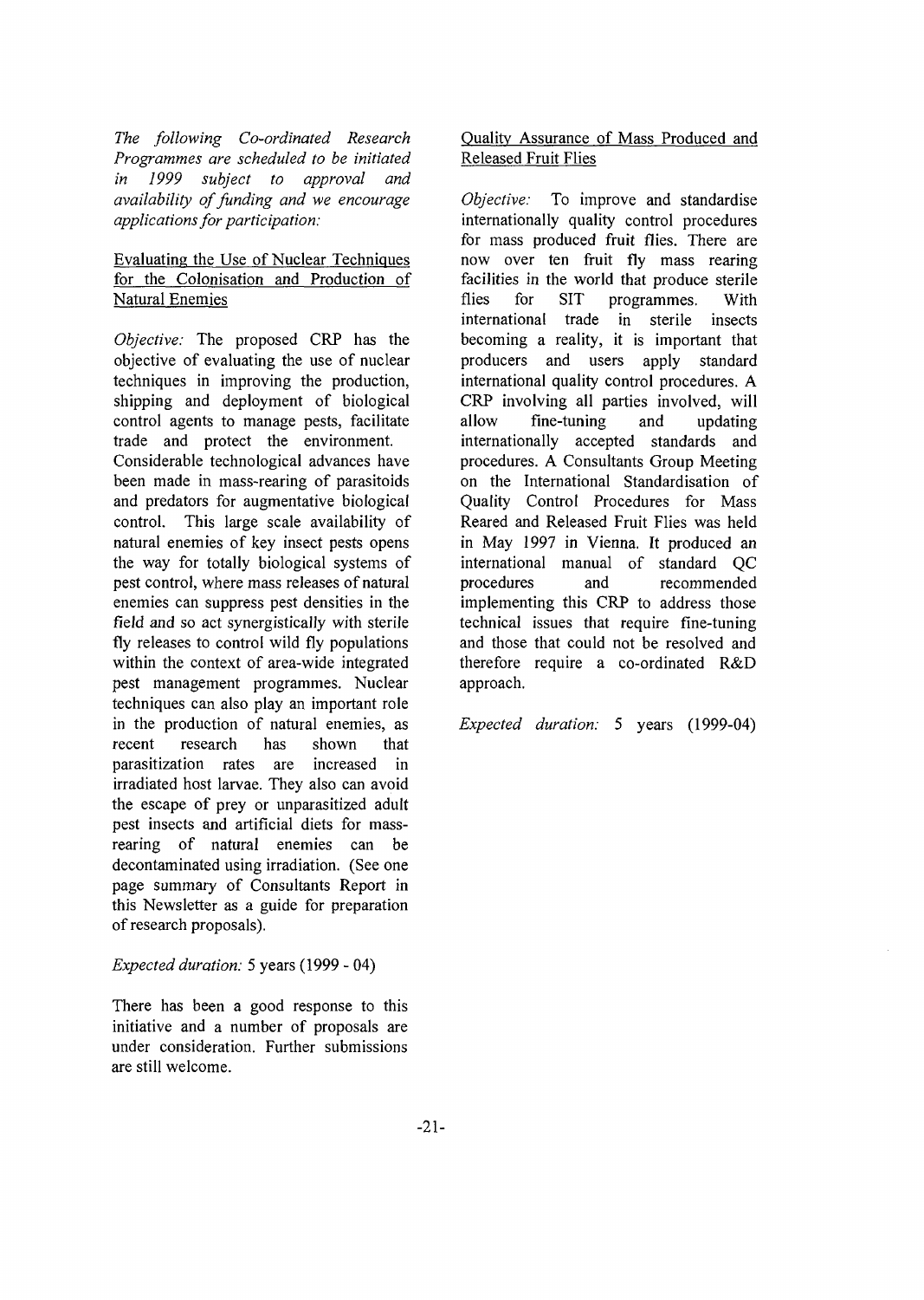*The following Co-ordinated Research Programmes are scheduled to be initiated in 1999 subject to approval and availability of funding and we encourage applications for participation:*

## Evaluating the Use of Nuclear Techniques for the Colonisation and Production of Natural Enemies

*Objective:* The proposed CRP has the objective of evaluating the use of nuclear techniques in improving the production, shipping and deployment of biological control agents to manage pests, facilitate trade and protect the environment. Considerable technological advances have been made in mass-rearing of parasitoids and predators for augmentative biological control. This large scale availability of natural enemies of key insect pests opens the way for totally biological systems of pest control, where mass releases of natural enemies can suppress pest densities in the field and so act synergistically with sterile fly releases to control wild fly populations within the context of area-wide integrated pest management programmes. Nuclear techniques can also play an important role in the production of natural enemies, as recent research has shown that parasitization rates are increased in irradiated host larvae. They also can avoid the escape of prey or unparasitized adult pest insects and artificial diets for mass-rearing of natural enemies can be decontaminated using irradiation. (See one page summary of Consultants Report in this Newsletter as a guide for preparation of research proposals).

*Expected duration:* 5 years (1999 - 04)

There has been a good response to this initiative and a number of proposals are under consideration. Further submissions are still welcome.

## Quality Assurance of Mass Produced and Released Fruit Flies

*Objective:* To improve and standardise internationally quality control procedures for mass produced fruit flies. There are now over ten fruit fly mass rearing facilities in the world that produce sterile flies for SIT programmes. With international trade in sterile insects becoming a reality, it is important that producers and users apply standard international quality control procedures. A CRP involving all parties involved, will allow fine-tuning and updating internationally accepted standards and procedures. A Consultants Group Meeting on the International Standardisation of Quality Control Procedures for Mass Reared and Released Fruit Flies was held in May 1997 in Vienna. It produced an international manual of standard QC procedures and recommended implementing this CRP to address those technical issues that require fine-tuning and those that could not be resolved and therefore require a co-ordinated R&D approach.

*Expected duration:* 5 years (1999-04)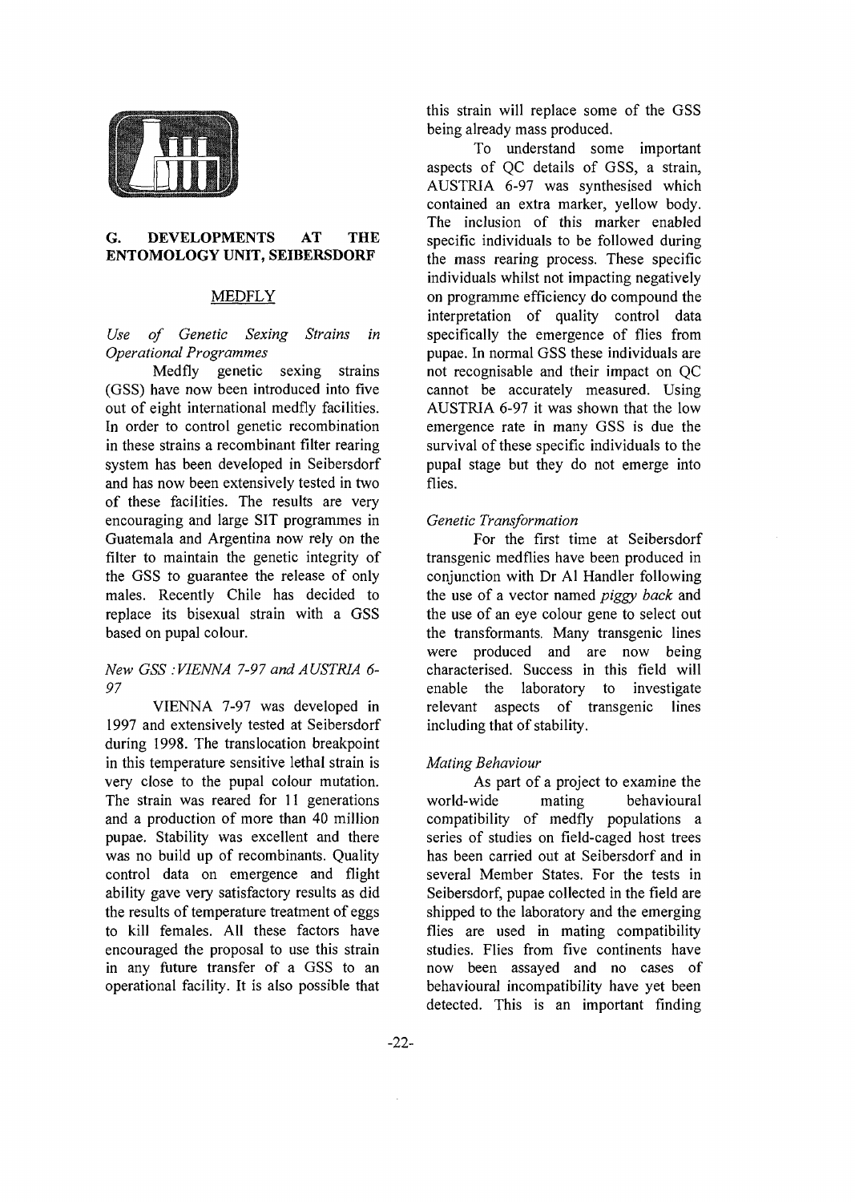## G. DEVELOPMENTS AT THE ENTOMOLOGY UNIT, SEIBERSDORF

### MEDFLY

*Use of Genetic Sexing Strains in Operational Programmes*

Medfly genetic sexing strains (GSS) have now been introduced into five out of eight international medfly facilities. In order to control genetic recombination in these strains a recombinant filter rearing system has been developed in Seibersdorf and has now been extensively tested in two of these facilities. The results are very encouraging and large SIT programmes in Guatemala and Argentina now rely on the filter to maintain the genetic integrity of the GSS to guarantee the release of only males. Recently Chile has decided to replace its bisexual strain with a GSS based on pupal colour.

*New GSS : VIENNA 7-97 and AUSTRIA 6-97*

VIENNA 7-97 was developed in 1997 and extensively tested at Seibersdorf during 1998. The translocation breakpoint in this temperature sensitive lethal strain is very close to the pupal colour mutation. The strain was reared for 11 generations and a production of more than 40 million pupae. Stability was excellent and there was no build up of recombinants. Quality control data on emergence and flight ability gave very satisfactory results as did the results of temperature treatment of eggs to kill females. All these factors have encouraged the proposal to use this strain in any future transfer of a GSS to an operational facility. It is also possible that this strain will replace some of the GSS being already mass produced.

To understand some important aspects of QC details of GSS, a strain, AUSTRIA 6-97 was synthesised which contained an extra marker, yellow body. The inclusion of this marker enabled specific individuals to be followed during the mass rearing process. These specific individuals whilst not impacting negatively on programme efficiency do compound the interpretation of quality control data specifically the emergence of flies from pupae. In normal GSS these individuals are not recognisable and their impact on QC cannot be accurately measured. Using AUSTRIA 6-97 it was shown that the low emergence rate in many GSS is due the survival of these specific individuals to the pupal stage but they do not emerge into flies.

*Genetic Transformation*

For the first time at Seibersdorf transgenic medflies have been produced in conjunction with Dr Al Handler following the use of a vector named *piggy back* and the use of an eye colour gene to select out the transformants. Many transgenic lines were produced and are now being characterised. Success in this field will enable the laboratory to investigate relevant aspects of transgenic lines including that of stability.

*Mating Behaviour*

As part of a project to examine the world-wide mating behavioural compatibility of medfly populations a series of studies on field-caged host trees has been carried out at Seibersdorf and in several Member States. For the tests in Seibersdorf, pupae collected in the field are shipped to the laboratory and the emerging flies are used in mating compatibility studies. Flies from five continents have now been assayed and no cases of behavioural incompatibility have yet been detected. This is an important finding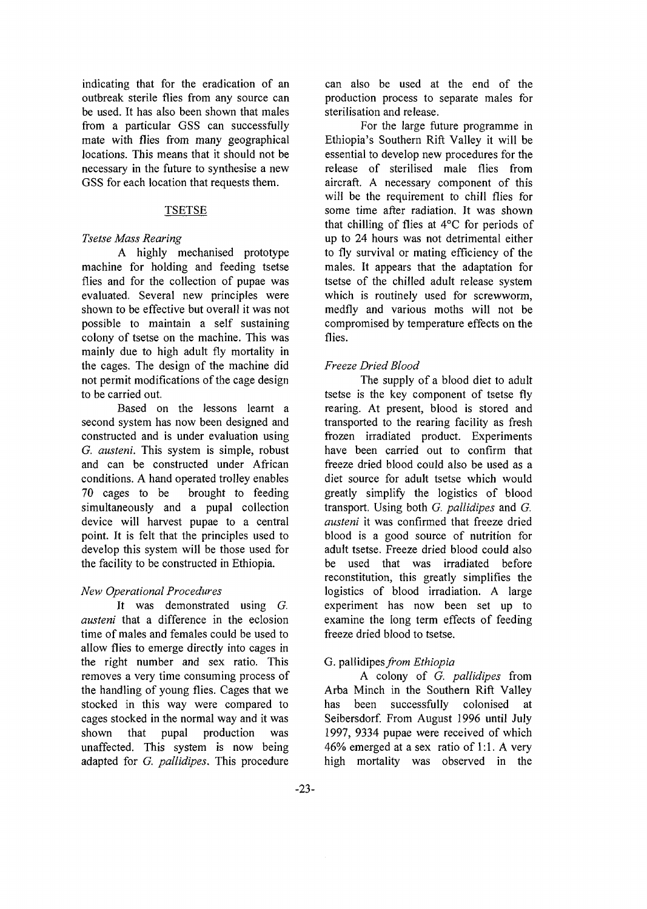indicating that for the eradication of an outbreak sterile flies from any source can be used. It has also been shown that males from a particular GSS can successfully mate with flies from many geographical locations. This means that it should not be necessary in the future to synthesise a new GSS for each location that requests them.

## TSETSE

### *Tsetse Mass Rearing*

A highly mechanised prototype machine for holding and feeding tsetse flies and for the collection of pupae was evaluated. Several new principles were shown to be effective but overall it was not possible to maintain a self sustaining colony of tsetse on the machine. This was mainly due to high adult fly mortality in the cages. The design of the machine did not permit modifications of the cage design to be carried out.

Based on the lessons learnt a second system has now been designed and constructed and is under evaluation using *G. austeni*. This system is simple, robust and can be constructed under African conditions. A hand operated trolley enables 70 cages to be brought to feeding simultaneously and a pupal collection device will harvest pupae to a central point. It is felt that the principles used to develop this system will be those used for the facility to be constructed in Ethiopia.

### *New Operational Procedures*

It was demonstrated using *G. austeni* that a difference in the eclosion time of males and females could be used to allow flies to emerge directly into cages in the right number and sex ratio. This removes a very time consuming process of the handling of young flies. Cages that we stocked in this way were compared to cages stocked in the normal way and it was shown that pupal production was unaffected. This system is now being adapted for *G. pallidipes*. This procedure can also be used at the end of the production process to separate males for sterilisation and release.

For the large future programme in Ethiopia's Southern Rift Valley it will be essential to develop new procedures for the release of sterilised male flies from aircraft. A necessary component of this will be the requirement to chill flies for some time after radiation. It was shown that chilling of flies at 4°C for periods of up to 24 hours was not detrimental either to fly survival or mating efficiency of the males. It appears that the adaptation for tsetse of the chilled adult release system which is routinely used for screwworm, medfly and various moths will not be compromised by temperature effects on the flies.

### *Freeze Dried Blood*

The supply of a blood diet to adult tsetse is the key component of tsetse fly rearing. At present, blood is stored and transported to the rearing facility as fresh frozen irradiated product. Experiments have been carried out to confirm that freeze dried blood could also be used as a diet source for adult tsetse which would greatly simplify the logistics of blood transport. Using both *G. pallidipes* and *G. austeni* it was confirmed that freeze dried blood is a good source of nutrition for adult tsetse. Freeze dried blood could also be used that was irradiated before reconstitution, this greatly simplifies the logistics of blood irradiation. A large experiment has now been set up to examine the long term effects of feeding freeze dried blood to tsetse.

### G. pallidipes *from Ethiopia*

A colony of *G. pallidipes* from Arba Minch in the Southern Rift Valley has been successfully colonised at Seibersdorf. From August 1996 until July 1997, 9334 pupae were received of which 46% emerged at a sex ratio of 1:1. A very high mortality was observed in the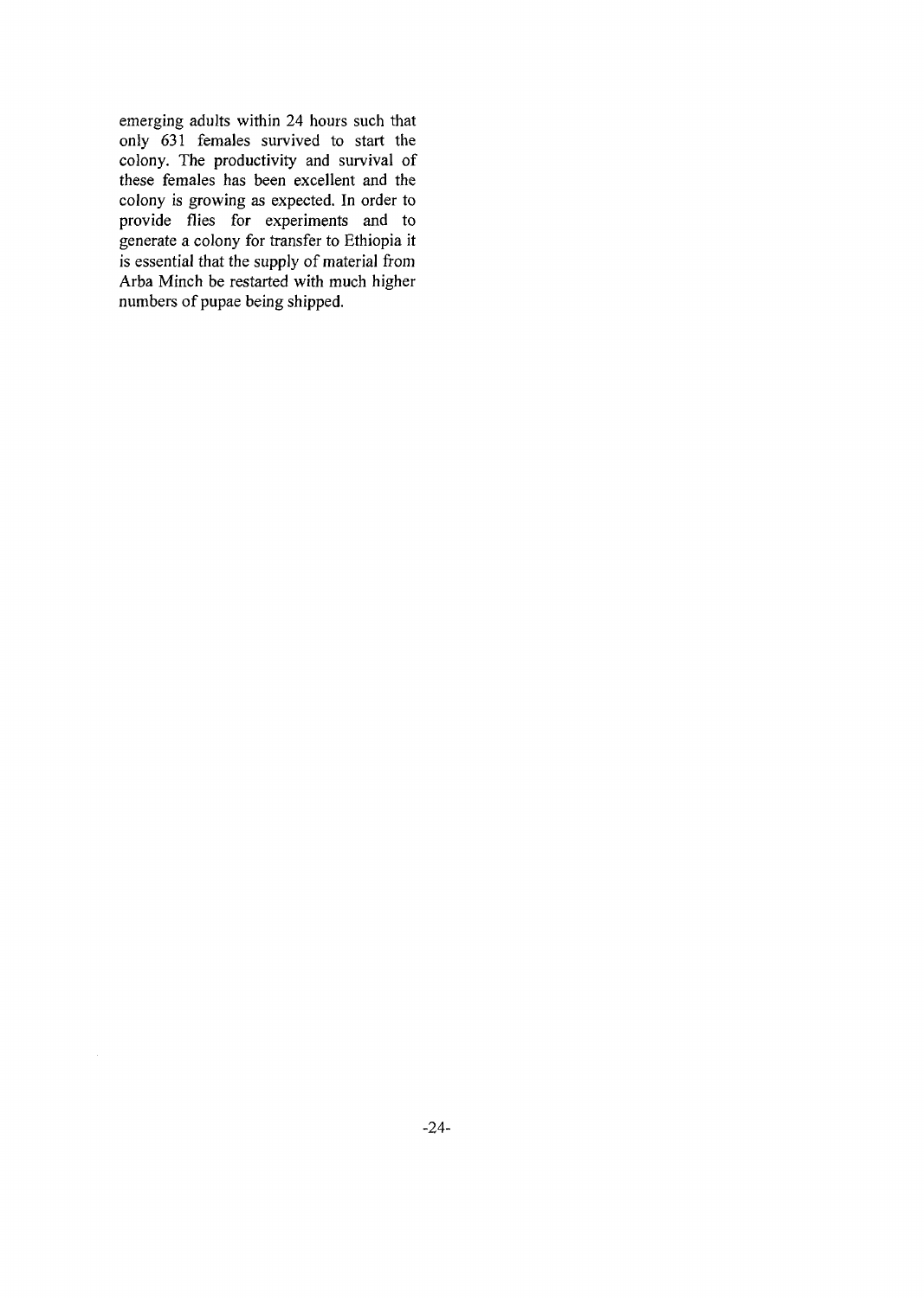emerging adults within 24 hours such that only 631 females survived to start the colony. The productivity and survival of these females has been excellent and the colony is growing as expected. In order to provide flies for experiments and to generate a colony for transfer to Ethiopia it is essential that the supply of material from Arba Minch be restarted with much higher numbers of pupae being shipped.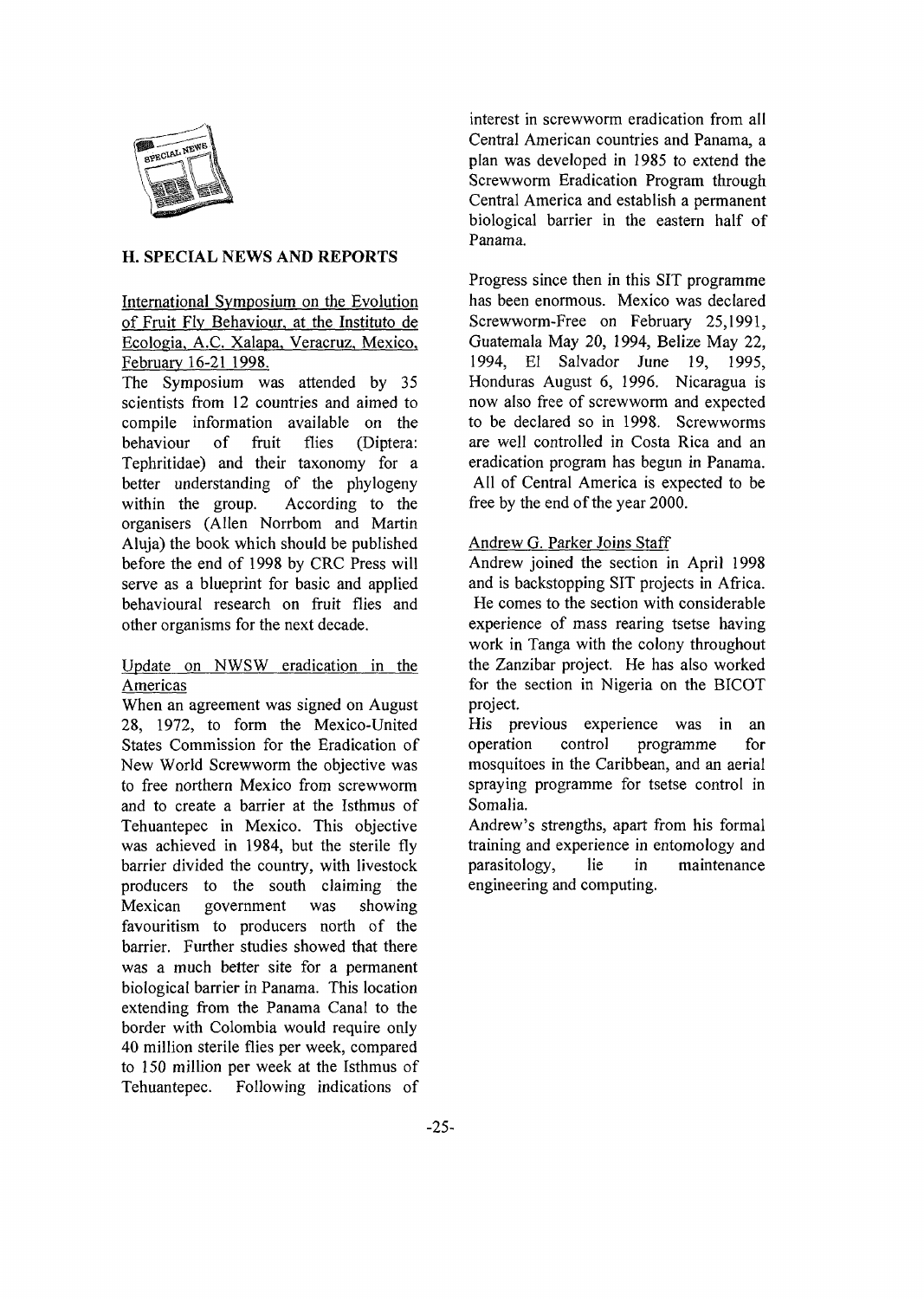## H. SPECIAL NEWS AND REPORTS

International Symposium on the Evolution of Fruit Fly Behaviour, at the Instituto de Ecologia, A.C. Xalapa, Veracruz, Mexico, February 16-21 1998.

The Symposium was attended by 35 scientists from 12 countries and aimed to compile information available on the behaviour of fruit flies (Diptera: Tephritidae) and their taxonomy for a better understanding of the phylogeny within the group. According to the organisers (Allen Norrbom and Martin Aluja) the book which should be published before the end of 1998 by CRC Press will serve as a blueprint for basic and applied behavioural research on fruit flies and other organisms for the next decade.

Update on NWSW eradication in the Americas

When an agreement was signed on August 28, 1972, to form the Mexico-United States Commission for the Eradication of New World Screwworm the objective was to free northern Mexico from screwworm and to create a barrier at the Isthmus of Tehuantepec in Mexico. This objective was achieved in 1984, but the sterile fly barrier divided the country, with livestock producers to the south claiming the Mexican government was showing favouritism to producers north of the barrier. Further studies showed that there was a much better site for a permanent biological barrier in Panama. This location extending from the Panama Canal to the border with Colombia would require only 40 million sterile flies per week, compared to 150 million per week at the Isthmus of Tehuantepec. Following indications of interest in screwworm eradication from all Central American countries and Panama, a plan was developed in 1985 to extend the Screwworm Eradication Program through Central America and establish a permanent biological barrier in the eastern half of Panama.

Progress since then in this SIT programme has been enormous. Mexico was declared Screwworm-Free on February 25,1991, Guatemala May 20, 1994, Belize May 22, 1994, El Salvador June 19, 1995, Honduras August 6, 1996. Nicaragua is now also free of screwworm and expected to be declared so in 1998. Screwworms are well controlled in Costa Rica and an eradication program has begun in Panama. All of Central America is expected to be free by the end of the year 2000.

Andrew G. Parker Joins Staff

Andrew joined the section in April 1998 and is backstopping SIT projects in Africa. He comes to the section with considerable experience of mass rearing tsetse having work in Tanga with the colony throughout the Zanzibar project. He has also worked for the section in Nigeria on the BICOT project.

His previous experience was in an operation control programme for mosquitoes in the Caribbean, and an aerial spraying programme for tsetse control in Somalia.

Andrew's strengths, apart from his formal training and experience in entomology and parasitology, lie in maintenance engineering and computing.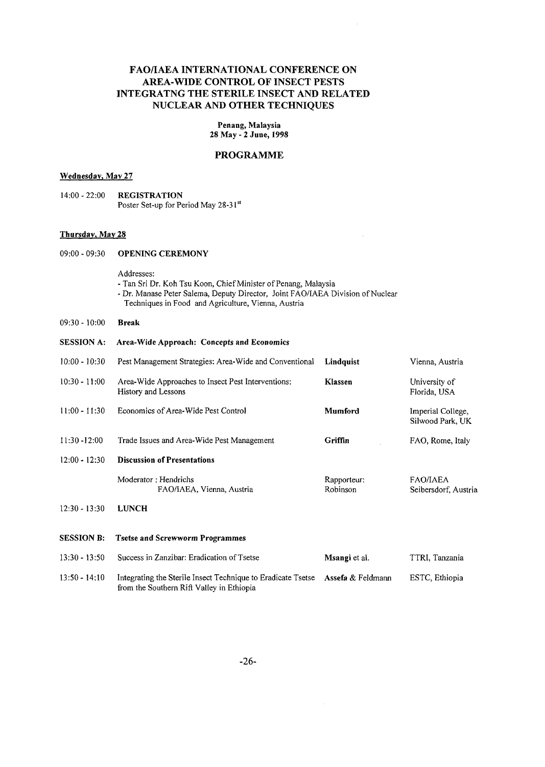# FAO/IAEA INTERNATIONAL CONFERENCE ON AREA-WIDE CONTROL OF INSECT PESTS INTEGRATNG THE STERILE INSECT AND RELATED NUCLEAR AND OTHER TECHNIQUES

**Penang, Malaysia**
**28 May - 2 June, 1998**

## PROGRAMME

**Wednesday, May 27**

14:00 - 22:00 **REGISTRATION**
Poster Set-up for Period May 28-31st

**Thursday, May 28**

09:00 - 09:30 **OPENING CEREMONY**

Addresses:
- Tan Sri Dr. Koh Tsu Koon, Chief Minister of Penang, Malaysia
- Dr. Manase Peter Salema, Deputy Director, Joint FAO/IAEA Division of Nuclear Techniques in Food and Agriculture, Vienna, Austria

09:30 - 10:00 **Break**

**SESSION A: Area-Wide Approach: Concepts and Economics**

| | | | |
|---|---|---|---|
| 10:00 - 10:30 | Pest Management Strategies: Area-Wide and Conventional | **Lindquist** | Vienna, Austria |
| 10:30 - 11:00 | Area-Wide Approaches to Insect Pest Interventions: History and Lessons | **Klassen** | University of Florida, USA |
| 11:00 - 11:30 | Economics of Area-Wide Pest Control | **Mumford** | Imperial College, Silwood Park, UK |
| 11:30 -12:00 | Trade Issues and Area-Wide Pest Management | **Griffin** | FAO, Rome, Italy |
| 12:00 - 12:30 | **Discussion of Presentations** | | |
| | Moderator : Hendrichs FAO/IAEA, Vienna, Austria | Rapporteur: Robinson | FAO/IAEA Seibersdorf, Austria |
| 12:30 - 13:30 | **LUNCH** | | |

**SESSION B: Tsetse and Screwworm Programmes**

| | | | |
|---|---|---|---|
| 13:30 - 13:50 | Success in Zanzibar: Eradication of Tsetse | **Msangi** et al. | TTRI, Tanzania |
| 13:50 - 14:10 | Integrating the Sterile Insect Technique to Eradicate Tsetse from the Southern Rift Valley in Ethiopia | **Assefa** & Feldmann | ESTC, Ethiopia |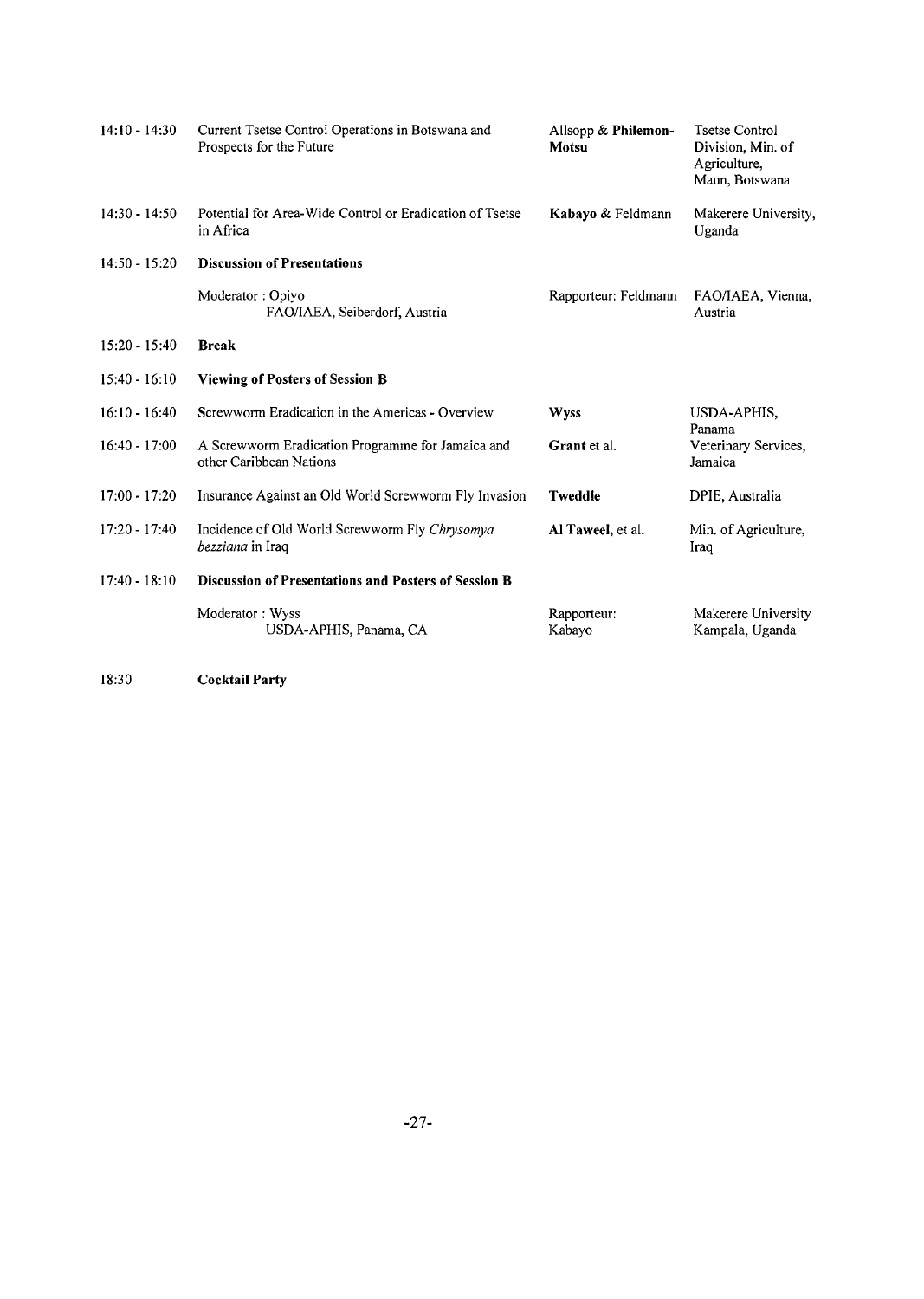| | | | |
|---|---|---|---|
| 14:10 - 14:30 | Current Tsetse Control Operations in Botswana and Prospects for the Future | Allsopp & **Philemon-Motsu** | Tsetse Control Division, Min. of Agriculture, Maun, Botswana |
| 14:30 - 14:50 | Potential for Area-Wide Control or Eradication of Tsetse in Africa | **Kabayo** & Feldmann | Makerere University, Uganda |
| 14:50 - 15:20 | **Discussion of Presentations** | | |
| | Moderator : Opiyo FAO/IAEA, Seiberdorf, Austria | Rapporteur: Feldmann | FAO/IAEA, Vienna, Austria |
| 15:20 - 15:40 | **Break** | | |
| 15:40 - 16:10 | **Viewing of Posters of Session B** | | |
| 16:10 - 16:40 | Screwworm Eradication in the Americas - Overview | **Wyss** | USDA-APHIS, Panama |
| 16:40 - 17:00 | A Screwworm Eradication Programme for Jamaica and other Caribbean Nations | **Grant** et al. | Veterinary Services, Jamaica |
| 17:00 - 17:20 | Insurance Against an Old World Screwworm Fly Invasion | **Tweddle** | DPIE, Australia |
| 17:20 - 17:40 | Incidence of Old World Screwworm Fly *Chrysomya bezziana* in Iraq | **Al Taweel**, et al. | Min. of Agriculture, Iraq |
| 17:40 - 18:10 | **Discussion of Presentations and Posters of Session B** | | |
| | Moderator : Wyss USDA-APHIS, Panama, CA | Rapporteur: Kabayo | Makerere University Kampala, Uganda |
| 18:30 | **Cocktail Party** | | |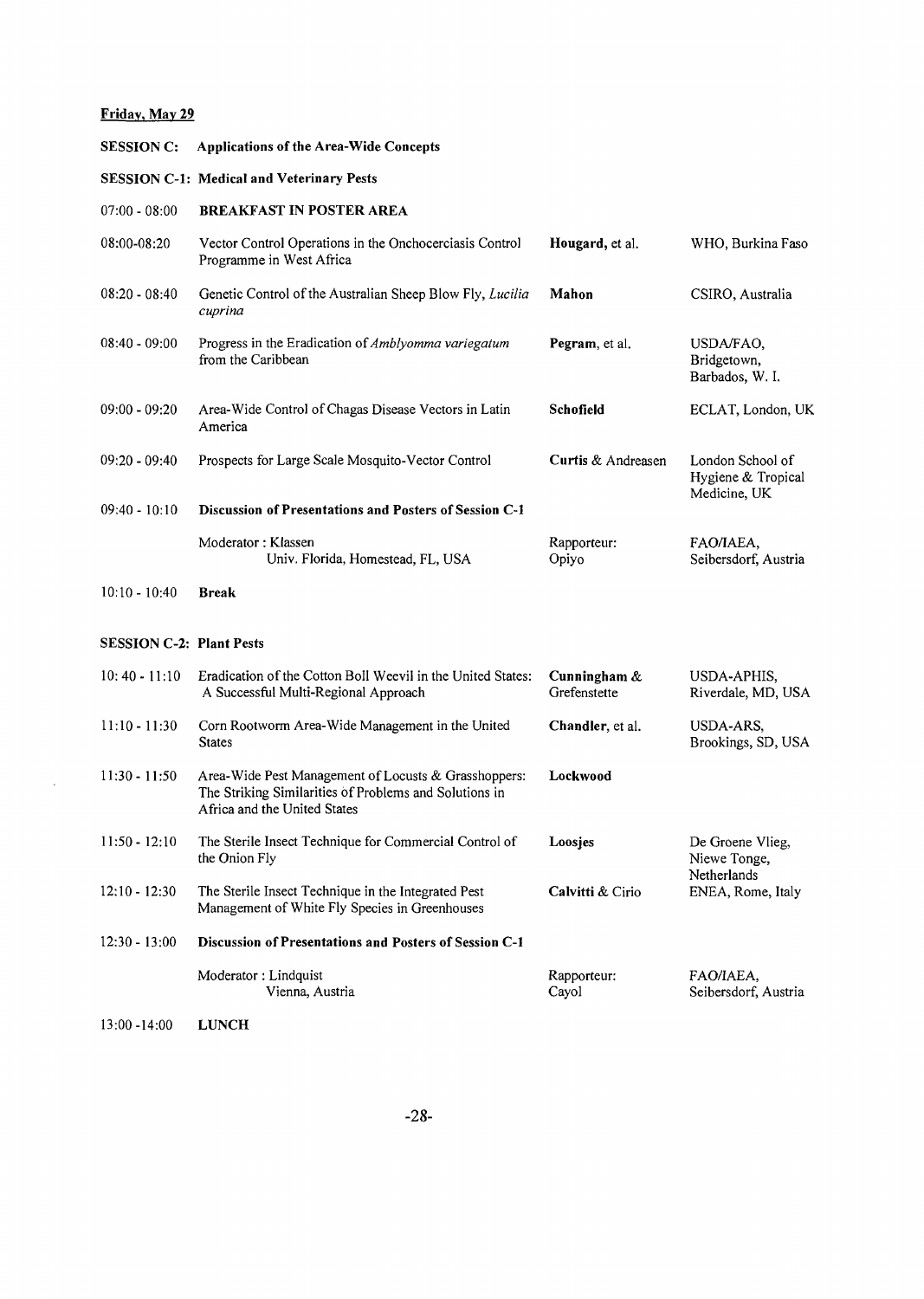**Friday, May 29**

**SESSION C: Applications of the Area-Wide Concepts**

**SESSION C-1: Medical and Veterinary Pests**

| | | | |
|---|---|---|---|
| 07:00 - 08:00 | **BREAKFAST IN POSTER AREA** | | |
| 08:00-08:20 | Vector Control Operations in the Onchocerciasis Control Programme in West Africa | **Hougard**, et al. | WHO, Burkina Faso |
| 08:20 - 08:40 | Genetic Control of the Australian Sheep Blow Fly, *Lucilia cuprina* | **Mahon** | CSIRO, Australia |
| 08:40 - 09:00 | Progress in the Eradication of *Amblyomma variegatum* from the Caribbean | **Pegram**, et al. | USDA/FAO, Bridgetown, Barbados, W. I. |
| 09:00 - 09:20 | Area-Wide Control of Chagas Disease Vectors in Latin America | **Schofield** | ECLAT, London, UK |
| 09:20 - 09:40 | Prospects for Large Scale Mosquito-Vector Control | **Curtis** & Andreasen | London School of Hygiene & Tropical Medicine, UK |
| 09:40 - 10:10 | **Discussion of Presentations and Posters of Session C-1** | | |
| | Moderator : Klassen<br>Univ. Florida, Homestead, FL, USA | Rapporteur:<br>Opiyo | FAO/IAEA, Seibersdorf, Austria |
| 10:10 - 10:40 | **Break** | | |

**SESSION C-2: Plant Pests**

| | | | |
|---|---|---|---|
| 10: 40 - 11:10 | Eradication of the Cotton Boll Weevil in the United States: A Successful Multi-Regional Approach | **Cunningham** & Grefenstette | USDA-APHIS, Riverdale, MD, USA |
| 11:10 - 11:30 | Corn Rootworm Area-Wide Management in the United States | **Chandler**, et al. | USDA-ARS, Brookings, SD, USA |
| 11:30 - 11:50 | Area-Wide Pest Management of Locusts & Grasshoppers: The Striking Similarities of Problems and Solutions in Africa and the United States | **Lockwood** | |
| 11:50 - 12:10 | The Sterile Insect Technique for Commercial Control of the Onion Fly | **Loosjes** | De Groene Vlieg, Niewe Tonge, Netherlands |
| 12:10 - 12:30 | The Sterile Insect Technique in the Integrated Pest Management of White Fly Species in Greenhouses | **Calvitti** & Cirio | ENEA, Rome, Italy |
| 12:30 - 13:00 | **Discussion of Presentations and Posters of Session C-1** | | |
| | Moderator : Lindquist<br>Vienna, Austria | Rapporteur:<br>Cayol | FAO/IAEA, Seibersdorf, Austria |
| 13:00 -14:00 | **LUNCH** | | |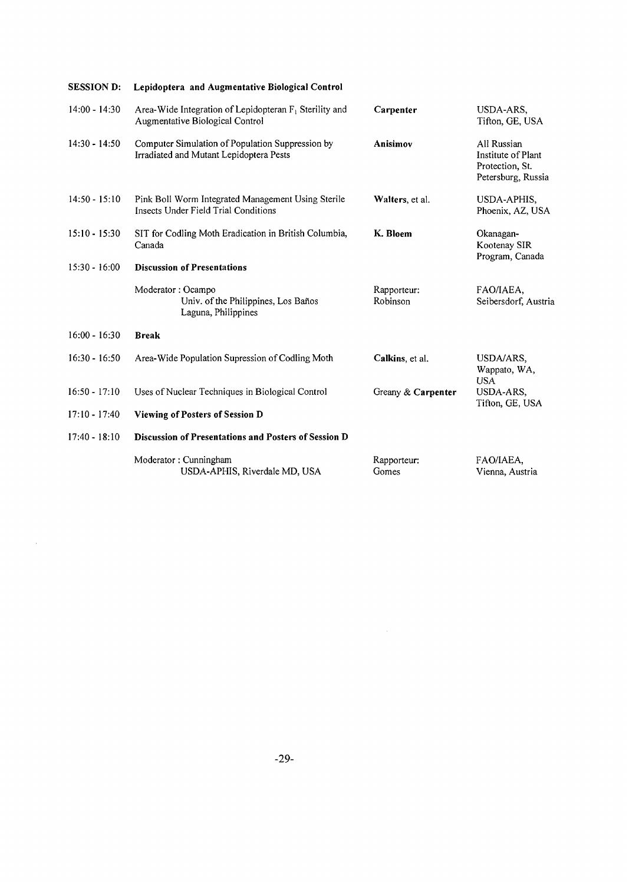**SESSION D: Lepidoptera and Augmentative Biological Control**

| Time | Title | Speaker | Affiliation |
|---|---|---|---|
| 14:00 - 14:30 | Area-Wide Integration of Lepidopteran $F_1$ Sterility and Augmentative Biological Control | **Carpenter** | USDA-ARS, Tifton, GE, USA |
| 14:30 - 14:50 | Computer Simulation of Population Suppression by Irradiated and Mutant Lepidoptera Pests | **Anisimov** | All Russian Institute of Plant Protection, St. Petersburg, Russia |
| 14:50 - 15:10 | Pink Boll Worm Integrated Management Using Sterile Insects Under Field Trial Conditions | **Walters**, et al. | USDA-APHIS, Phoenix, AZ, USA |
| 15:10 - 15:30 | SIT for Codling Moth Eradication in British Columbia, Canada | **K. Bloem** | Okanagan-Kootenay SIR Program, Canada |
| 15:30 - 16:00 | **Discussion of Presentations** | | |
| | Moderator : Ocampo<br>Univ. of the Philippines, Los Baños Laguna, Philippines | Rapporteur: Robinson | FAO/IAEA, Seibersdorf, Austria |
| 16:00 - 16:30 | **Break** | | |
| 16:30 - 16:50 | Area-Wide Population Supression of Codling Moth | **Calkins**, et al. | USDA/ARS, Wappato, WA, USA |
| 16:50 - 17:10 | Uses of Nuclear Techniques in Biological Control | Greany & **Carpenter** | USDA-ARS, Tifton, GE, USA |
| 17:10 - 17:40 | **Viewing of Posters of Session D** | | |
| 17:40 - 18:10 | **Discussion of Presentations and Posters of Session D** | | |
| | Moderator : Cunningham<br>USDA-APHIS, Riverdale MD, USA | Rapporteur: Gomes | FAO/IAEA, Vienna, Austria |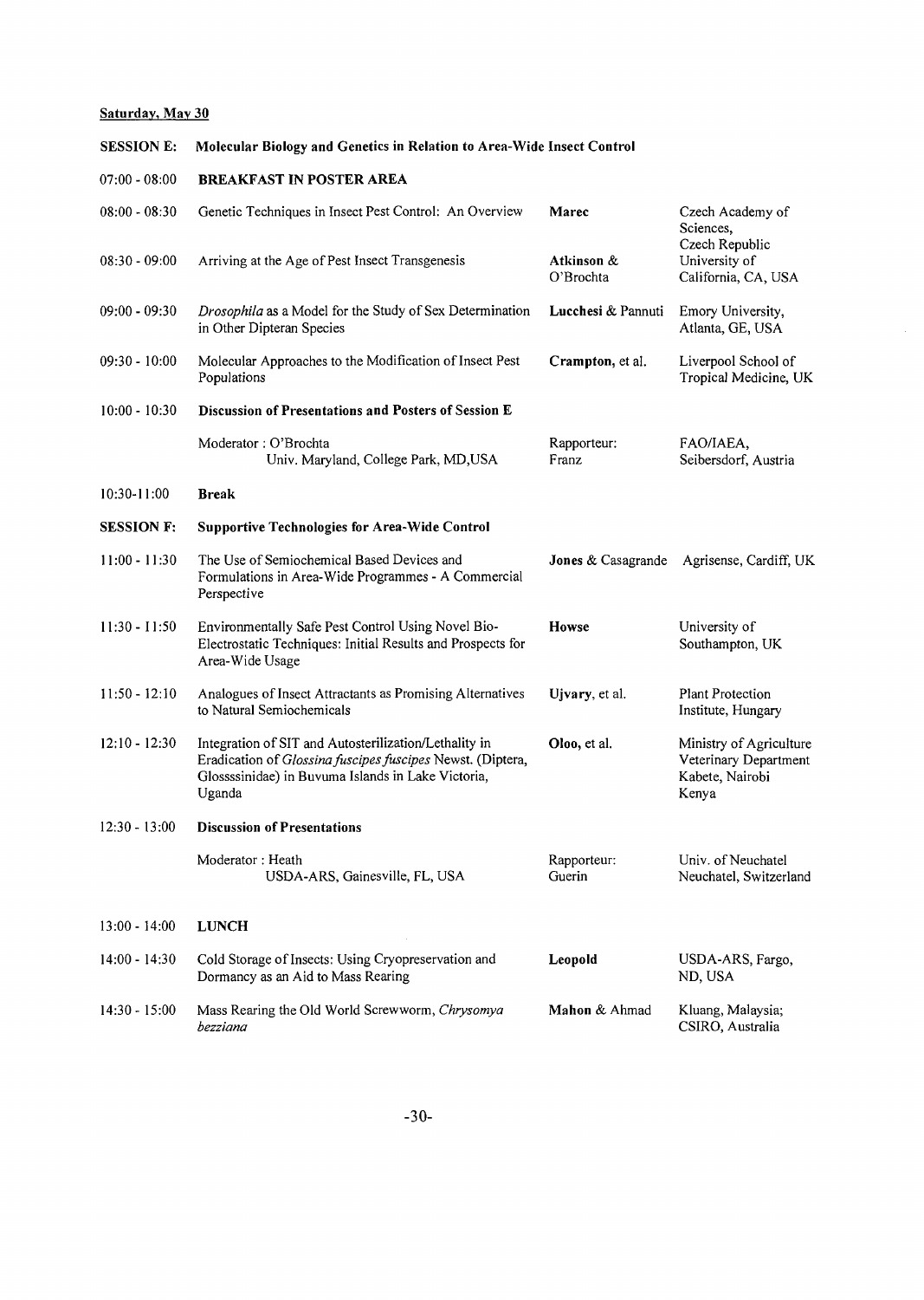**Saturday, May 30**

| | | | |
|---|---|---|---|
| **SESSION E:** | **Molecular Biology and Genetics in Relation to Area-Wide Insect Control** | | |
| 07:00 - 08:00 | **BREAKFAST IN POSTER AREA** | | |
| 08:00 - 08:30 | Genetic Techniques in Insect Pest Control: An Overview | **Marec** | Czech Academy of Sciences, Czech Republic |
| 08:30 - 09:00 | Arriving at the Age of Pest Insect Transgenesis | **Atkinson** & O'Brochta | University of California, CA, USA |
| 09:00 - 09:30 | *Drosophila* as a Model for the Study of Sex Determination in Other Dipteran Species | **Lucchesi** & Pannuti | Emory University, Atlanta, GE, USA |
| 09:30 - 10:00 | Molecular Approaches to the Modification of Insect Pest Populations | **Crampton**, et al. | Liverpool School of Tropical Medicine, UK |
| 10:00 - 10:30 | **Discussion of Presentations and Posters of Session E** | | |
| | Moderator : O'Brochta Univ. Maryland, College Park, MD,USA | Rapporteur: Franz | FAO/IAEA, Seibersdorf, Austria |
| 10:30-11:00 | **Break** | | |
| **SESSION F:** | **Supportive Technologies for Area-Wide Control** | | |
| 11:00 - 11:30 | The Use of Semiochemical Based Devices and Formulations in Area-Wide Programmes - A Commercial Perspective | **Jones** & Casagrande | Agrisense, Cardiff, UK |
| 11:30 - 11:50 | Environmentally Safe Pest Control Using Novel Bio-Electrostatic Techniques: Initial Results and Prospects for Area-Wide Usage | **Howse** | University of Southampton, UK |
| 11:50 - 12:10 | Analogues of Insect Attractants as Promising Alternatives to Natural Semiochemicals | **Ujvary**, et al. | Plant Protection Institute, Hungary |
| 12:10 - 12:30 | Integration of SIT and Autosterilization/Lethality in Eradication of *Glossina fuscipes fuscipes* Newst. (Diptera, Glossssinidae) in Buvuma Islands in Lake Victoria, Uganda | **Oloo**, et al. | Ministry of Agriculture Veterinary Department Kabete, Nairobi Kenya |
| 12:30 - 13:00 | **Discussion of Presentations** | | |
| | Moderator : Heath USDA-ARS, Gainesville, FL, USA | Rapporteur: Guerin | Univ. of Neuchatel Neuchatel, Switzerland |
| 13:00 - 14:00 | **LUNCH** | | |
| 14:00 - 14:30 | Cold Storage of Insects: Using Cryopreservation and Dormancy as an Aid to Mass Rearing | **Leopold** | USDA-ARS, Fargo, ND, USA |
| 14:30 - 15:00 | Mass Rearing the Old World Screwworm, *Chrysomya bezziana* | **Mahon** & Ahmad | Kluang, Malaysia; CSIRO, Australia |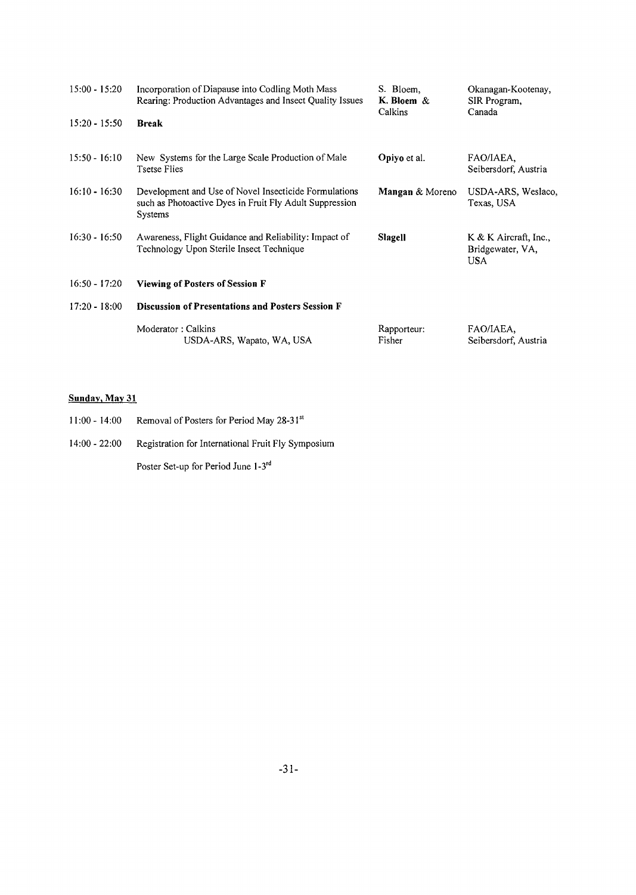| | | | |
|---|---|---|---|
| 15:00 - 15:20 | Incorporation of Diapause into Codling Moth Mass Rearing: Production Advantages and Insect Quality Issues | S. Bloem, **K. Bloem** & Calkins | Okanagan-Kootenay, SIR Program, Canada |
| 15:20 - 15:50 | **Break** | | |
| 15:50 - 16:10 | New Systems for the Large Scale Production of Male Tsetse Flies | **Opiyo** et al. | FAO/IAEA, Seibersdorf, Austria |
| 16:10 - 16:30 | Development and Use of Novel Insecticide Formulations such as Photoactive Dyes in Fruit Fly Adult Suppression Systems | **Mangan** & Moreno | USDA-ARS, Weslaco, Texas, USA |
| 16:30 - 16:50 | Awareness, Flight Guidance and Reliability: Impact of Technology Upon Sterile Insect Technique | **Slagell** | K & K Aircraft, Inc., Bridgewater, VA, USA |
| 16:50 - 17:20 | **Viewing of Posters of Session F** | | |
| 17:20 - 18:00 | **Discussion of Presentations and Posters Session F** | | |
| | Moderator : Calkins USDA-ARS, Wapato, WA, USA | Rapporteur: Fisher | FAO/IAEA, Seibersdorf, Austria |

**Sunday, May 31**

| | |
|---|---|
| 11:00 - 14:00 | Removal of Posters for Period May 28-31st |
| 14:00 - 22:00 | Registration for International Fruit Fly Symposium |
| | Poster Set-up for Period June 1-3rd |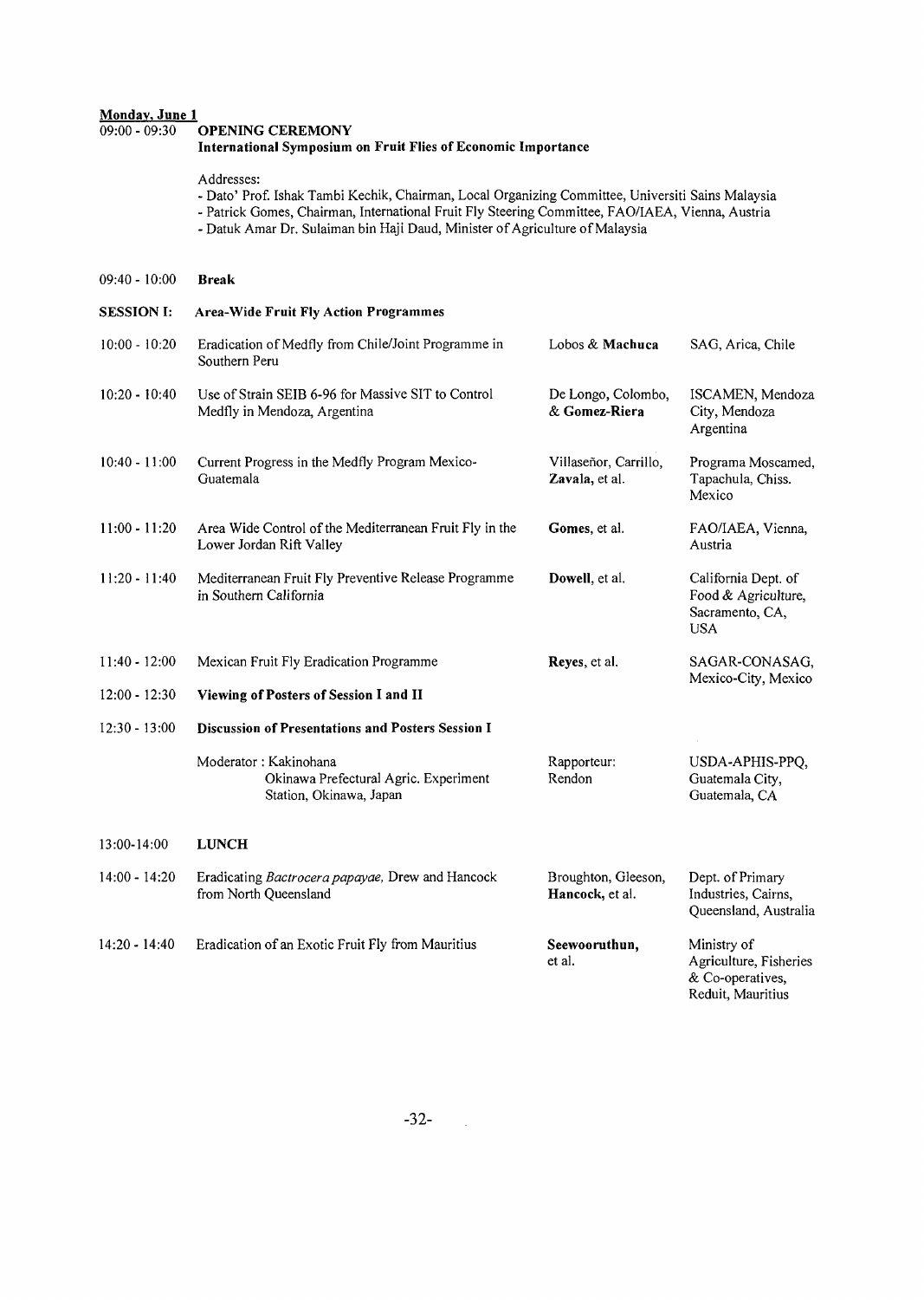**Monday, June 1**

| | | | |
|---|---|---|---|
| 09:00 - 09:30 | **OPENING CEREMONY**<br>**International Symposium on Fruit Flies of Economic Importance**<br><br>Addresses:<br>- Dato' Prof. Ishak Tambi Kechik, Chairman, Local Organizing Committee, Universiti Sains Malaysia<br>- Patrick Gomes, Chairman, International Fruit Fly Steering Committee, FAO/IAEA, Vienna, Austria<br>- Datuk Amar Dr. Sulaiman bin Haji Daud, Minister of Agriculture of Malaysia | | |
| 09:40 - 10:00 | **Break** | | |
| **SESSION I:** | **Area-Wide Fruit Fly Action Programmes** | | |
| 10:00 - 10:20 | Eradication of Medfly from Chile/Joint Programme in Southern Peru | Lobos & **Machuca** | SAG, Arica, Chile |
| 10:20 - 10:40 | Use of Strain SEIB 6-96 for Massive SIT to Control Medfly in Mendoza, Argentina | De Longo, Colombo, & **Gomez-Riera** | ISCAMEN, Mendoza City, Mendoza Argentina |
| 10:40 - 11:00 | Current Progress in the Medfly Program Mexico-Guatemala | Villaseñor, Carrillo, **Zavala**, et al. | Programa Moscamed, Tapachula, Chiss. Mexico |
| 11:00 - 11:20 | Area Wide Control of the Mediterranean Fruit Fly in the Lower Jordan Rift Valley | **Gomes**, et al. | FAO/IAEA, Vienna, Austria |
| 11:20 - 11:40 | Mediterranean Fruit Fly Preventive Release Programme in Southern California | **Dowell**, et al. | California Dept. of Food & Agriculture, Sacramento, CA, USA |
| 11:40 - 12:00 | Mexican Fruit Fly Eradication Programme | **Reyes**, et al. | SAGAR-CONASAG, Mexico-City, Mexico |
| 12:00 - 12:30 | **Viewing of Posters of Session I and II** | | |
| 12:30 - 13:00 | **Discussion of Presentations and Posters Session I** | | |
| | Moderator : Kakinohana<br>Okinawa Prefectural Agric. Experiment Station, Okinawa, Japan | Rapporteur: Rendon | USDA-APHIS-PPQ, Guatemala City, Guatemala, CA |
| 13:00-14:00 | **LUNCH** | | |
| 14:00 - 14:20 | Eradicating *Bactrocera papayae,* Drew and Hancock from North Queensland | Broughton, Gleeson, **Hancock**, et al. | Dept. of Primary Industries, Cairns, Queensland, Australia |
| 14:20 - 14:40 | Eradication of an Exotic Fruit Fly from Mauritius | **Seewooruthun**, et al. | Ministry of Agriculture, Fisheries & Co-operatives, Reduit, Mauritius |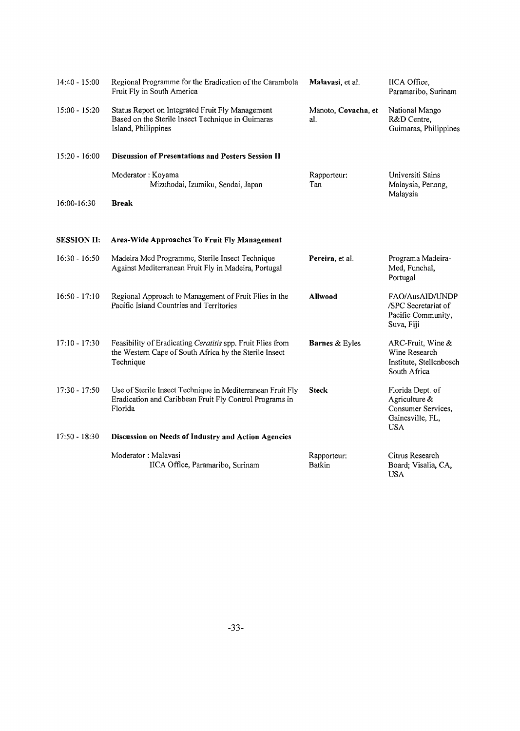| | | | |
|---|---|---|---|
| 14:40 - 15:00 | Regional Programme for the Eradication of the Carambola Fruit Fly in South America | **Malavasi**, et al. | IICA Office, Paramaribo, Surinam |
| 15:00 - 15:20 | Status Report on Integrated Fruit Fly Management Based on the Sterile Insect Technique in Guimaras Island, Philippines | Manoto, **Covacha**, et al. | National Mango R&D Centre, Guimaras, Philippines |
| 15:20 - 16:00 | **Discussion of Presentations and Posters Session II** | | |
| | Moderator : Koyama<br>Mizuhodai, Izumiku, Sendai, Japan | Rapporteur:<br>Tan | Universiti Sains Malaysia, Penang, Malaysia |
| 16:00-16:30 | **Break** | | |
| **SESSION II:** | **Area-Wide Approaches To Fruit Fly Management** | | |
| 16:30 - 16:50 | Madeira Med Programme, Sterile Insect Technique Against Mediterranean Fruit Fly in Madeira, Portugal | **Pereira**, et al. | Programa Madeira-Med, Funchal, Portugal |
| 16:50 - 17:10 | Regional Approach to Management of Fruit Flies in the Pacific Island Countries and Territories | **Allwood** | FAO/AusAID/UNDP /SPC Secretariat of Pacific Community, Suva, Fiji |
| 17:10 - 17:30 | Feasibility of Eradicating *Ceratitis* spp. Fruit Flies from the Western Cape of South Africa by the Sterile Insect Technique | **Barnes** & Eyles | ARC-Fruit, Wine & Wine Research Institute, Stellenbosch South Africa |
| 17:30 - 17:50 | Use of Sterile Insect Technique in Mediterranean Fruit Fly Eradication and Caribbean Fruit Fly Control Programs in Florida | **Steck** | Florida Dept. of Agriculture & Consumer Services, Gainesville, FL, USA |
| 17:50 - 18:30 | **Discussion on Needs of Industry and Action Agencies** | | |
| | Moderator : Malavasi<br>IICA Office, Paramaribo, Surinam | Rapporteur:<br>Batkin | Citrus Research Board; Visalia, CA, USA |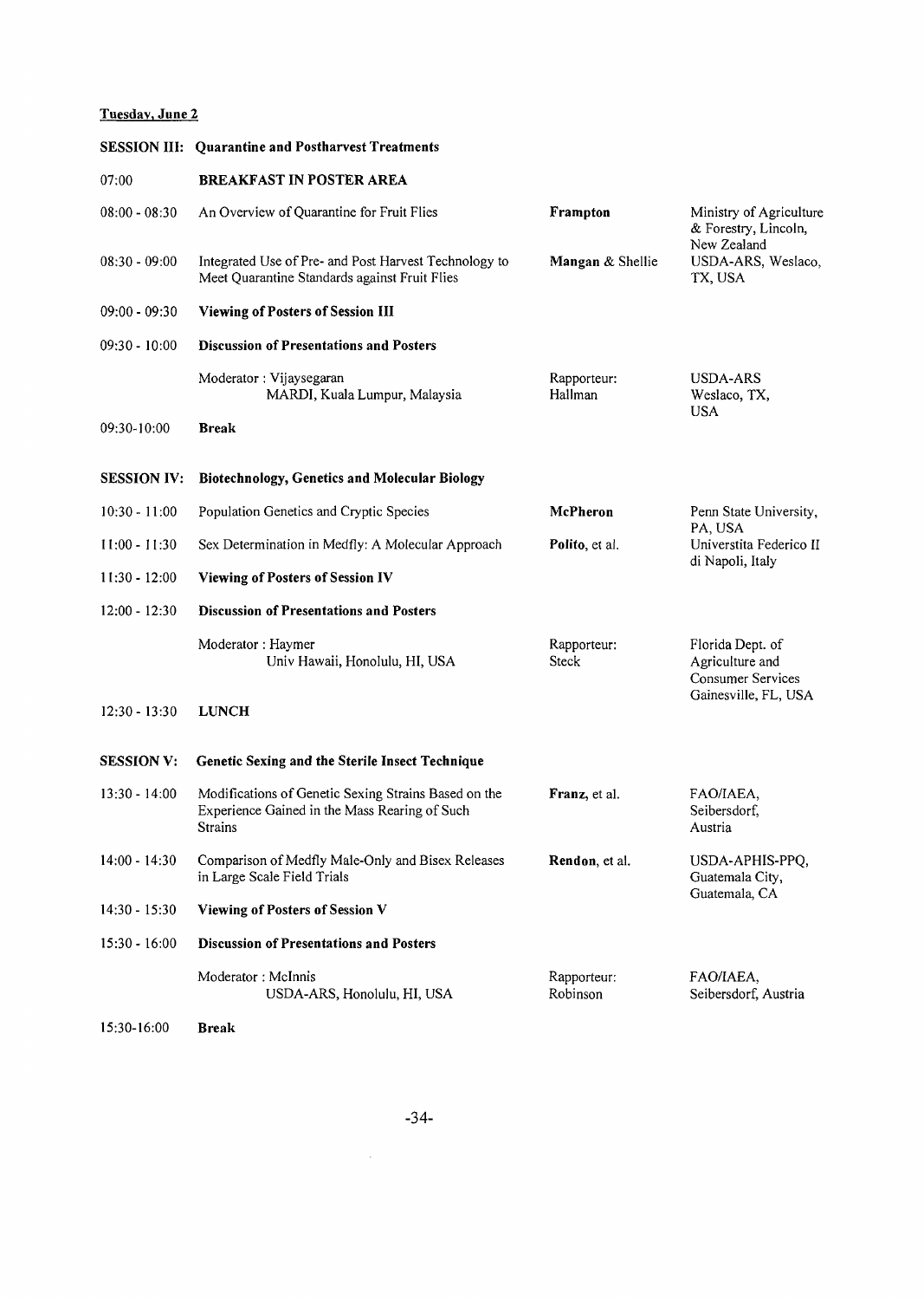**Tuesday, June 2**

| | | | |
|---|---|---|---|
| **SESSION III:** | **Quarantine and Postharvest Treatments** | | |
| 07:00 | **BREAKFAST IN POSTER AREA** | | |
| 08:00 - 08:30 | An Overview of Quarantine for Fruit Flies | **Frampton** | Ministry of Agriculture & Forestry, Lincoln, New Zealand |
| 08:30 - 09:00 | Integrated Use of Pre- and Post Harvest Technology to Meet Quarantine Standards against Fruit Flies | **Mangan** & Shellie | USDA-ARS, Weslaco, TX, USA |
| 09:00 - 09:30 | **Viewing of Posters of Session III** | | |
| 09:30 - 10:00 | **Discussion of Presentations and Posters** | | |
| | Moderator : Vijaysegaran<br>MARDI, Kuala Lumpur, Malaysia | Rapporteur:<br>Hallman | USDA-ARS<br>Weslaco, TX, USA |
| 09:30-10:00 | **Break** | | |
| **SESSION IV:** | **Biotechnology, Genetics and Molecular Biology** | | |
| 10:30 - 11:00 | Population Genetics and Cryptic Species | **McPheron** | Penn State University, PA, USA |
| 11:00 - 11:30 | Sex Determination in Medfly: A Molecular Approach | **Polito**, et al. | Universtita Federico II di Napoli, Italy |
| 11:30 - 12:00 | **Viewing of Posters of Session IV** | | |
| 12:00 - 12:30 | **Discussion of Presentations and Posters** | | |
| | Moderator : Haymer<br>Univ Hawaii, Honolulu, HI, USA | Rapporteur:<br>Steck | Florida Dept. of Agriculture and Consumer Services Gainesville, FL, USA |
| 12:30 - 13:30 | **LUNCH** | | |
| **SESSION V:** | **Genetic Sexing and the Sterile Insect Technique** | | |
| 13:30 - 14:00 | Modifications of Genetic Sexing Strains Based on the Experience Gained in the Mass Rearing of Such Strains | **Franz**, et al. | FAO/IAEA, Seibersdorf, Austria |
| 14:00 - 14:30 | Comparison of Medfly Male-Only and Bisex Releases in Large Scale Field Trials | **Rendon**, et al. | USDA-APHIS-PPQ, Guatemala City, Guatemala, CA |
| 14:30 - 15:30 | **Viewing of Posters of Session V** | | |
| 15:30 - 16:00 | **Discussion of Presentations and Posters** | | |
| | Moderator : McInnis<br>USDA-ARS, Honolulu, HI, USA | Rapporteur:<br>Robinson | FAO/IAEA, Seibersdorf, Austria |
| 15:30-16:00 | **Break** | | |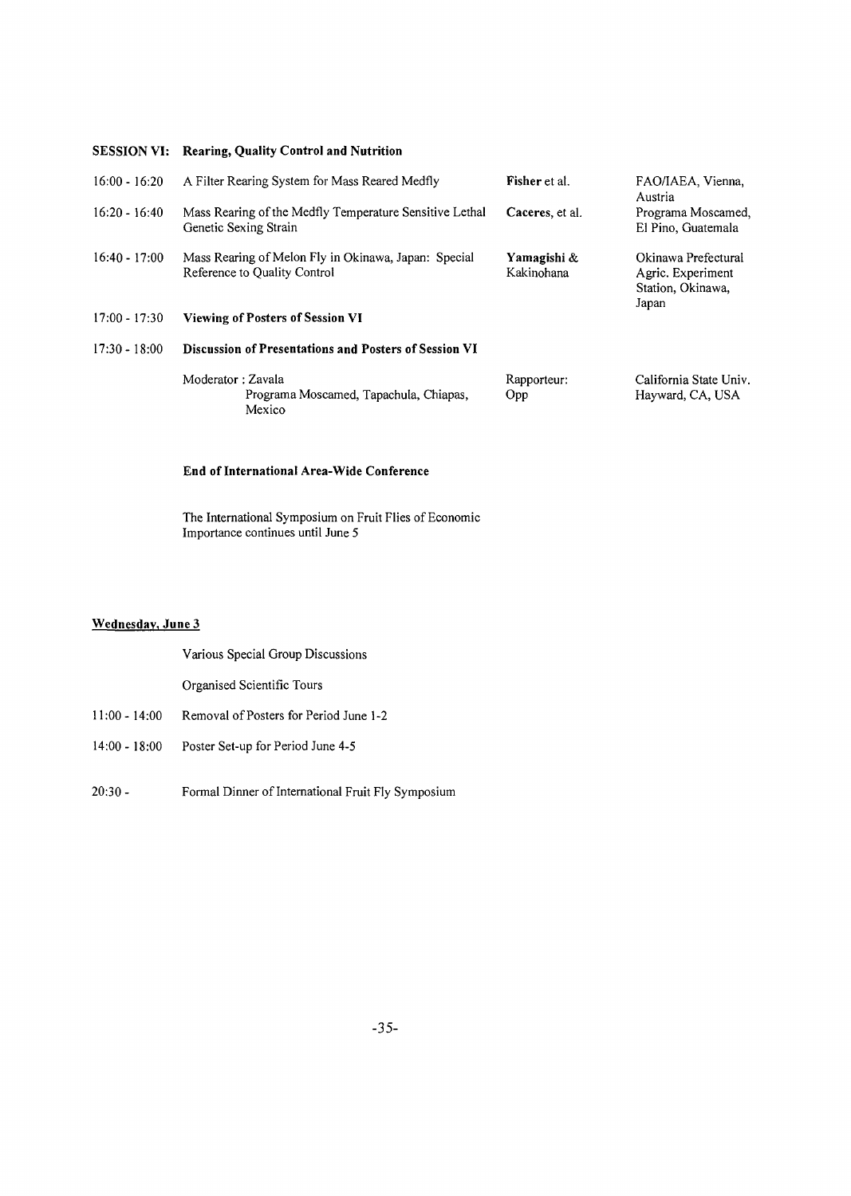**SESSION VI: Rearing, Quality Control and Nutrition**

| | | | |
|---|---|---|---|
| 16:00 - 16:20 | A Filter Rearing System for Mass Reared Medfly | **Fisher** et al. | FAO/IAEA, Vienna, Austria |
| 16:20 - 16:40 | Mass Rearing of the Medfly Temperature Sensitive Lethal Genetic Sexing Strain | **Caceres**, et al. | Programa Moscamed, El Pino, Guatemala |
| 16:40 - 17:00 | Mass Rearing of Melon Fly in Okinawa, Japan: Special Reference to Quality Control | **Yamagishi** & Kakinohana | Okinawa Prefectural Agric. Experiment Station, Okinawa, Japan |
| 17:00 - 17:30 | **Viewing of Posters of Session VI** | | |
| 17:30 - 18:00 | **Discussion of Presentations and Posters of Session VI** | | |
| | Moderator : Zavala<br>Programa Moscamed, Tapachula, Chiapas, Mexico | Rapporteur: Opp | California State Univ. Hayward, CA, USA |

**End of International Area-Wide Conference**

The International Symposium on Fruit Flies of Economic Importance continues until June 5

**Wednesday, June 3**

Various Special Group Discussions

Organised Scientific Tours

11:00 - 14:00 Removal of Posters for Period June 1-2

14:00 - 18:00 Poster Set-up for Period June 4-5

20:30 - Formal Dinner of International Fruit Fly Symposium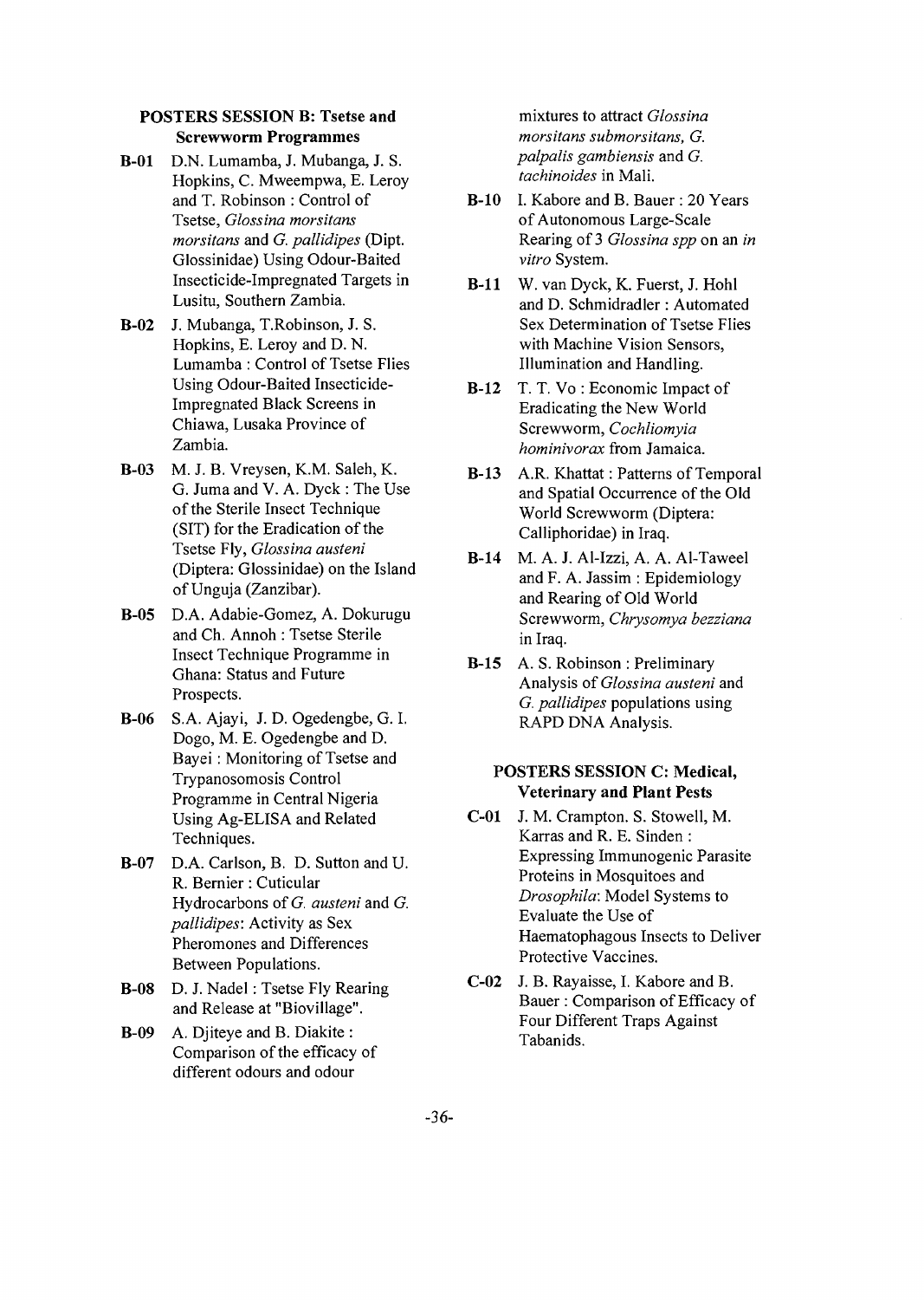## POSTERS SESSION B: Tsetse and Screwworm Programmes

**B-01** D.N. Lumamba, J. Mubanga, J. S. Hopkins, C. Mweempwa, E. Leroy and T. Robinson : Control of Tsetse, *Glossina morsitans morsitans* and *G. pallidipes* (Dipt. Glossinidae) Using Odour-Baited Insecticide-Impregnated Targets in Lusitu, Southern Zambia.

**B-02** J. Mubanga, T.Robinson, J. S. Hopkins, E. Leroy and D. N. Lumamba : Control of Tsetse Flies Using Odour-Baited Insecticide-Impregnated Black Screens in Chiawa, Lusaka Province of Zambia.

**B-03** M. J. B. Vreysen, K.M. Saleh, K. G. Juma and V. A. Dyck : The Use of the Sterile Insect Technique (SIT) for the Eradication of the Tsetse Fly, *Glossina austeni* (Diptera: Glossinidae) on the Island of Unguja (Zanzibar).

**B-05** D.A. Adabie-Gomez, A. Dokurugu and Ch. Annoh : Tsetse Sterile Insect Technique Programme in Ghana: Status and Future Prospects.

**B-06** S.A. Ajayi, J. D. Ogedengbe, G. I. Dogo, M. E. Ogedengbe and D. Bayei : Monitoring of Tsetse and Trypanosomosis Control Programme in Central Nigeria Using Ag-ELISA and Related Techniques.

**B-07** D.A. Carlson, B. D. Sutton and U. R. Bernier : Cuticular Hydrocarbons of *G. austeni* and *G. pallidipes*: Activity as Sex Pheromones and Differences Between Populations.

**B-08** D. J. Nadel : Tsetse Fly Rearing and Release at "Biovillage".

**B-09** A. Djiteye and B. Diakite : Comparison of the efficacy of different odours and odour mixtures to attract *Glossina morsitans submorsitans, G. palpalis gambiensis* and *G. tachinoides* in Mali.

**B-10** I. Kabore and B. Bauer : 20 Years of Autonomous Large-Scale Rearing of 3 *Glossina spp* on an *in vitro* System.

**B-11** W. van Dyck, K. Fuerst, J. Hohl and D. Schmidradler : Automated Sex Determination of Tsetse Flies with Machine Vision Sensors, Illumination and Handling.

**B-12** T. T. Vo : Economic Impact of Eradicating the New World Screwworm, *Cochliomyia hominivorax* from Jamaica.

**B-13** A.R. Khattat : Patterns of Temporal and Spatial Occurrence of the Old World Screwworm (Diptera: Calliphoridae) in Iraq.

**B-14** M. A. J. Al-Izzi, A. A. Al-Taweel and F. A. Jassim : Epidemiology and Rearing of Old World Screwworm, *Chrysomya bezziana* in Iraq.

**B-15** A. S. Robinson : Preliminary Analysis of *Glossina austeni* and *G. pallidipes* populations using RAPD DNA Analysis.

## POSTERS SESSION C: Medical, Veterinary and Plant Pests

**C-01** J. M. Crampton. S. Stowell, M. Karras and R. E. Sinden : Expressing Immunogenic Parasite Proteins in Mosquitoes and *Drosophila*: Model Systems to Evaluate the Use of Haematophagous Insects to Deliver Protective Vaccines.

**C-02** J. B. Rayaisse, I. Kabore and B. Bauer : Comparison of Efficacy of Four Different Traps Against Tabanids.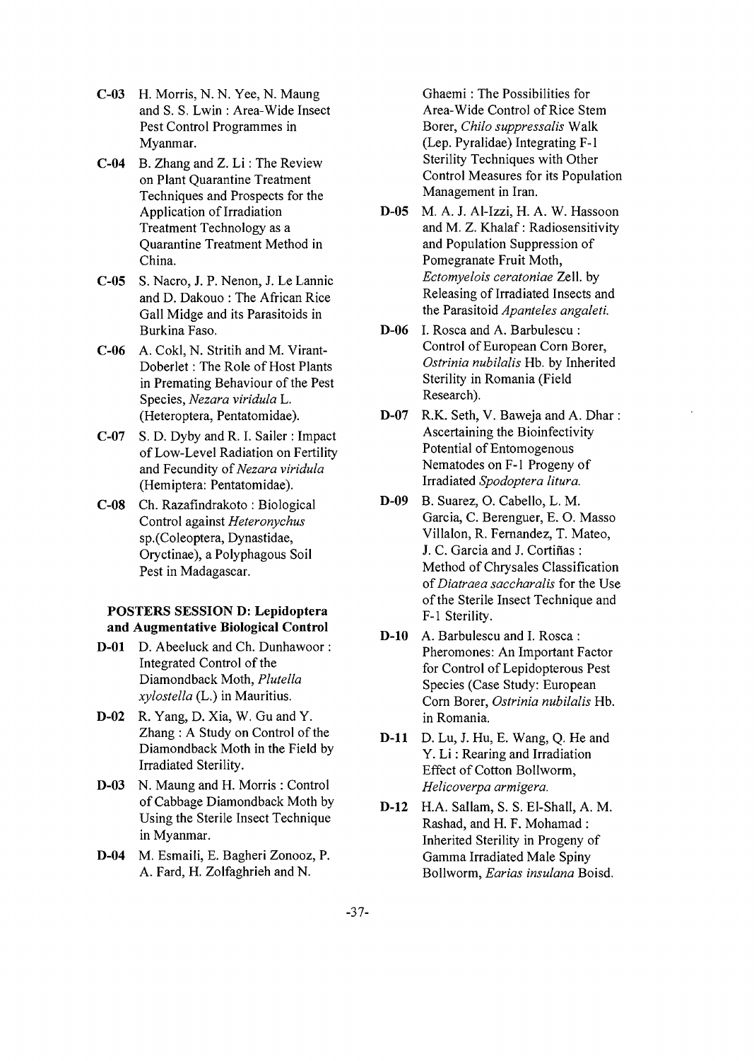**C-03** H. Morris, N. N. Yee, N. Maung and S. S. Lwin : Area-Wide Insect Pest Control Programmes in Myanmar.

**C-04** B. Zhang and Z. Li : The Review on Plant Quarantine Treatment Techniques and Prospects for the Application of Irradiation Treatment Technology as a Quarantine Treatment Method in China.

**C-05** S. Nacro, J. P. Nenon, J. Le Lannic and D. Dakouo : The African Rice Gall Midge and its Parasitoids in Burkina Faso.

**C-06** A. Cokl, N. Stritih and M. Virant-Doberlet : The Role of Host Plants in Premating Behaviour of the Pest Species, *Nezara viridula* L. (Heteroptera, Pentatomidae).

**C-07** S. D. Dyby and R. I. Sailer : Impact of Low-Level Radiation on Fertility and Fecundity of *Nezara viridula* (Hemiptera: Pentatomidae).

**C-08** Ch. Razafindrakoto : Biological Control against *Heteronychus* sp.(Coleoptera, Dynastidae, Oryctinae), a Polyphagous Soil Pest in Madagascar.

**POSTERS SESSION D: Lepidoptera and Augmentative Biological Control**

**D-01** D. Abeeluck and Ch. Dunhawoor : Integrated Control of the Diamondback Moth, *Plutella xylostella* (L.) in Mauritius.

**D-02** R. Yang, D. Xia, W. Gu and Y. Zhang : A Study on Control of the Diamondback Moth in the Field by Irradiated Sterility.

**D-03** N. Maung and H. Morris : Control of Cabbage Diamondback Moth by Using the Sterile Insect Technique in Myanmar.

**D-04** M. Esmaili, E. Bagheri Zonooz, P. A. Fard, H. Zolfaghrieh and N. Ghaemi : The Possibilities for Area-Wide Control of Rice Stem Borer, *Chilo suppressalis* Walk (Lep. Pyralidae) Integrating F-1 Sterility Techniques with Other Control Measures for its Population Management in Iran.

**D-05** M. A. J. Al-Izzi, H. A. W. Hassoon and M. Z. Khalaf : Radiosensitivity and Population Suppression of Pomegranate Fruit Moth, *Ectomyelois ceratoniae* Zell. by Releasing of Irradiated Insects and the Parasitoid *Apanteles angaleti.*

**D-06** I. Rosca and A. Barbulescu : Control of European Corn Borer, *Ostrinia nubilalis* Hb. by Inherited Sterility in Romania (Field Research).

**D-07** R.K. Seth, V. Baweja and A. Dhar : Ascertaining the Bioinfectivity Potential of Entomogenous Nematodes on F-1 Progeny of Irradiated *Spodoptera litura.*

**D-09** B. Suarez, O. Cabello, L. M. Garcia, C. Berenguer, E. O. Masso Villalon, R. Fernandez, T. Mateo, J. C. Garcia and J. Cortiñas : Method of Chrysales Classification of *Diatraea saccharalis* for the Use of the Sterile Insect Technique and F-1 Sterility.

**D-10** A. Barbulescu and I. Rosca : Pheromones: An Important Factor for Control of Lepidopterous Pest Species (Case Study: European Corn Borer, *Ostrinia nubilalis* Hb. in Romania.

**D-11** D. Lu, J. Hu, E. Wang, Q. He and Y. Li : Rearing and Irradiation Effect of Cotton Bollworm, *Helicoverpa armigera.*

**D-12** H.A. Sallam, S. S. El-Shall, A. M. Rashad, and H. F. Mohamad : Inherited Sterility in Progeny of Gamma Irradiated Male Spiny Bollworm, *Earias insulana* Boisd.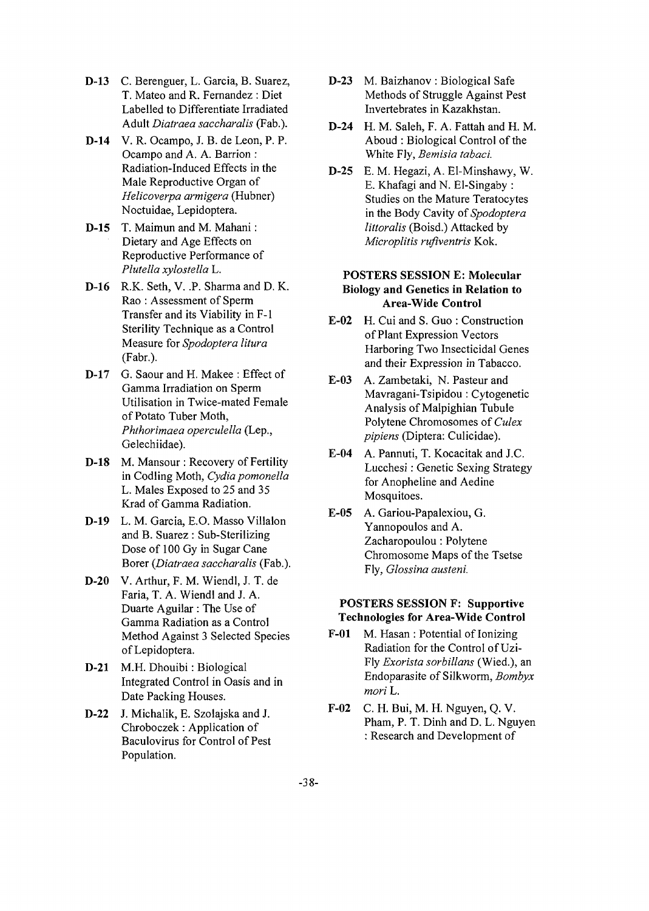**D-13** C. Berenguer, L. Garcia, B. Suarez, T. Mateo and R. Fernandez : Diet Labelled to Differentiate Irradiated Adult *Diatraea saccharalis* (Fab.).

**D-14** V. R. Ocampo, J. B. de Leon, P. P. Ocampo and A. A. Barrion : Radiation-Induced Effects in the Male Reproductive Organ of *Helicoverpa armigera* (Hubner) Noctuidae, Lepidoptera.

**D-15** T. Maimun and M. Mahani : Dietary and Age Effects on Reproductive Performance of *Plutella xylostella* L.

**D-16** R.K. Seth, V. .P. Sharma and D. K. Rao : Assessment of Sperm Transfer and its Viability in F-1 Sterility Technique as a Control Measure for *Spodoptera litura* (Fabr.).

**D-17** G. Saour and H. Makee : Effect of Gamma Irradiation on Sperm Utilisation in Twice-mated Female of Potato Tuber Moth, *Phthorimaea operculella* (Lep., Gelechiidae).

**D-18** M. Mansour : Recovery of Fertility in Codling Moth, *Cydia pomonella* L. Males Exposed to 25 and 35 Krad of Gamma Radiation.

**D-19** L. M. Garcia, E.O. Masso Villalon and B. Suarez : Sub-Sterilizing Dose of 100 Gy in Sugar Cane Borer (*Diatraea saccharalis* (Fab.).

**D-20** V. Arthur, F. M. Wiendl, J. T. de Faria, T. A. Wiendl and J. A. Duarte Aguilar : The Use of Gamma Radiation as a Control Method Against 3 Selected Species of Lepidoptera.

**D-21** M.H. Dhouibi : Biological Integrated Control in Oasis and in Date Packing Houses.

**D-22** J. Michalik, E. Szolajska and J. Chroboczek : Application of Baculovirus for Control of Pest Population.

**D-23** M. Baizhanov : Biological Safe Methods of Struggle Against Pest Invertebrates in Kazakhstan.

**D-24** H. M. Saleh, F. A. Fattah and H. M. Aboud : Biological Control of the White Fly, *Bemisia tabaci.*

**D-25** E. M. Hegazi, A. El-Minshawy, W. E. Khafagi and N. El-Singaby : Studies on the Mature Teratocytes in the Body Cavity of *Spodoptera littoralis* (Boisd.) Attacked by *Microplitis rufiventris* Kok.

## POSTERS SESSION E: Molecular Biology and Genetics in Relation to Area-Wide Control

**E-02** H. Cui and S. Guo : Construction of Plant Expression Vectors Harboring Two Insecticidal Genes and their Expression in Tabacco.

**E-03** A. Zambetaki, N. Pasteur and Mavragani-Tsipidou : Cytogenetic Analysis of Malpighian Tubule Polytene Chromosomes of *Culex pipiens* (Diptera: Culicidae).

**E-04** A. Pannuti, T. Kocacitak and J.C. Lucchesi : Genetic Sexing Strategy for Anopheline and Aedine Mosquitoes.

**E-05** A. Gariou-Papalexiou, G. Yannopoulos and A. Zacharopoulou : Polytene Chromosome Maps of the Tsetse Fly, *Glossina austeni.*

## POSTERS SESSION F: Supportive Technologies for Area-Wide Control

**F-01** M. Hasan : Potential of Ionizing Radiation for the Control of Uzi-Fly *Exorista sorbillans* (Wied.), an Endoparasite of Silkworm, *Bombyx mori* L.

**F-02** C. H. Bui, M. H. Nguyen, Q. V. Pham, P. T. Dinh and D. L. Nguyen : Research and Development of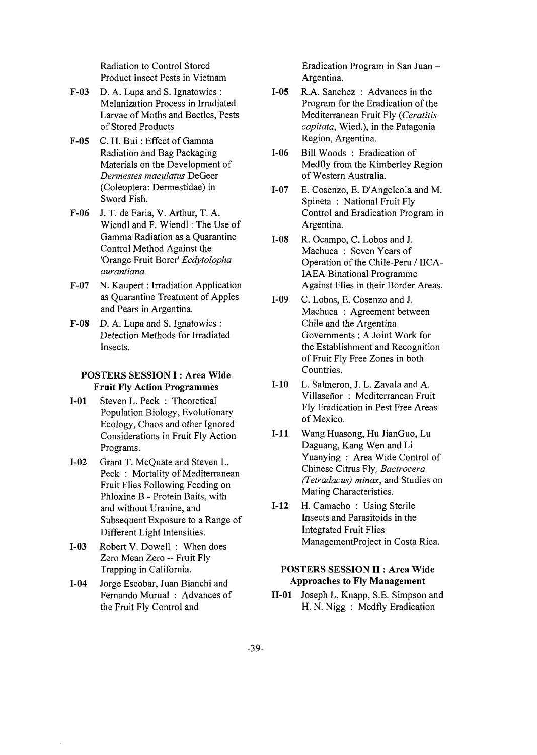Radiation to Control Stored Product Insect Pests in Vietnam

**F-03** D. A. Lupa and S. Ignatowics : Melanization Process in Irradiated Larvae of Moths and Beetles, Pests of Stored Products

**F-05** C. H. Bui : Effect of Gamma Radiation and Bag Packaging Materials on the Development of *Dermestes maculatus* DeGeer (Coleoptera: Dermestidae) in Sword Fish.

**F-06** J. T. de Faria, V. Arthur, T. A. Wiendl and F. Wiendl : The Use of Gamma Radiation as a Quarantine Control Method Against the 'Orange Fruit Borer' *Ecdytolopha aurantiana*.

**F-07** N. Kaupert : Irradiation Application as Quarantine Treatment of Apples and Pears in Argentina.

**F-08** D. A. Lupa and S. Ignatowics : Detection Methods for Irradiated Insects.

### POSTERS SESSION I : Area Wide Fruit Fly Action Programmes

**I-01** Steven L. Peck : Theoretical Population Biology, Evolutionary Ecology, Chaos and other Ignored Considerations in Fruit Fly Action Programs.

**I-02** Grant T. McQuate and Steven L. Peck : Mortality of Mediterranean Fruit Flies Following Feeding on Phloxine B - Protein Baits, with and without Uranine, and Subsequent Exposure to a Range of Different Light Intensities.

**I-03** Robert V. Dowell : When does Zero Mean Zero -- Fruit Fly Trapping in California.

**I-04** Jorge Escobar, Juan Bianchi and Fernando Murual : Advances of the Fruit Fly Control and Eradication Program in San Juan – Argentina.

**I-05** R.A. Sanchez : Advances in the Program for the Eradication of the Mediterranean Fruit Fly (*Ceratitis capitata*, Wied.), in the Patagonia Region, Argentina.

**I-06** Bill Woods : Eradication of Medfly from the Kimberley Region of Western Australia.

**I-07** E. Cosenzo, E. D'Angelcola and M. Spineta : National Fruit Fly Control and Eradication Program in Argentina.

**I-08** R. Ocampo, C. Lobos and J. Machuca : Seven Years of Operation of the Chile-Peru / IICA-IAEA Binational Programme Against Flies in their Border Areas.

**I-09** C. Lobos, E. Cosenzo and J. Machuca : Agreement between Chile and the Argentina Governments : A Joint Work for the Establishment and Recognition of Fruit Fly Free Zones in both Countries.

**I-10** L. Salmeron, J. L. Zavala and A. Villaseñor : Mediterranean Fruit Fly Eradication in Pest Free Areas of Mexico.

**I-11** Wang Huasong, Hu JianGuo, Lu Daguang, Kang Wen and Li Yuanying : Area Wide Control of Chinese Citrus Fly, *Bactrocera (Tetradacus) minax*, and Studies on Mating Characteristics.

**I-12** H. Camacho : Using Sterile Insects and Parasitoids in the Integrated Fruit Flies ManagementProject in Costa Rica.

### POSTERS SESSION II : Area Wide Approaches to Fly Management

**II-01** Joseph L. Knapp, S.E. Simpson and H. N. Nigg : Medfly Eradication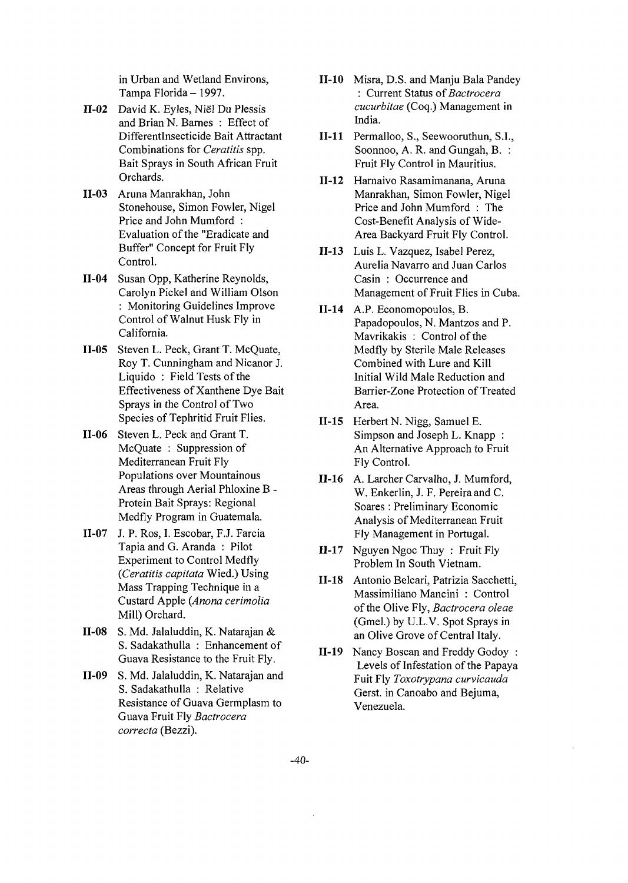in Urban and Wetland Environs, Tampa Florida – 1997.

**II-02** David K. Eyles, Niël Du Plessis and Brian N. Barnes : Effect of DifferentInsecticide Bait Attractant Combinations for *Ceratitis* spp. Bait Sprays in South African Fruit Orchards.

**II-03** Aruna Manrakhan, John Stonehouse, Simon Fowler, Nigel Price and John Mumford : Evaluation of the "Eradicate and Buffer" Concept for Fruit Fly Control.

**II-04** Susan Opp, Katherine Reynolds, Carolyn Pickel and William Olson : Monitoring Guidelines Improve Control of Walnut Husk Fly in California.

**II-05** Steven L. Peck, Grant T. McQuate, Roy T. Cunningham and Nicanor J. Liquido : Field Tests of the Effectiveness of Xanthene Dye Bait Sprays in the Control of Two Species of Tephritid Fruit Flies.

**II-06** Steven L. Peck and Grant T. McQuate : Suppression of Mediterranean Fruit Fly Populations over Mountainous Areas through Aerial Phloxine B - Protein Bait Sprays: Regional Medfly Program in Guatemala.

**II-07** J. P. Ros, I. Escobar, F.J. Farcia Tapia and G. Aranda : Pilot Experiment to Control Medfly (*Ceratitis capitata* Wied.) Using Mass Trapping Technique in a Custard Apple (*Anona cerimolia* Mill) Orchard.

**II-08** S. Md. Jalaluddin, K. Natarajan & S. Sadakathulla : Enhancement of Guava Resistance to the Fruit Fly.

**II-09** S. Md. Jalaluddin, K. Natarajan and S. Sadakathulla : Relative Resistance of Guava Germplasm to Guava Fruit Fly *Bactrocera correcta* (Bezzi).

**II-10** Misra, D.S. and Manju Bala Pandey : Current Status of *Bactrocera cucurbitae* (Coq.) Management in India.

**II-11** Permalloo, S., Seewooruthun, S.I., Soonnoo, A. R. and Gungah, B. : Fruit Fly Control in Mauritius.

**II-12** Harnaivo Rasamimanana, Aruna Manrakhan, Simon Fowler, Nigel Price and John Mumford : The Cost-Benefit Analysis of Wide-Area Backyard Fruit Fly Control.

**II-13** Luis L. Vazquez, Isabel Perez, Aurelia Navarro and Juan Carlos Casin : Occurrence and Management of Fruit Flies in Cuba.

**II-14** A.P. Economopoulos, B. Papadopoulos, N. Mantzos and P. Mavrikakis : Control of the Medfly by Sterile Male Releases Combined with Lure and Kill Initial Wild Male Reduction and Barrier-Zone Protection of Treated Area.

**II-15** Herbert N. Nigg, Samuel E. Simpson and Joseph L. Knapp : An Alternative Approach to Fruit Fly Control.

**II-16** A. Larcher Carvalho, J. Mumford, W. Enkerlin, J. F. Pereira and C. Soares : Preliminary Economic Analysis of Mediterranean Fruit Fly Management in Portugal.

**II-17** Nguyen Ngoc Thuy : Fruit Fly Problem In South Vietnam.

**II-18** Antonio Belcari, Patrizia Sacchetti, Massimiliano Mancini : Control of the Olive Fly, *Bactrocera oleae* (Gmel.) by U.L.V. Spot Sprays in an Olive Grove of Central Italy.

**II-19** Nancy Boscan and Freddy Godoy : Levels of Infestation of the Papaya Fuit Fly *Toxotrypana curvicauda* Gerst. in Canoabo and Bejuma, Venezuela.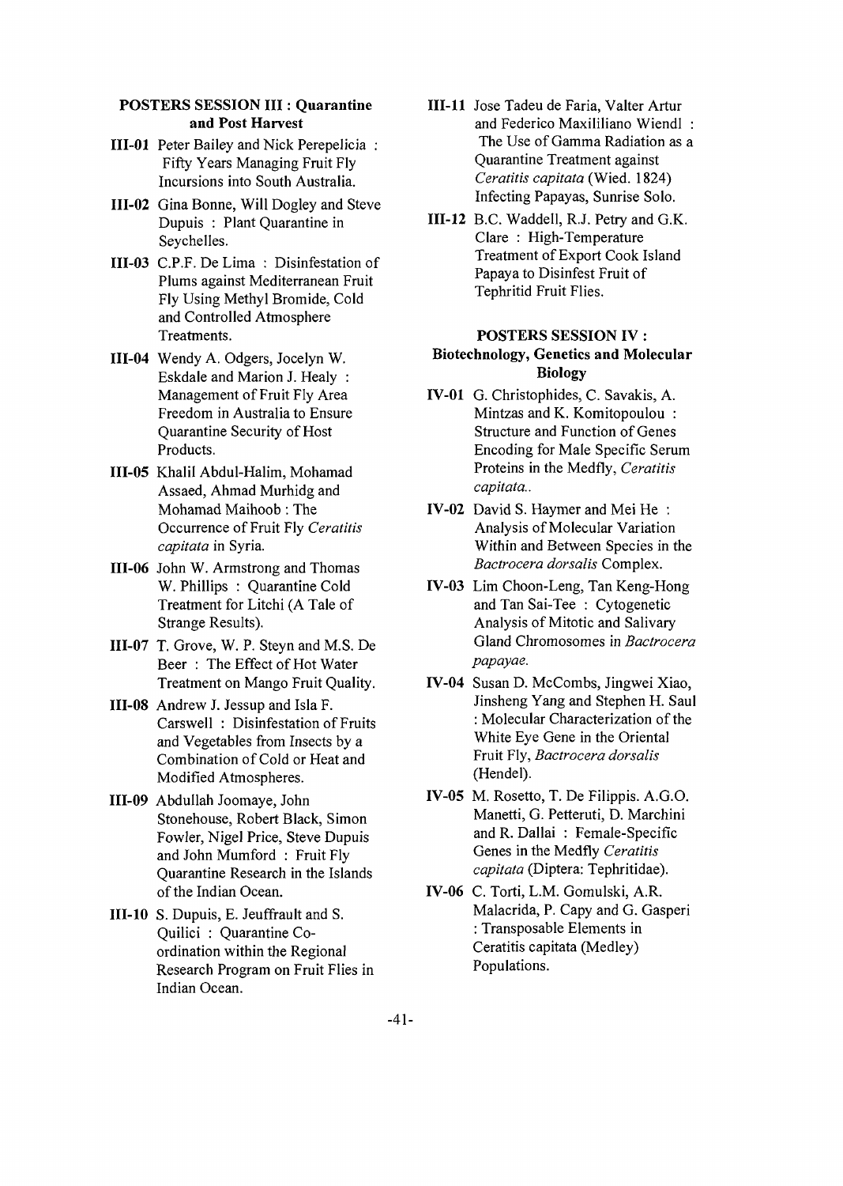### POSTERS SESSION III : Quarantine and Post Harvest

**III-01** Peter Bailey and Nick Perepelicia : Fifty Years Managing Fruit Fly Incursions into South Australia.

**III-02** Gina Bonne, Will Dogley and Steve Dupuis : Plant Quarantine in Seychelles.

**III-03** C.P.F. De Lima : Disinfestation of Plums against Mediterranean Fruit Fly Using Methyl Bromide, Cold and Controlled Atmosphere Treatments.

**III-04** Wendy A. Odgers, Jocelyn W. Eskdale and Marion J. Healy : Management of Fruit Fly Area Freedom in Australia to Ensure Quarantine Security of Host Products.

**III-05** Khalil Abdul-Halim, Mohamad Assaed, Ahmad Murhidg and Mohamad Maihoob : The Occurrence of Fruit Fly *Ceratitis capitata* in Syria.

**III-06** John W. Armstrong and Thomas W. Phillips : Quarantine Cold Treatment for Litchi (A Tale of Strange Results).

**III-07** T. Grove, W. P. Steyn and M.S. De Beer : The Effect of Hot Water Treatment on Mango Fruit Quality.

**III-08** Andrew J. Jessup and Isla F. Carswell : Disinfestation of Fruits and Vegetables from Insects by a Combination of Cold or Heat and Modified Atmospheres.

**III-09** Abdullah Joomaye, John Stonehouse, Robert Black, Simon Fowler, Nigel Price, Steve Dupuis and John Mumford : Fruit Fly Quarantine Research in the Islands of the Indian Ocean.

**III-10** S. Dupuis, E. Jeuffrault and S. Quilici : Quarantine Co-ordination within the Regional Research Program on Fruit Flies in Indian Ocean.

**III-11** Jose Tadeu de Faria, Valter Artur and Federico Maxililiano Wiendl : The Use of Gamma Radiation as a Quarantine Treatment against *Ceratitis capitata* (Wied. 1824) Infecting Papayas, Sunrise Solo.

**III-12** B.C. Waddell, R.J. Petry and G.K. Clare : High-Temperature Treatment of Export Cook Island Papaya to Disinfest Fruit of Tephritid Fruit Flies.

### POSTERS SESSION IV : Biotechnology, Genetics and Molecular Biology

**IV-01** G. Christophides, C. Savakis, A. Mintzas and K. Komitopoulou : Structure and Function of Genes Encoding for Male Specific Serum Proteins in the Medfly, *Ceratitis capitata.*.

**IV-02** David S. Haymer and Mei He : Analysis of Molecular Variation Within and Between Species in the *Bactrocera dorsalis* Complex.

**IV-03** Lim Choon-Leng, Tan Keng-Hong and Tan Sai-Tee : Cytogenetic Analysis of Mitotic and Salivary Gland Chromosomes in *Bactrocera papayae.*

**IV-04** Susan D. McCombs, Jingwei Xiao, Jinsheng Yang and Stephen H. Saul : Molecular Characterization of the White Eye Gene in the Oriental Fruit Fly, *Bactrocera dorsalis* (Hendel).

**IV-05** M. Rosetto, T. De Filippis. A.G.O. Manetti, G. Petteruti, D. Marchini and R. Dallai : Female-Specific Genes in the Medfly *Ceratitis capitata* (Diptera: Tephritidae).

**IV-06** C. Torti, L.M. Gomulski, A.R. Malacrida, P. Capy and G. Gasperi : Transposable Elements in Ceratitis capitata (Medley) Populations.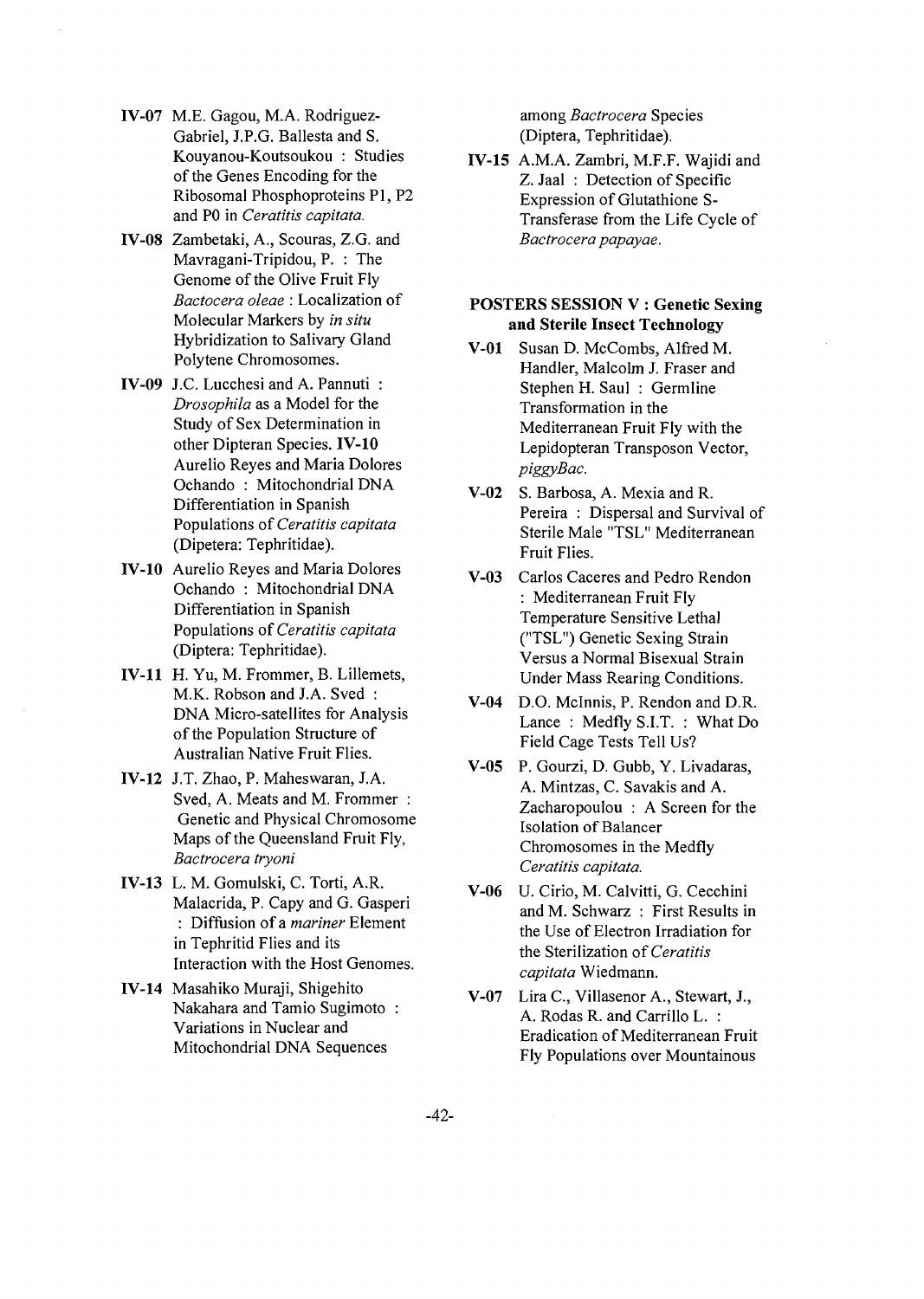**IV-07** M.E. Gagou, M.A. Rodriguez-Gabriel, J.P.G. Ballesta and S. Kouyanou-Koutsoukou : Studies of the Genes Encoding for the Ribosomal Phosphoproteins P1, P2 and P0 in *Ceratitis capitata*.

**IV-08** Zambetaki, A., Scouras, Z.G. and Mavragani-Tripidou, P. : The Genome of the Olive Fruit Fly *Bactocera oleae* : Localization of Molecular Markers by *in situ* Hybridization to Salivary Gland Polytene Chromosomes.

**IV-09** J.C. Lucchesi and A. Pannuti : *Drosophila* as a Model for the Study of Sex Determination in other Dipteran Species. **IV-10** Aurelio Reyes and Maria Dolores Ochando : Mitochondrial DNA Differentiation in Spanish Populations of *Ceratitis capitata* (Dipetera: Tephritidae).

**IV-10** Aurelio Reyes and Maria Dolores Ochando : Mitochondrial DNA Differentiation in Spanish Populations of *Ceratitis capitata* (Diptera: Tephritidae).

**IV-11** H. Yu, M. Frommer, B. Lillemets, M.K. Robson and J.A. Sved : DNA Micro-satellites for Analysis of the Population Structure of Australian Native Fruit Flies.

**IV-12** J.T. Zhao, P. Maheswaran, J.A. Sved, A. Meats and M. Frommer : Genetic and Physical Chromosome Maps of the Queensland Fruit Fly, *Bactrocera tryoni*

**IV-13** L. M. Gomulski, C. Torti, A.R. Malacrida, P. Capy and G. Gasperi : Diffusion of a *mariner* Element in Tephritid Flies and its Interaction with the Host Genomes.

**IV-14** Masahiko Muraji, Shigehito Nakahara and Tamio Sugimoto : Variations in Nuclear and Mitochondrial DNA Sequences among *Bactrocera* Species (Diptera, Tephritidae).

**IV-15** A.M.A. Zambri, M.F.F. Wajidi and Z. Jaal : Detection of Specific Expression of Glutathione S-Transferase from the Life Cycle of *Bactrocera papayae*.

## POSTERS SESSION V : Genetic Sexing and Sterile Insect Technology

**V-01** Susan D. McCombs, Alfred M. Handler, Malcolm J. Fraser and Stephen H. Saul : Germline Transformation in the Mediterranean Fruit Fly with the Lepidopteran Transposon Vector, *piggyBac*.

**V-02** S. Barbosa, A. Mexia and R. Pereira : Dispersal and Survival of Sterile Male "TSL" Mediterranean Fruit Flies.

**V-03** Carlos Caceres and Pedro Rendon : Mediterranean Fruit Fly Temperature Sensitive Lethal ("TSL") Genetic Sexing Strain Versus a Normal Bisexual Strain Under Mass Rearing Conditions.

**V-04** D.O. McInnis, P. Rendon and D.R. Lance : Medfly S.I.T. : What Do Field Cage Tests Tell Us?

**V-05** P. Gourzi, D. Gubb, Y. Livadaras, A. Mintzas, C. Savakis and A. Zacharopoulou : A Screen for the Isolation of Balancer Chromosomes in the Medfly *Ceratitis capitata*.

**V-06** U. Cirio, M. Calvitti, G. Cecchini and M. Schwarz : First Results in the Use of Electron Irradiation for the Sterilization of *Ceratitis capitata* Wiedmann.

**V-07** Lira C., Villasenor A., Stewart, J., A. Rodas R. and Carrillo L. : Eradication of Mediterranean Fruit Fly Populations over Mountainous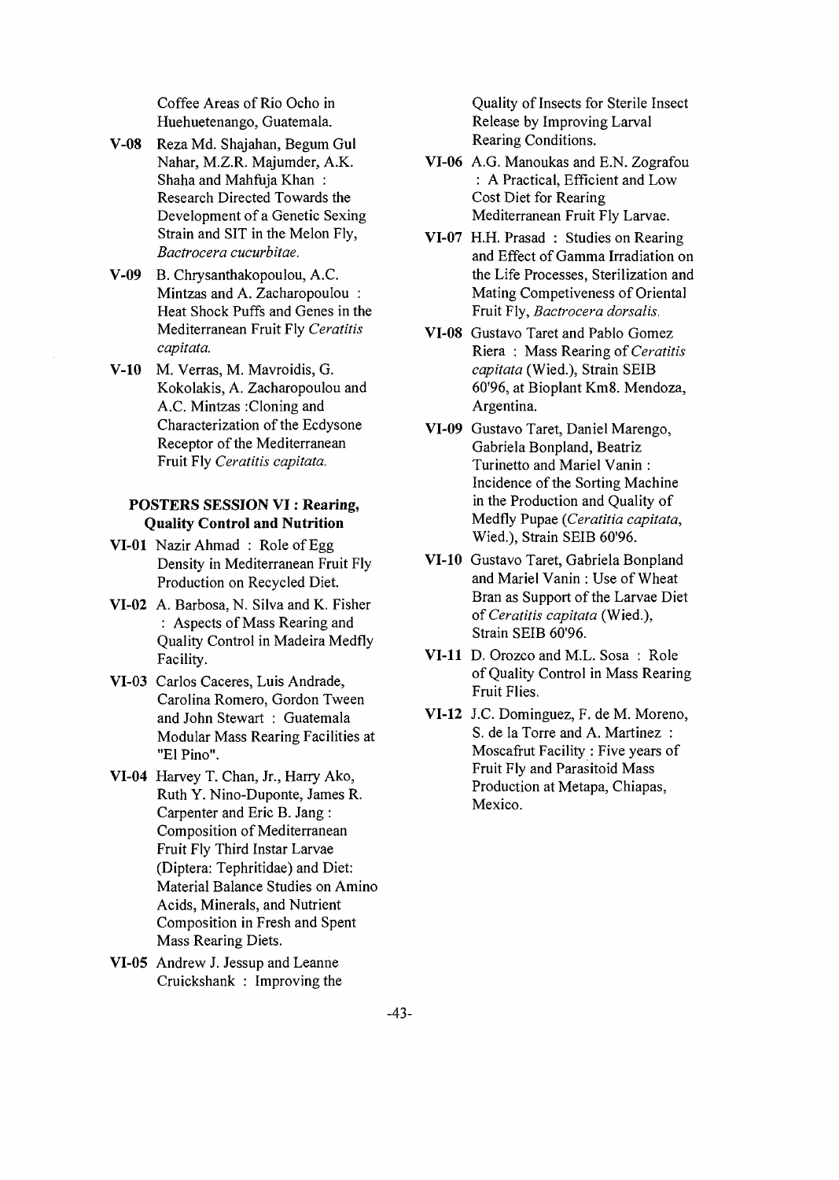Coffee Areas of Rio Ocho in Huehuetenango, Guatemala.

**V-08** Reza Md. Shajahan, Begum Gul Nahar, M.Z.R. Majumder, A.K. Shaha and Mahfuja Khan : Research Directed Towards the Development of a Genetic Sexing Strain and SIT in the Melon Fly, *Bactrocera cucurbitae.*

**V-09** B. Chrysanthakopoulou, A.C. Mintzas and A. Zacharopoulou : Heat Shock Puffs and Genes in the Mediterranean Fruit Fly *Ceratitis capitata.*

**V-10** M. Verras, M. Mavroidis, G. Kokolakis, A. Zacharopoulou and A.C. Mintzas :Cloning and Characterization of the Ecdysone Receptor of the Mediterranean Fruit Fly *Ceratitis capitata.*

### POSTERS SESSION VI : Rearing, Quality Control and Nutrition

**VI-01** Nazir Ahmad : Role of Egg Density in Mediterranean Fruit Fly Production on Recycled Diet.

**VI-02** A. Barbosa, N. Silva and K. Fisher : Aspects of Mass Rearing and Quality Control in Madeira Medfly Facility.

**VI-03** Carlos Caceres, Luis Andrade, Carolina Romero, Gordon Tween and John Stewart : Guatemala Modular Mass Rearing Facilities at "El Pino".

**VI-04** Harvey T. Chan, Jr., Harry Ako, Ruth Y. Nino-Duponte, James R. Carpenter and Eric B. Jang : Composition of Mediterranean Fruit Fly Third Instar Larvae (Diptera: Tephritidae) and Diet: Material Balance Studies on Amino Acids, Minerals, and Nutrient Composition in Fresh and Spent Mass Rearing Diets.

**VI-05** Andrew J. Jessup and Leanne Cruickshank : Improving the Quality of Insects for Sterile Insect Release by Improving Larval Rearing Conditions.

**VI-06** A.G. Manoukas and E.N. Zografou : A Practical, Efficient and Low Cost Diet for Rearing Mediterranean Fruit Fly Larvae.

**VI-07** H.H. Prasad : Studies on Rearing and Effect of Gamma Irradiation on the Life Processes, Sterilization and Mating Competiveness of Oriental Fruit Fly, *Bactrocera dorsalis.*

**VI-08** Gustavo Taret and Pablo Gomez Riera : Mass Rearing of *Ceratitis capitata* (Wied.), Strain SEIB 60'96, at Bioplant Km8. Mendoza, Argentina.

**VI-09** Gustavo Taret, Daniel Marengo, Gabriela Bonpland, Beatriz Turinetto and Mariel Vanin : Incidence of the Sorting Machine in the Production and Quality of Medfly Pupae (*Ceratitia capitata*, Wied.), Strain SEIB 60'96.

**VI-10** Gustavo Taret, Gabriela Bonpland and Mariel Vanin : Use of Wheat Bran as Support of the Larvae Diet of *Ceratitis capitata* (Wied.), Strain SEIB 60'96.

**VI-11** D. Orozco and M.L. Sosa : Role of Quality Control in Mass Rearing Fruit Flies.

**VI-12** J.C. Dominguez, F. de M. Moreno, S. de la Torre and A. Martinez : Moscafrut Facility : Five years of Fruit Fly and Parasitoid Mass Production at Metapa, Chiapas, Mexico.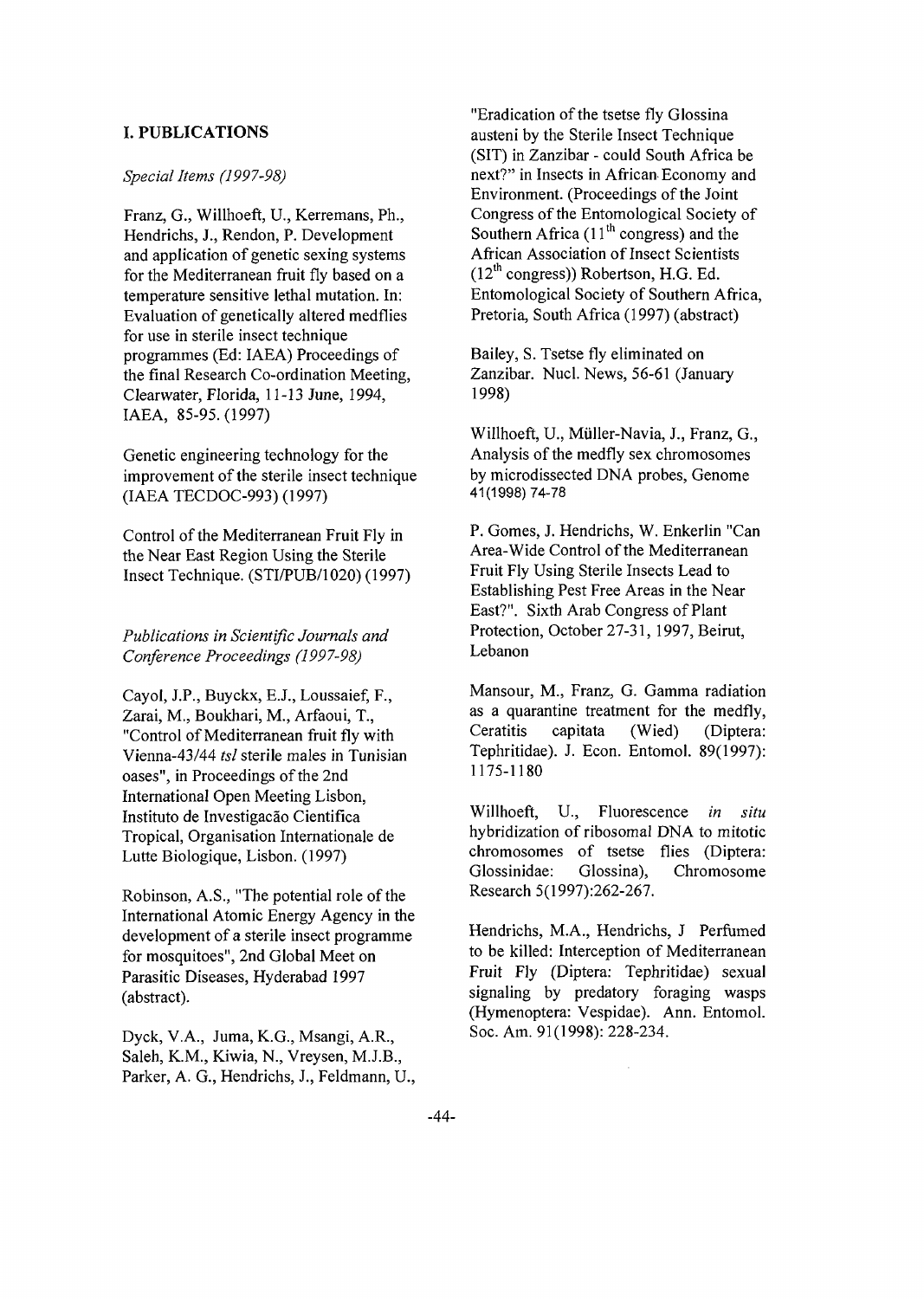## I. PUBLICATIONS

*Special Items (1997-98)*

Franz, G., Willhoeft, U., Kerremans, Ph., Hendrichs, J., Rendon, P. Development and application of genetic sexing systems for the Mediterranean fruit fly based on a temperature sensitive lethal mutation. In: Evaluation of genetically altered medflies for use in sterile insect technique programmes (Ed: IAEA) Proceedings of the final Research Co-ordination Meeting, Clearwater, Florida, 11-13 June, 1994, IAEA, 85-95. (1997)

Genetic engineering technology for the improvement of the sterile insect technique (IAEA TECDOC-993) (1997)

Control of the Mediterranean Fruit Fly in the Near East Region Using the Sterile Insect Technique. (STI/PUB/1020) (1997)

*Publications in Scientific Journals and Conference Proceedings (1997-98)*

Cayol, J.P., Buyckx, E.J., Loussaief, F., Zarai, M., Boukhari, M., Arfaoui, T., "Control of Mediterranean fruit fly with Vienna-43/44 *tsl* sterile males in Tunisian oases", in Proceedings of the 2nd International Open Meeting Lisbon, Instituto de Investigacão Cientifica Tropical, Organisation Internationale de Lutte Biologique, Lisbon. (1997)

Robinson, A.S., "The potential role of the International Atomic Energy Agency in the development of a sterile insect programme for mosquitoes", 2nd Global Meet on Parasitic Diseases, Hyderabad 1997 (abstract).

Dyck, V.A., Juma, K.G., Msangi, A.R., Saleh, K.M., Kiwia, N., Vreysen, M.J.B., Parker, A. G., Hendrichs, J., Feldmann, U., "Eradication of the tsetse fly Glossina austeni by the Sterile Insect Technique (SIT) in Zanzibar - could South Africa be next?" in Insects in African Economy and Environment. (Proceedings of the Joint Congress of the Entomological Society of Southern Africa (11th congress) and the African Association of Insect Scientists (12th congress)) Robertson, H.G. Ed. Entomological Society of Southern Africa, Pretoria, South Africa (1997) (abstract)

Bailey, S. Tsetse fly eliminated on Zanzibar. Nucl. News, 56-61 (January 1998)

Willhoeft, U., Müller-Navia, J., Franz, G., Analysis of the medfly sex chromosomes by microdissected DNA probes, Genome 41(1998) 74-78

P. Gomes, J. Hendrichs, W. Enkerlin "Can Area-Wide Control of the Mediterranean Fruit Fly Using Sterile Insects Lead to Establishing Pest Free Areas in the Near East?". Sixth Arab Congress of Plant Protection, October 27-31, 1997, Beirut, Lebanon

Mansour, M., Franz, G. Gamma radiation as a quarantine treatment for the medfly, Ceratitis capitata (Wied) (Diptera: Tephritidae). J. Econ. Entomol. 89(1997): 1175-1180

Willhoeft, U., Fluorescence *in situ* hybridization of ribosomal DNA to mitotic chromosomes of tsetse flies (Diptera: Glossinidae: Glossina), Chromosome Research 5(1997):262-267.

Hendrichs, M.A., Hendrichs, J Perfumed to be killed: Interception of Mediterranean Fruit Fly (Diptera: Tephritidae) sexual signaling by predatory foraging wasps (Hymenoptera: Vespidae). Ann. Entomol. Soc. Am. 91(1998): 228-234.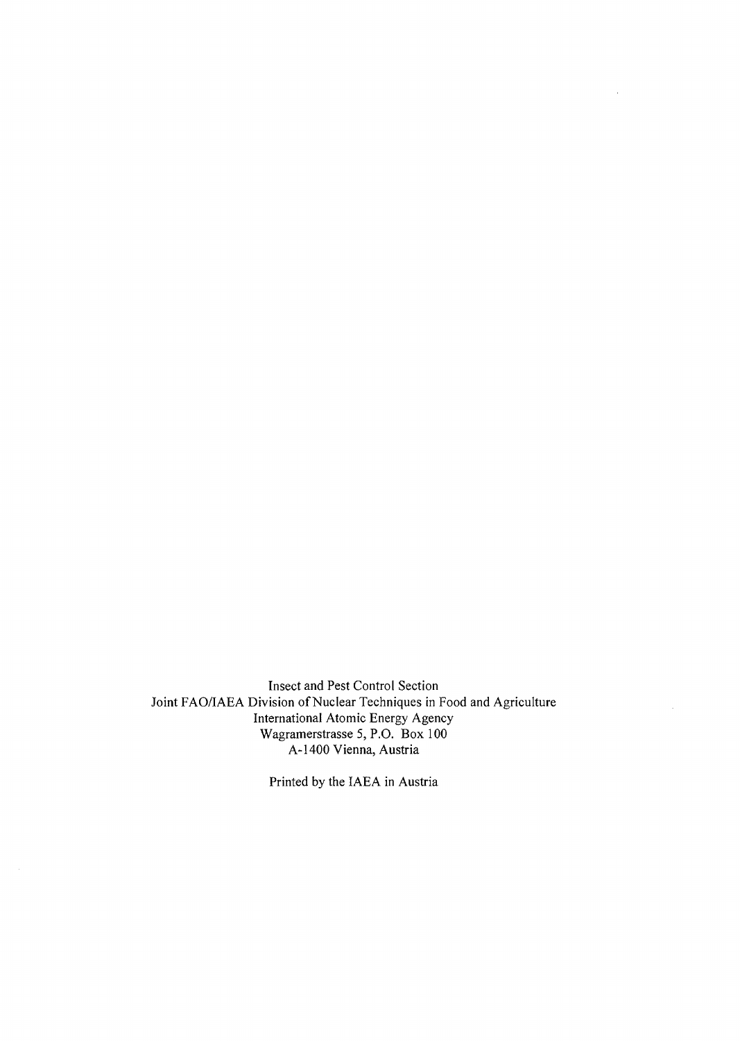Insect and Pest Control Section
Joint FAO/IAEA Division of Nuclear Techniques in Food and Agriculture
International Atomic Energy Agency
Wagramerstrasse 5, P.O. Box 100
A-1400 Vienna, Austria

Printed by the IAEA in Austria